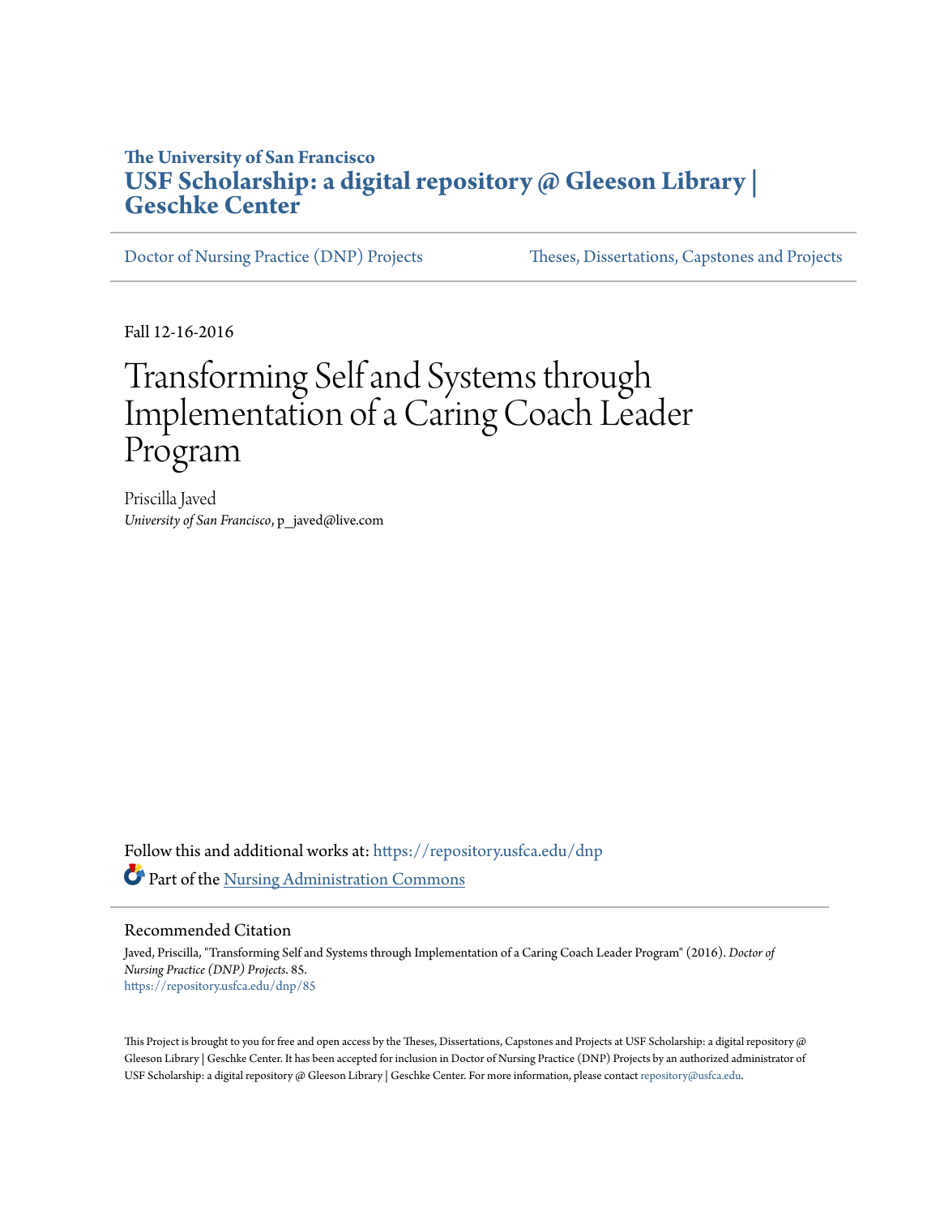The University of San Francisco

**USF Scholarship: a digital repository @ Gleeson Library | Geschke Center**

Doctor of Nursing Practice (DNP) Projects — Theses, Dissertations, Capstones and Projects

Fall 12-16-2016

# Transforming Self and Systems through Implementation of a Caring Coach Leader Program

Priscilla Javed
*University of San Francisco*, p_javed@live.com

Follow this and additional works at: https://repository.usfca.edu/dnp

Part of the Nursing Administration Commons

## Recommended Citation

Javed, Priscilla, "Transforming Self and Systems through Implementation of a Caring Coach Leader Program" (2016). *Doctor of Nursing Practice (DNP) Projects*. 85.
https://repository.usfca.edu/dnp/85

This Project is brought to you for free and open access by the Theses, Dissertations, Capstones and Projects at USF Scholarship: a digital repository @ Gleeson Library | Geschke Center. It has been accepted for inclusion in Doctor of Nursing Practice (DNP) Projects by an authorized administrator of USF Scholarship: a digital repository @ Gleeson Library | Geschke Center. For more information, please contact repository@usfca.edu.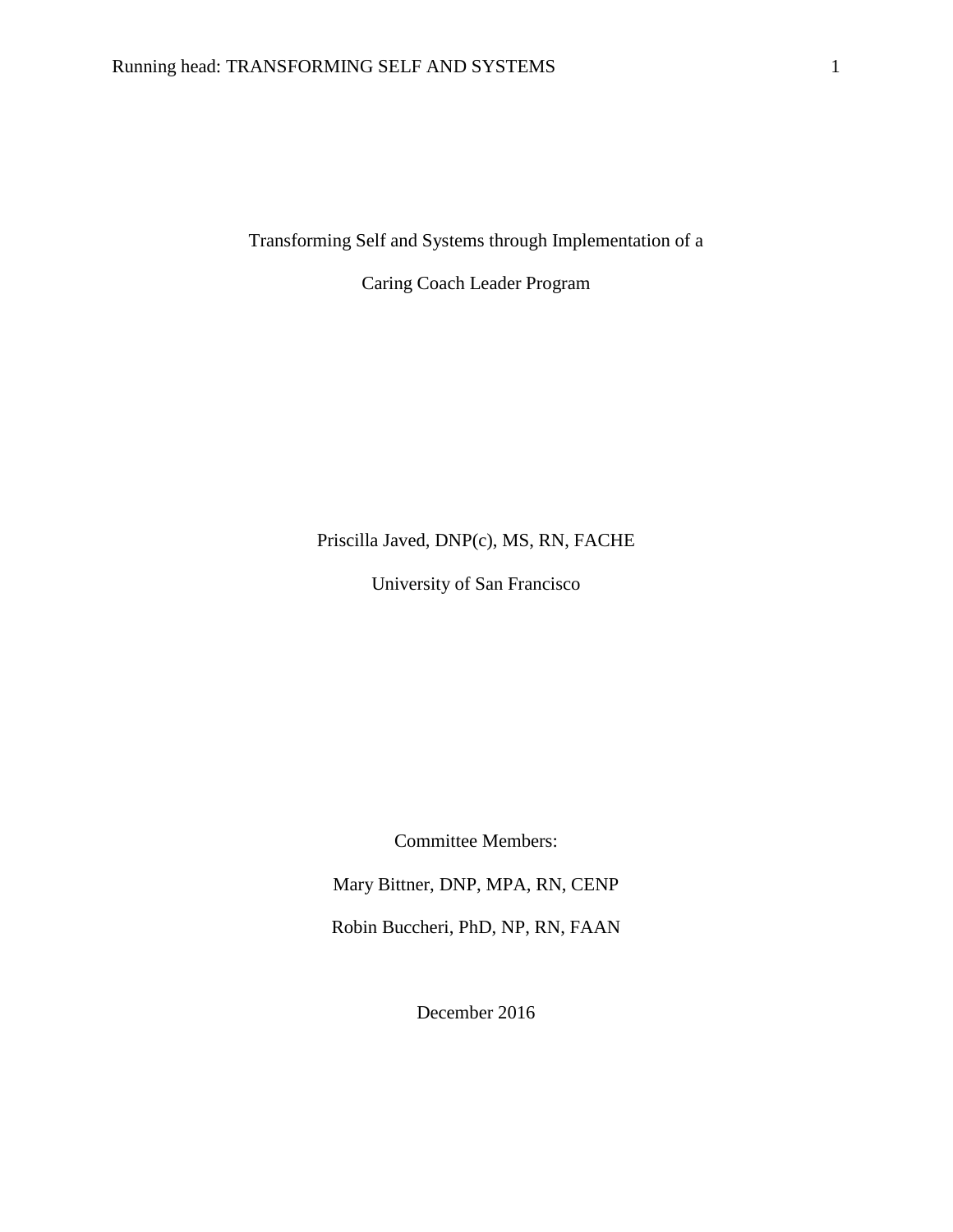# Transforming Self and Systems through Implementation of a Caring Coach Leader Program

Priscilla Javed, DNP(c), MS, RN, FACHE

University of San Francisco

Committee Members:

Mary Bittner, DNP, MPA, RN, CENP

Robin Buccheri, PhD, NP, RN, FAAN

December 2016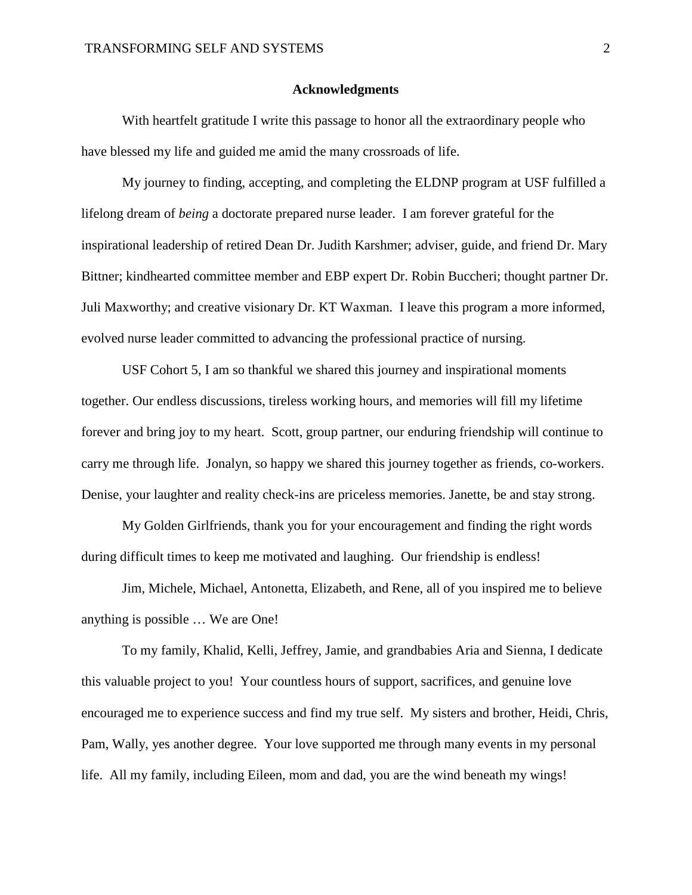## Acknowledgments

With heartfelt gratitude I write this passage to honor all the extraordinary people who have blessed my life and guided me amid the many crossroads of life.

My journey to finding, accepting, and completing the ELDNP program at USF fulfilled a lifelong dream of *being* a doctorate prepared nurse leader. I am forever grateful for the inspirational leadership of retired Dean Dr. Judith Karshmer; adviser, guide, and friend Dr. Mary Bittner; kindhearted committee member and EBP expert Dr. Robin Buccheri; thought partner Dr. Juli Maxworthy; and creative visionary Dr. KT Waxman. I leave this program a more informed, evolved nurse leader committed to advancing the professional practice of nursing.

USF Cohort 5, I am so thankful we shared this journey and inspirational moments together. Our endless discussions, tireless working hours, and memories will fill my lifetime forever and bring joy to my heart. Scott, group partner, our enduring friendship will continue to carry me through life. Jonalyn, so happy we shared this journey together as friends, co-workers. Denise, your laughter and reality check-ins are priceless memories. Janette, be and stay strong.

My Golden Girlfriends, thank you for your encouragement and finding the right words during difficult times to keep me motivated and laughing. Our friendship is endless!

Jim, Michele, Michael, Antonetta, Elizabeth, and Rene, all of you inspired me to believe anything is possible … We are One!

To my family, Khalid, Kelli, Jeffrey, Jamie, and grandbabies Aria and Sienna, I dedicate this valuable project to you! Your countless hours of support, sacrifices, and genuine love encouraged me to experience success and find my true self. My sisters and brother, Heidi, Chris, Pam, Wally, yes another degree. Your love supported me through many events in my personal life. All my family, including Eileen, mom and dad, you are the wind beneath my wings!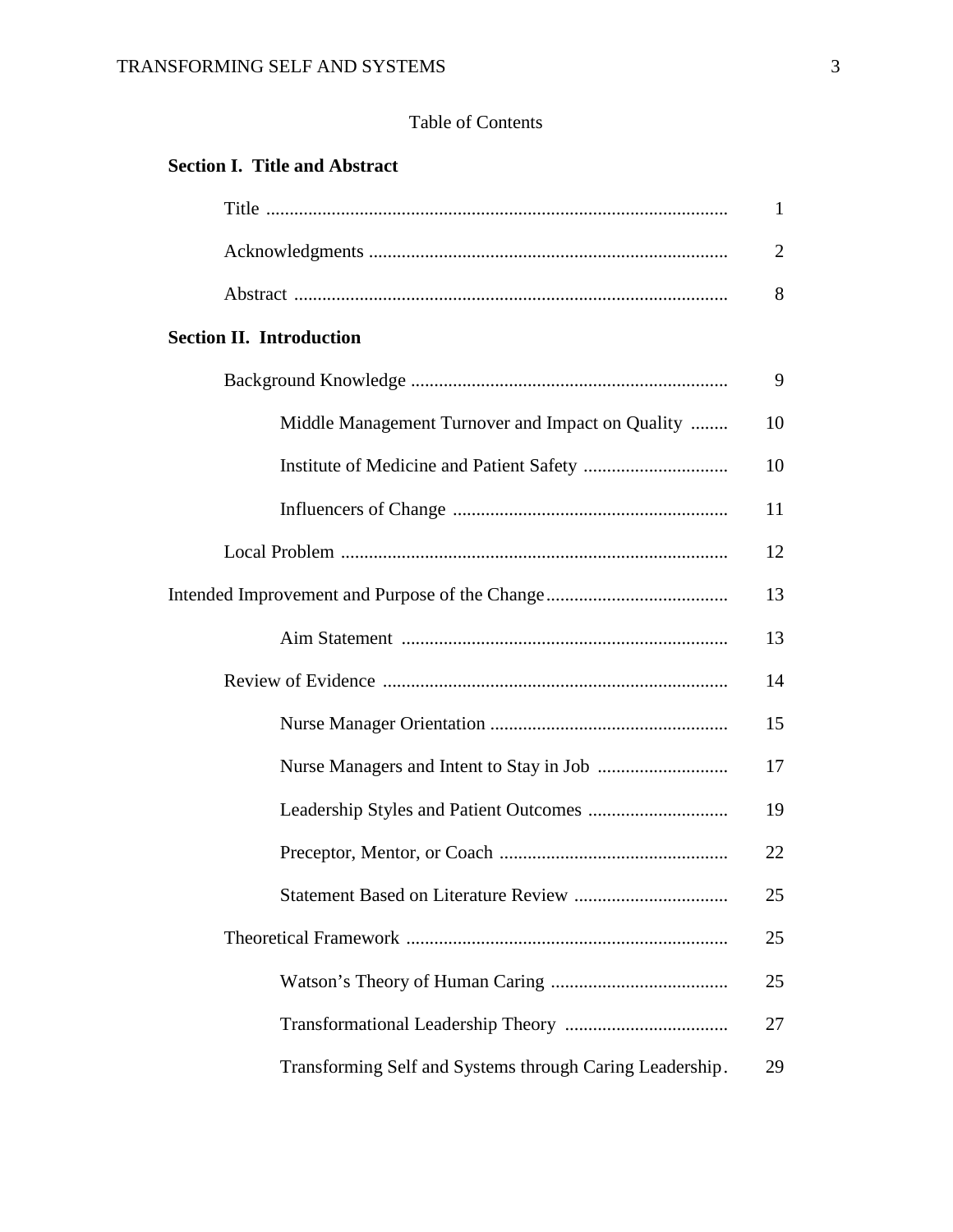Table of Contents

**Section I. Title and Abstract**

| | |
|---|---|
| Title | 1 |
| Acknowledgments | 2 |
| Abstract | 8 |

**Section II. Introduction**

| | |
|---|---|
| Background Knowledge | 9 |
| Middle Management Turnover and Impact on Quality | 10 |
| Institute of Medicine and Patient Safety | 10 |
| Influencers of Change | 11 |
| Local Problem | 12 |
| Intended Improvement and Purpose of the Change | 13 |
| Aim Statement | 13 |
| Review of Evidence | 14 |
| Nurse Manager Orientation | 15 |
| Nurse Managers and Intent to Stay in Job | 17 |
| Leadership Styles and Patient Outcomes | 19 |
| Preceptor, Mentor, or Coach | 22 |
| Statement Based on Literature Review | 25 |
| Theoretical Framework | 25 |
| Watson's Theory of Human Caring | 25 |
| Transformational Leadership Theory | 27 |
| Transforming Self and Systems through Caring Leadership | 29 |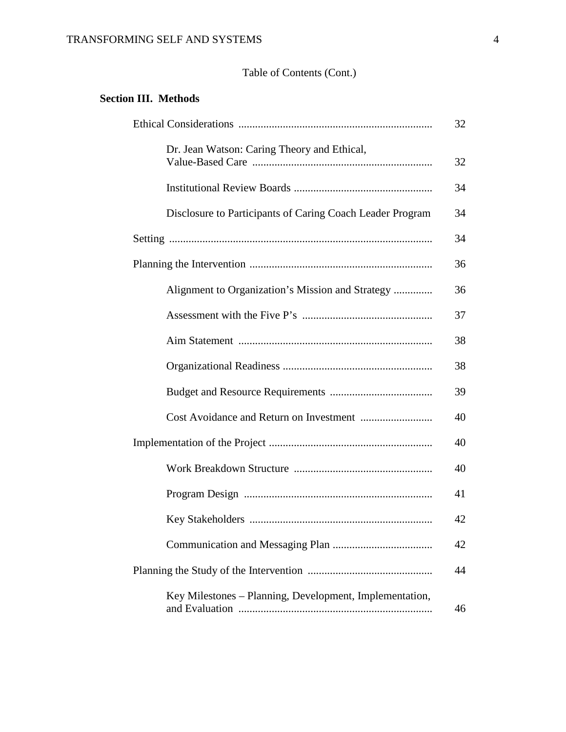Table of Contents (Cont.)

**Section III. Methods**

| | |
|---|---|
| Ethical Considerations | 32 |
| Dr. Jean Watson: Caring Theory and Ethical, Value-Based Care | 32 |
| Institutional Review Boards | 34 |
| Disclosure to Participants of Caring Coach Leader Program | 34 |
| Setting | 34 |
| Planning the Intervention | 36 |
| Alignment to Organization's Mission and Strategy | 36 |
| Assessment with the Five P's | 37 |
| Aim Statement | 38 |
| Organizational Readiness | 38 |
| Budget and Resource Requirements | 39 |
| Cost Avoidance and Return on Investment | 40 |
| Implementation of the Project | 40 |
| Work Breakdown Structure | 40 |
| Program Design | 41 |
| Key Stakeholders | 42 |
| Communication and Messaging Plan | 42 |
| Planning the Study of the Intervention | 44 |
| Key Milestones – Planning, Development, Implementation, and Evaluation | 46 |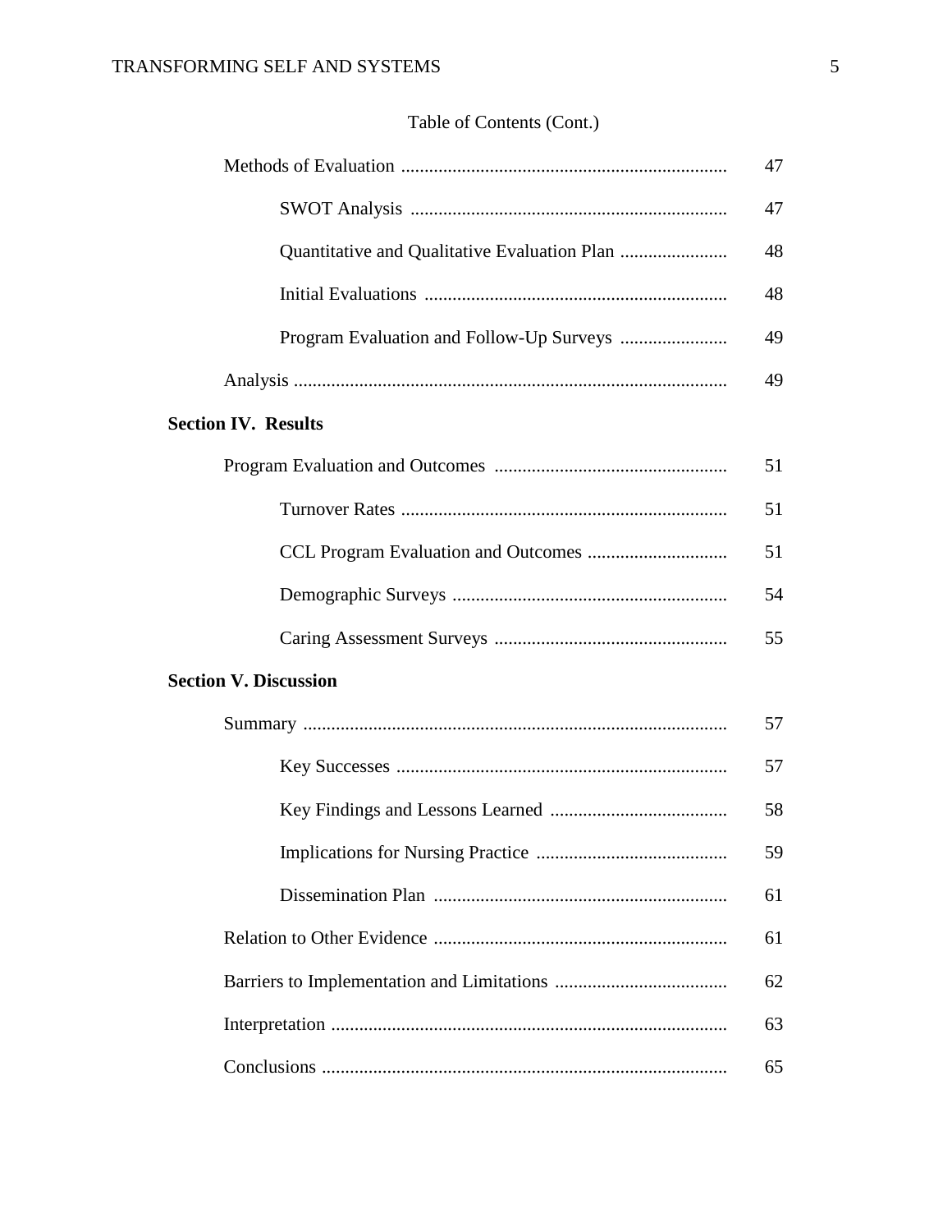Table of Contents (Cont.)

| | |
|---|---|
| Methods of Evaluation | 47 |
| SWOT Analysis | 47 |
| Quantitative and Qualitative Evaluation Plan | 48 |
| Initial Evaluations | 48 |
| Program Evaluation and Follow-Up Surveys | 49 |
| Analysis | 49 |
| **Section IV. Results** | |
| Program Evaluation and Outcomes | 51 |
| Turnover Rates | 51 |
| CCL Program Evaluation and Outcomes | 51 |
| Demographic Surveys | 54 |
| Caring Assessment Surveys | 55 |
| **Section V. Discussion** | |
| Summary | 57 |
| Key Successes | 57 |
| Key Findings and Lessons Learned | 58 |
| Implications for Nursing Practice | 59 |
| Dissemination Plan | 61 |
| Relation to Other Evidence | 61 |
| Barriers to Implementation and Limitations | 62 |
| Interpretation | 63 |
| Conclusions | 65 |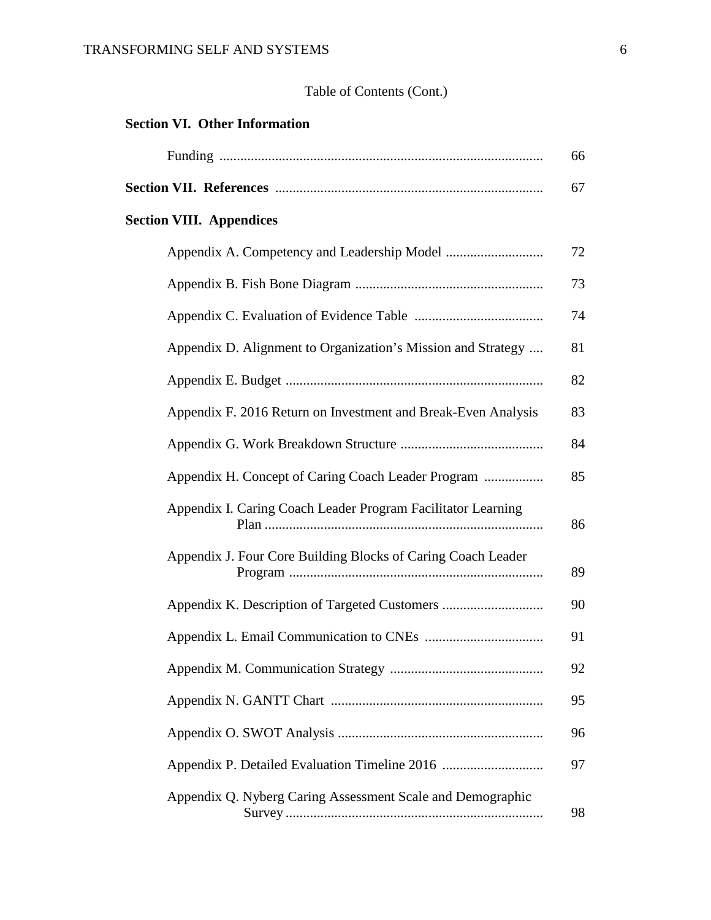Table of Contents (Cont.)

**Section VI. Other Information**

| | |
|---|---|
| Funding | 66 |
| **Section VII. References** | 67 |

**Section VIII. Appendices**

| | |
|---|---|
| Appendix A. Competency and Leadership Model | 72 |
| Appendix B. Fish Bone Diagram | 73 |
| Appendix C. Evaluation of Evidence Table | 74 |
| Appendix D. Alignment to Organization's Mission and Strategy | 81 |
| Appendix E. Budget | 82 |
| Appendix F. 2016 Return on Investment and Break-Even Analysis | 83 |
| Appendix G. Work Breakdown Structure | 84 |
| Appendix H. Concept of Caring Coach Leader Program | 85 |
| Appendix I. Caring Coach Leader Program Facilitator Learning Plan | 86 |
| Appendix J. Four Core Building Blocks of Caring Coach Leader Program | 89 |
| Appendix K. Description of Targeted Customers | 90 |
| Appendix L. Email Communication to CNEs | 91 |
| Appendix M. Communication Strategy | 92 |
| Appendix N. GANTT Chart | 95 |
| Appendix O. SWOT Analysis | 96 |
| Appendix P. Detailed Evaluation Timeline 2016 | 97 |
| Appendix Q. Nyberg Caring Assessment Scale and Demographic Survey | 98 |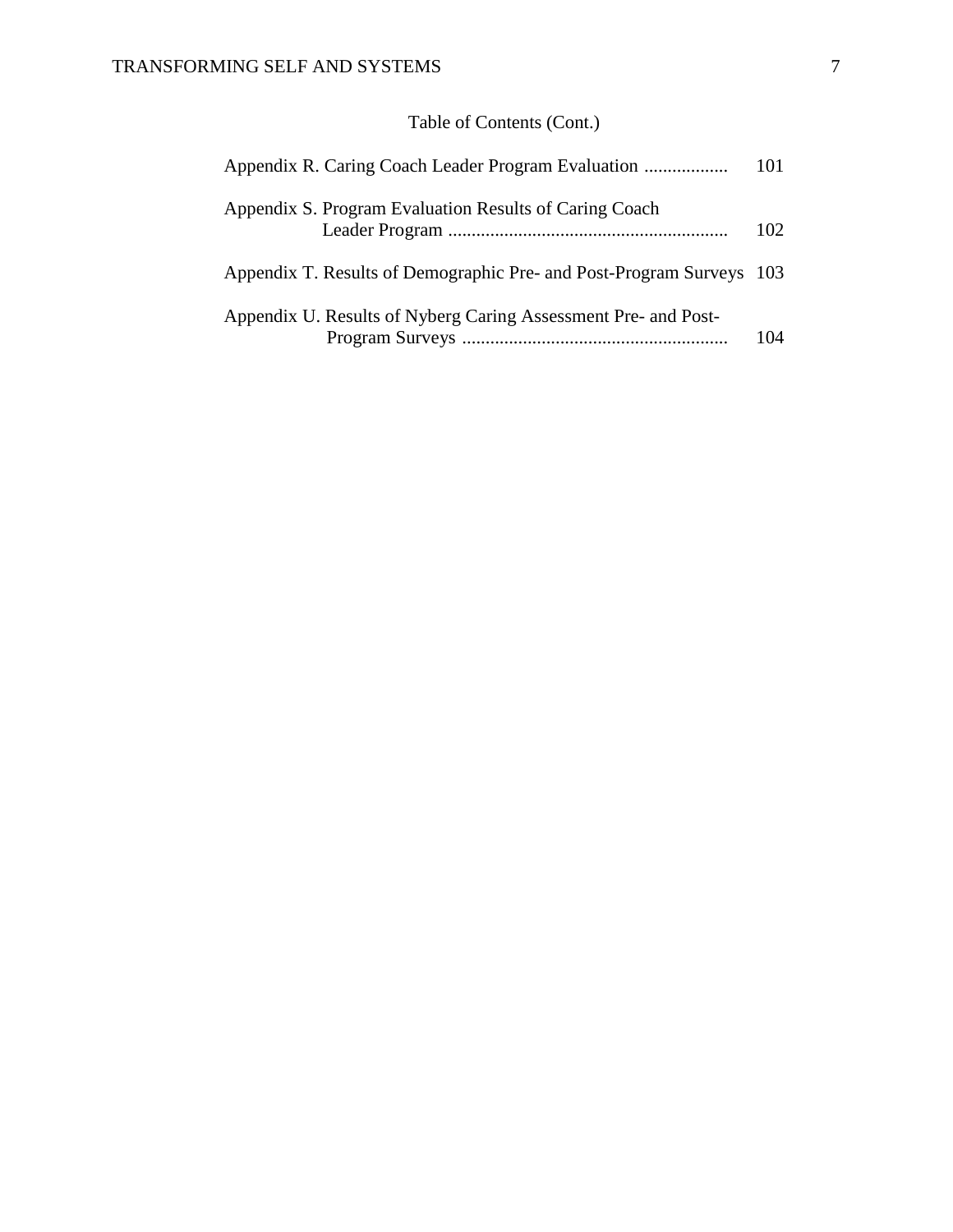Table of Contents (Cont.)

Appendix R. Caring Coach Leader Program Evaluation .................. 101

Appendix S. Program Evaluation Results of Caring Coach Leader Program ............................................................ 102

Appendix T. Results of Demographic Pre- and Post-Program Surveys 103

Appendix U. Results of Nyberg Caring Assessment Pre- and Post-Program Surveys ......................................................... 104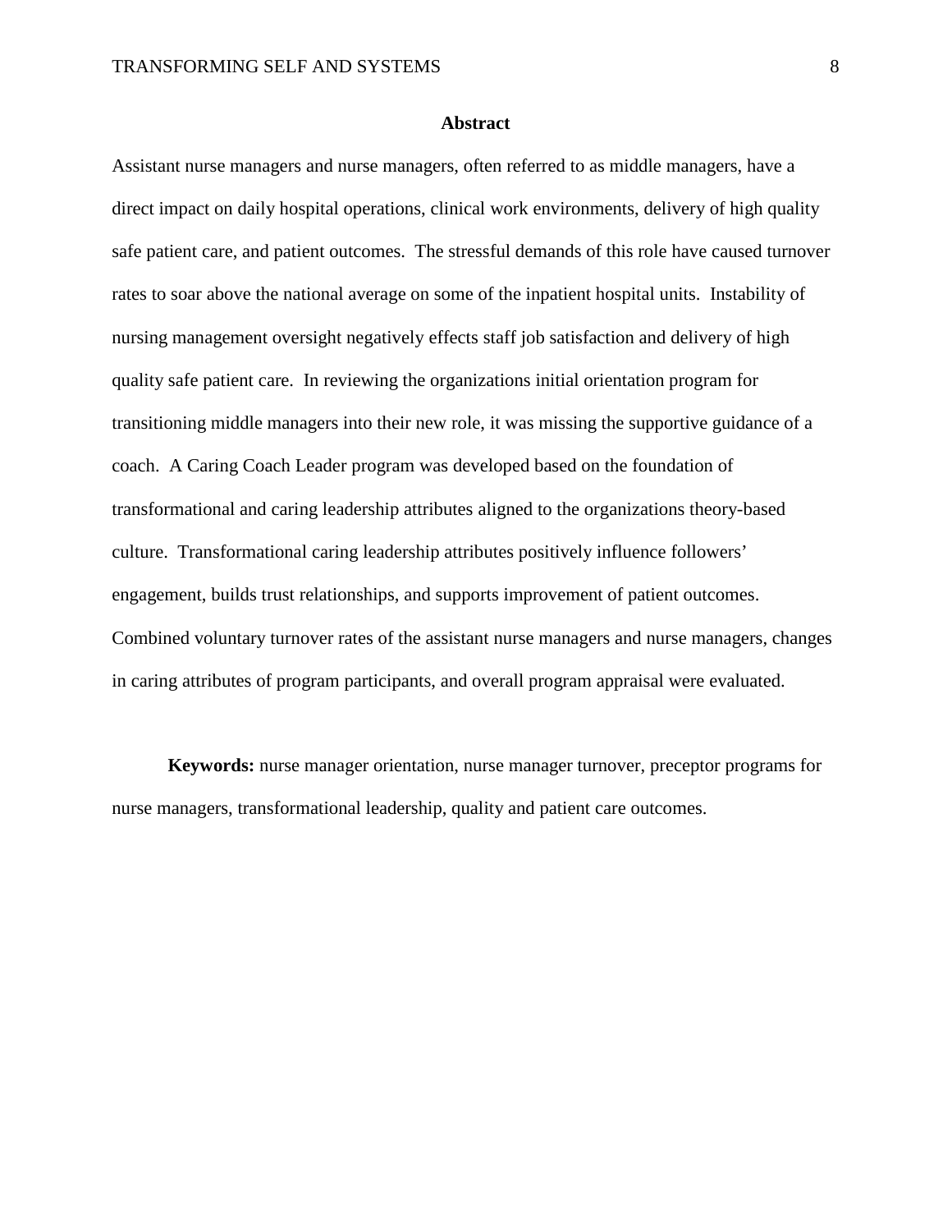## Abstract

Assistant nurse managers and nurse managers, often referred to as middle managers, have a direct impact on daily hospital operations, clinical work environments, delivery of high quality safe patient care, and patient outcomes. The stressful demands of this role have caused turnover rates to soar above the national average on some of the inpatient hospital units. Instability of nursing management oversight negatively effects staff job satisfaction and delivery of high quality safe patient care. In reviewing the organizations initial orientation program for transitioning middle managers into their new role, it was missing the supportive guidance of a coach. A Caring Coach Leader program was developed based on the foundation of transformational and caring leadership attributes aligned to the organizations theory-based culture. Transformational caring leadership attributes positively influence followers' engagement, builds trust relationships, and supports improvement of patient outcomes. Combined voluntary turnover rates of the assistant nurse managers and nurse managers, changes in caring attributes of program participants, and overall program appraisal were evaluated.

**Keywords:** nurse manager orientation, nurse manager turnover, preceptor programs for nurse managers, transformational leadership, quality and patient care outcomes.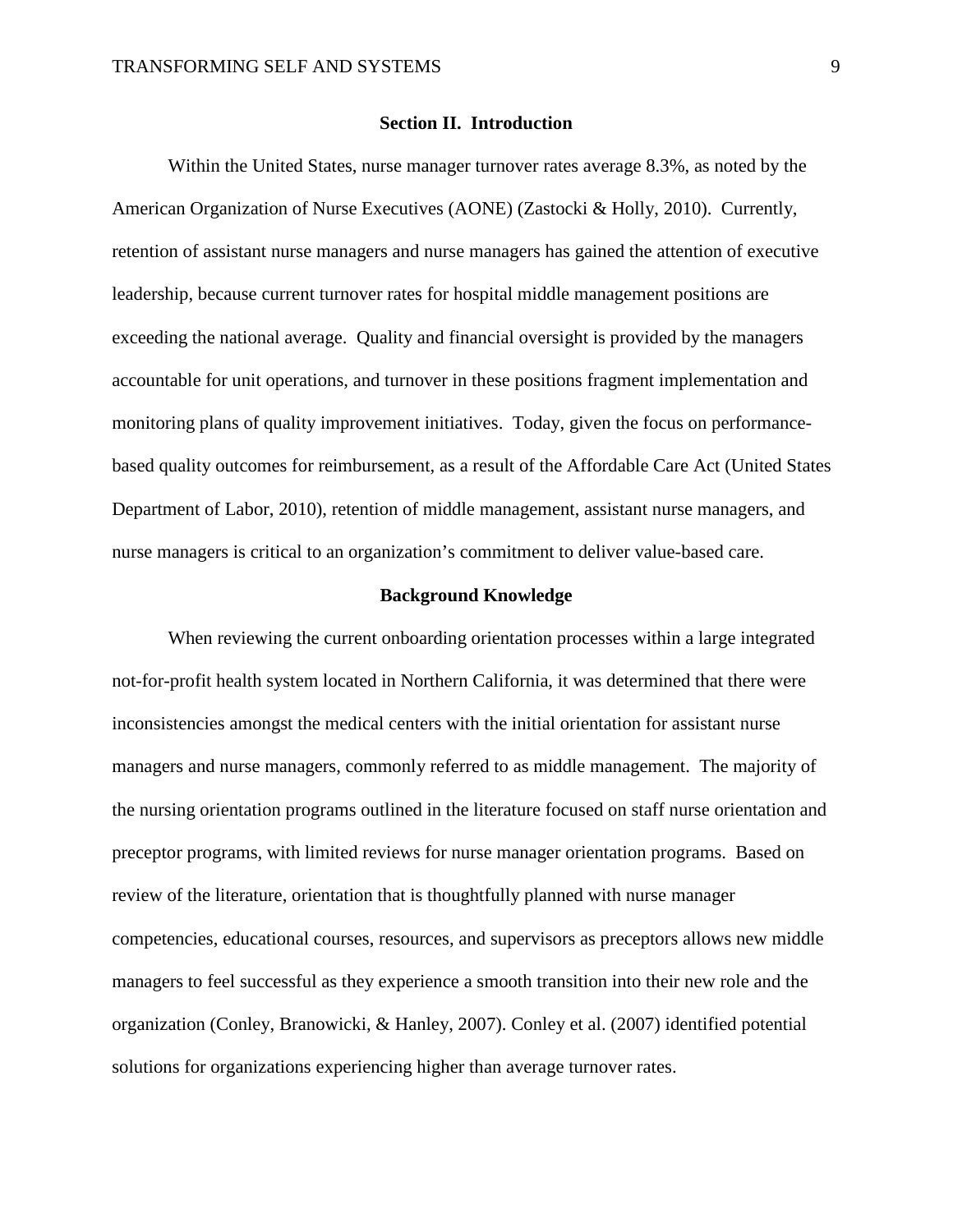## Section II. Introduction

Within the United States, nurse manager turnover rates average 8.3%, as noted by the American Organization of Nurse Executives (AONE) (Zastocki & Holly, 2010). Currently, retention of assistant nurse managers and nurse managers has gained the attention of executive leadership, because current turnover rates for hospital middle management positions are exceeding the national average. Quality and financial oversight is provided by the managers accountable for unit operations, and turnover in these positions fragment implementation and monitoring plans of quality improvement initiatives. Today, given the focus on performance-based quality outcomes for reimbursement, as a result of the Affordable Care Act (United States Department of Labor, 2010), retention of middle management, assistant nurse managers, and nurse managers is critical to an organization's commitment to deliver value-based care.

### Background Knowledge

When reviewing the current onboarding orientation processes within a large integrated not-for-profit health system located in Northern California, it was determined that there were inconsistencies amongst the medical centers with the initial orientation for assistant nurse managers and nurse managers, commonly referred to as middle management. The majority of the nursing orientation programs outlined in the literature focused on staff nurse orientation and preceptor programs, with limited reviews for nurse manager orientation programs. Based on review of the literature, orientation that is thoughtfully planned with nurse manager competencies, educational courses, resources, and supervisors as preceptors allows new middle managers to feel successful as they experience a smooth transition into their new role and the organization (Conley, Branowicki, & Hanley, 2007). Conley et al. (2007) identified potential solutions for organizations experiencing higher than average turnover rates.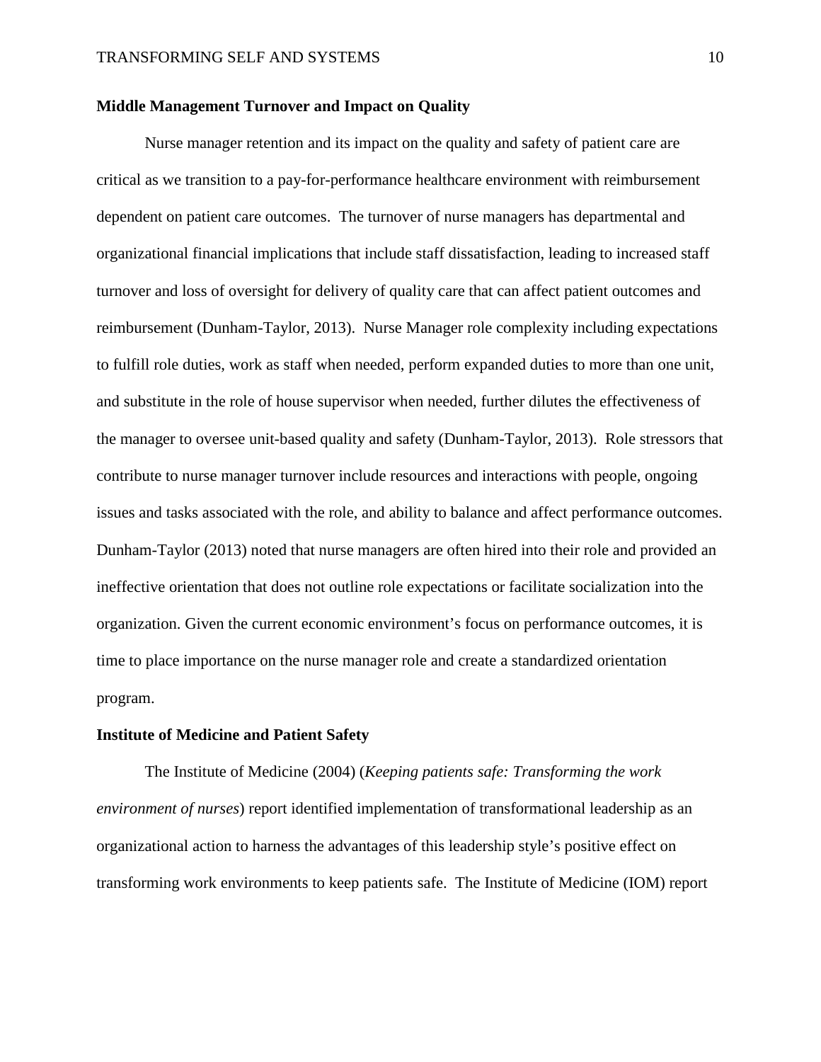**Middle Management Turnover and Impact on Quality**

Nurse manager retention and its impact on the quality and safety of patient care are critical as we transition to a pay-for-performance healthcare environment with reimbursement dependent on patient care outcomes. The turnover of nurse managers has departmental and organizational financial implications that include staff dissatisfaction, leading to increased staff turnover and loss of oversight for delivery of quality care that can affect patient outcomes and reimbursement (Dunham-Taylor, 2013). Nurse Manager role complexity including expectations to fulfill role duties, work as staff when needed, perform expanded duties to more than one unit, and substitute in the role of house supervisor when needed, further dilutes the effectiveness of the manager to oversee unit-based quality and safety (Dunham-Taylor, 2013). Role stressors that contribute to nurse manager turnover include resources and interactions with people, ongoing issues and tasks associated with the role, and ability to balance and affect performance outcomes. Dunham-Taylor (2013) noted that nurse managers are often hired into their role and provided an ineffective orientation that does not outline role expectations or facilitate socialization into the organization. Given the current economic environment's focus on performance outcomes, it is time to place importance on the nurse manager role and create a standardized orientation program.

**Institute of Medicine and Patient Safety**

The Institute of Medicine (2004) (*Keeping patients safe: Transforming the work environment of nurses*) report identified implementation of transformational leadership as an organizational action to harness the advantages of this leadership style's positive effect on transforming work environments to keep patients safe. The Institute of Medicine (IOM) report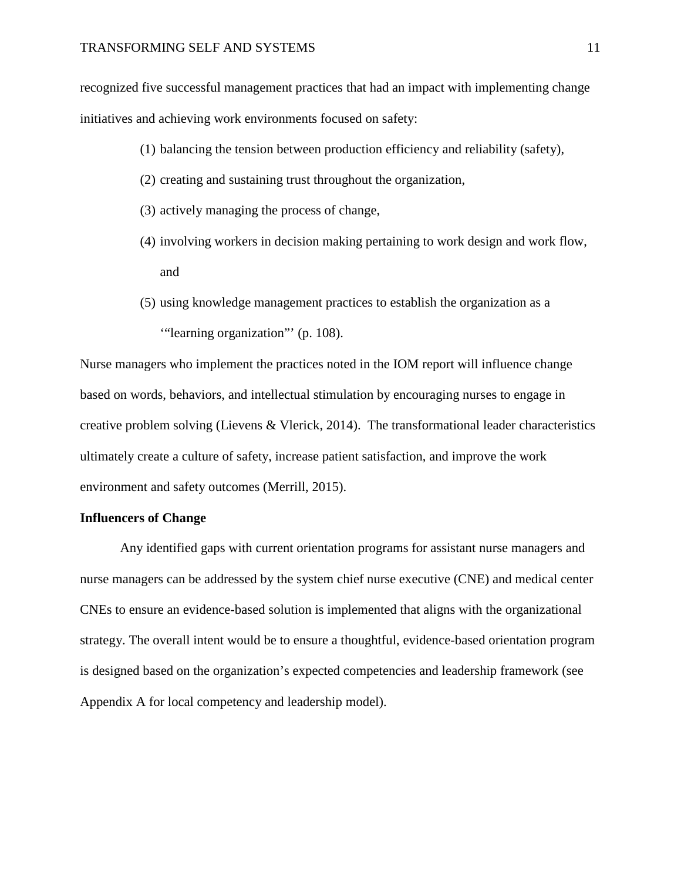recognized five successful management practices that had an impact with implementing change initiatives and achieving work environments focused on safety:

(1) balancing the tension between production efficiency and reliability (safety),

(2) creating and sustaining trust throughout the organization,

(3) actively managing the process of change,

(4) involving workers in decision making pertaining to work design and work flow, and

(5) using knowledge management practices to establish the organization as a '"learning organization"' (p. 108).

Nurse managers who implement the practices noted in the IOM report will influence change based on words, behaviors, and intellectual stimulation by encouraging nurses to engage in creative problem solving (Lievens & Vlerick, 2014). The transformational leader characteristics ultimately create a culture of safety, increase patient satisfaction, and improve the work environment and safety outcomes (Merrill, 2015).

**Influencers of Change**

Any identified gaps with current orientation programs for assistant nurse managers and nurse managers can be addressed by the system chief nurse executive (CNE) and medical center CNEs to ensure an evidence-based solution is implemented that aligns with the organizational strategy. The overall intent would be to ensure a thoughtful, evidence-based orientation program is designed based on the organization's expected competencies and leadership framework (see Appendix A for local competency and leadership model).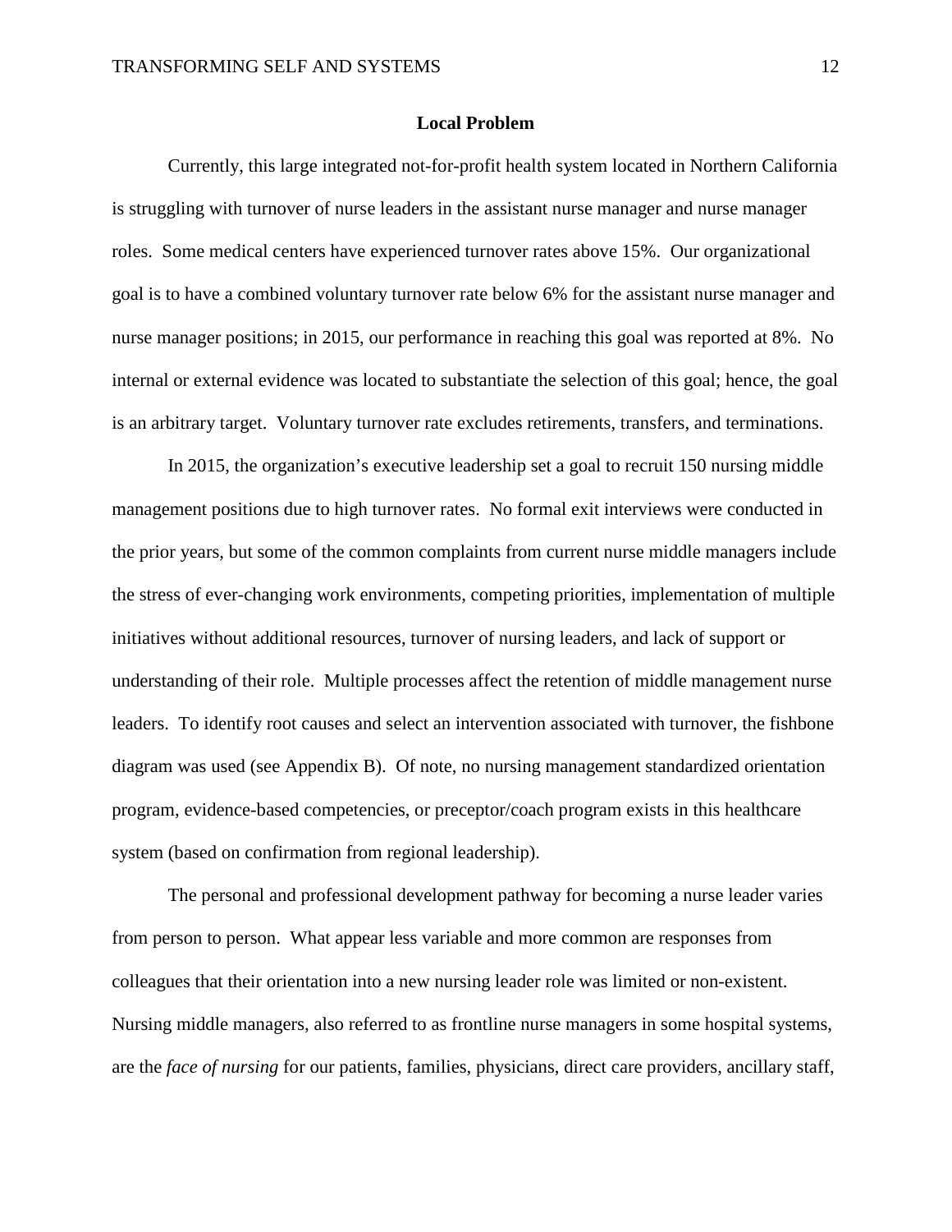## Local Problem

Currently, this large integrated not-for-profit health system located in Northern California is struggling with turnover of nurse leaders in the assistant nurse manager and nurse manager roles. Some medical centers have experienced turnover rates above 15%. Our organizational goal is to have a combined voluntary turnover rate below 6% for the assistant nurse manager and nurse manager positions; in 2015, our performance in reaching this goal was reported at 8%. No internal or external evidence was located to substantiate the selection of this goal; hence, the goal is an arbitrary target. Voluntary turnover rate excludes retirements, transfers, and terminations.

In 2015, the organization's executive leadership set a goal to recruit 150 nursing middle management positions due to high turnover rates. No formal exit interviews were conducted in the prior years, but some of the common complaints from current nurse middle managers include the stress of ever-changing work environments, competing priorities, implementation of multiple initiatives without additional resources, turnover of nursing leaders, and lack of support or understanding of their role. Multiple processes affect the retention of middle management nurse leaders. To identify root causes and select an intervention associated with turnover, the fishbone diagram was used (see Appendix B). Of note, no nursing management standardized orientation program, evidence-based competencies, or preceptor/coach program exists in this healthcare system (based on confirmation from regional leadership).

The personal and professional development pathway for becoming a nurse leader varies from person to person. What appear less variable and more common are responses from colleagues that their orientation into a new nursing leader role was limited or non-existent. Nursing middle managers, also referred to as frontline nurse managers in some hospital systems, are the *face of nursing* for our patients, families, physicians, direct care providers, ancillary staff,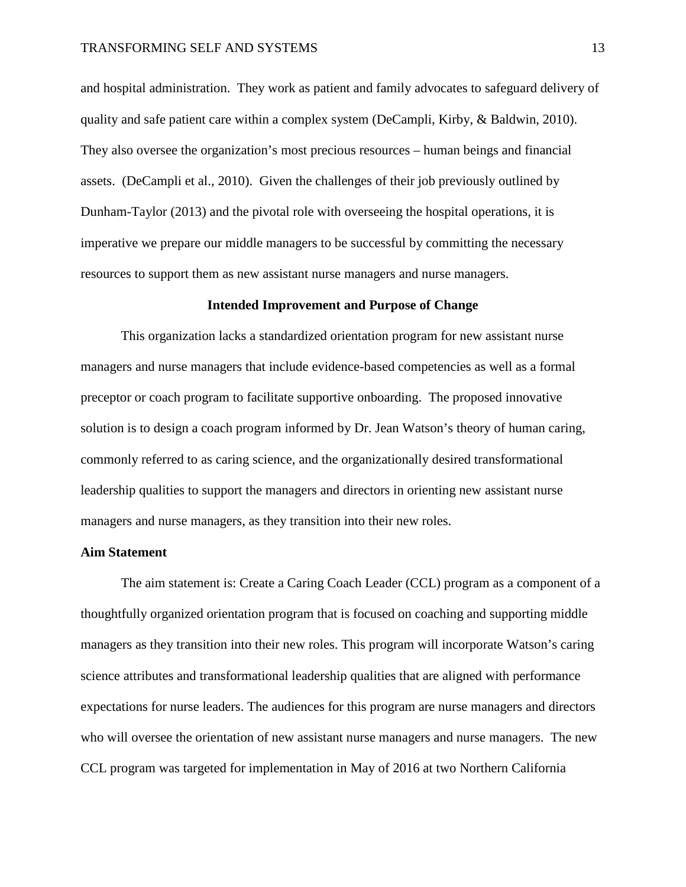and hospital administration. They work as patient and family advocates to safeguard delivery of quality and safe patient care within a complex system (DeCampli, Kirby, & Baldwin, 2010). They also oversee the organization's most precious resources – human beings and financial assets. (DeCampli et al., 2010). Given the challenges of their job previously outlined by Dunham-Taylor (2013) and the pivotal role with overseeing the hospital operations, it is imperative we prepare our middle managers to be successful by committing the necessary resources to support them as new assistant nurse managers and nurse managers.

## Intended Improvement and Purpose of Change

This organization lacks a standardized orientation program for new assistant nurse managers and nurse managers that include evidence-based competencies as well as a formal preceptor or coach program to facilitate supportive onboarding. The proposed innovative solution is to design a coach program informed by Dr. Jean Watson's theory of human caring, commonly referred to as caring science, and the organizationally desired transformational leadership qualities to support the managers and directors in orienting new assistant nurse managers and nurse managers, as they transition into their new roles.

### Aim Statement

The aim statement is: Create a Caring Coach Leader (CCL) program as a component of a thoughtfully organized orientation program that is focused on coaching and supporting middle managers as they transition into their new roles. This program will incorporate Watson's caring science attributes and transformational leadership qualities that are aligned with performance expectations for nurse leaders. The audiences for this program are nurse managers and directors who will oversee the orientation of new assistant nurse managers and nurse managers. The new CCL program was targeted for implementation in May of 2016 at two Northern California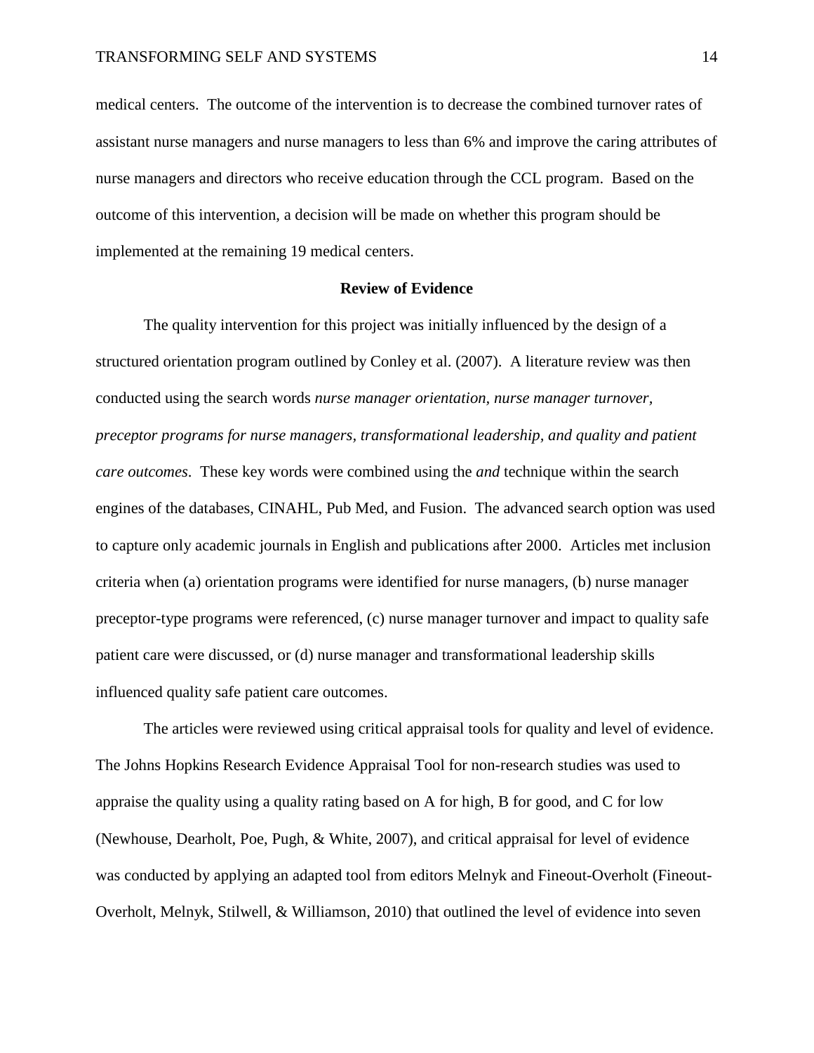medical centers. The outcome of the intervention is to decrease the combined turnover rates of assistant nurse managers and nurse managers to less than 6% and improve the caring attributes of nurse managers and directors who receive education through the CCL program. Based on the outcome of this intervention, a decision will be made on whether this program should be implemented at the remaining 19 medical centers.

## Review of Evidence

The quality intervention for this project was initially influenced by the design of a structured orientation program outlined by Conley et al. (2007). A literature review was then conducted using the search words *nurse manager orientation, nurse manager turnover, preceptor programs for nurse managers, transformational leadership, and quality and patient care outcomes*. These key words were combined using the *and* technique within the search engines of the databases, CINAHL, Pub Med, and Fusion. The advanced search option was used to capture only academic journals in English and publications after 2000. Articles met inclusion criteria when (a) orientation programs were identified for nurse managers, (b) nurse manager preceptor-type programs were referenced, (c) nurse manager turnover and impact to quality safe patient care were discussed, or (d) nurse manager and transformational leadership skills influenced quality safe patient care outcomes.

The articles were reviewed using critical appraisal tools for quality and level of evidence. The Johns Hopkins Research Evidence Appraisal Tool for non-research studies was used to appraise the quality using a quality rating based on A for high, B for good, and C for low (Newhouse, Dearholt, Poe, Pugh, & White, 2007), and critical appraisal for level of evidence was conducted by applying an adapted tool from editors Melnyk and Fineout-Overholt (Fineout-Overholt, Melnyk, Stilwell, & Williamson, 2010) that outlined the level of evidence into seven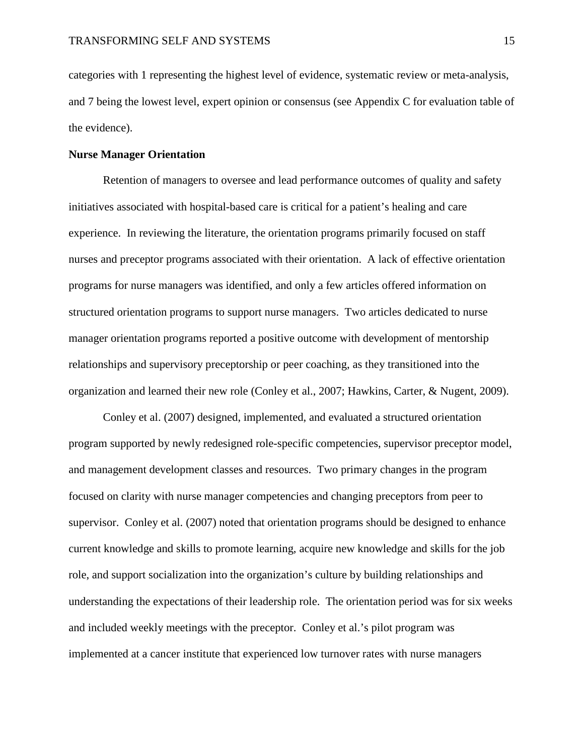categories with 1 representing the highest level of evidence, systematic review or meta-analysis, and 7 being the lowest level, expert opinion or consensus (see Appendix C for evaluation table of the evidence).

**Nurse Manager Orientation**

Retention of managers to oversee and lead performance outcomes of quality and safety initiatives associated with hospital-based care is critical for a patient's healing and care experience. In reviewing the literature, the orientation programs primarily focused on staff nurses and preceptor programs associated with their orientation. A lack of effective orientation programs for nurse managers was identified, and only a few articles offered information on structured orientation programs to support nurse managers. Two articles dedicated to nurse manager orientation programs reported a positive outcome with development of mentorship relationships and supervisory preceptorship or peer coaching, as they transitioned into the organization and learned their new role (Conley et al., 2007; Hawkins, Carter, & Nugent, 2009).

Conley et al. (2007) designed, implemented, and evaluated a structured orientation program supported by newly redesigned role-specific competencies, supervisor preceptor model, and management development classes and resources. Two primary changes in the program focused on clarity with nurse manager competencies and changing preceptors from peer to supervisor. Conley et al. (2007) noted that orientation programs should be designed to enhance current knowledge and skills to promote learning, acquire new knowledge and skills for the job role, and support socialization into the organization's culture by building relationships and understanding the expectations of their leadership role. The orientation period was for six weeks and included weekly meetings with the preceptor. Conley et al.'s pilot program was implemented at a cancer institute that experienced low turnover rates with nurse managers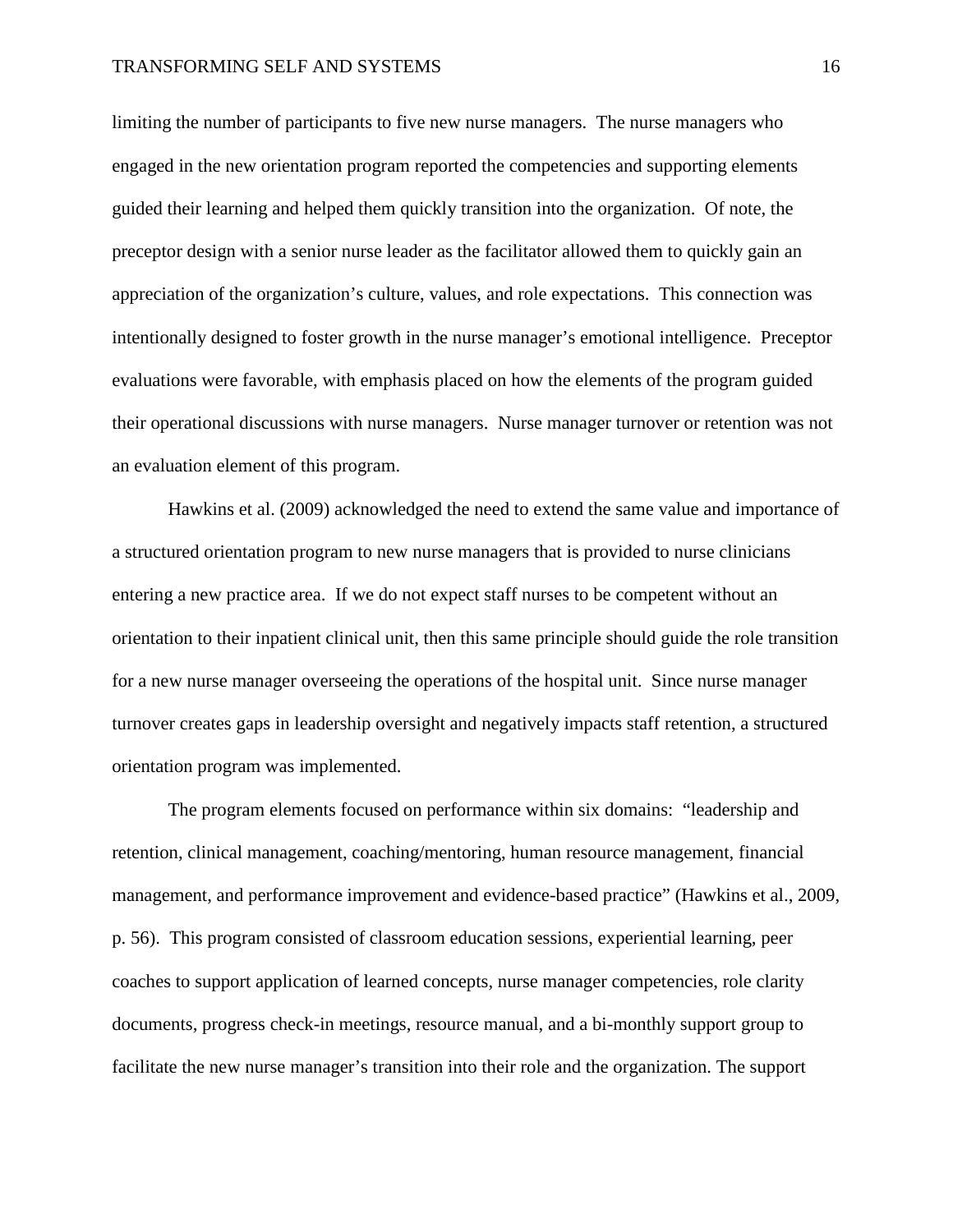limiting the number of participants to five new nurse managers. The nurse managers who engaged in the new orientation program reported the competencies and supporting elements guided their learning and helped them quickly transition into the organization. Of note, the preceptor design with a senior nurse leader as the facilitator allowed them to quickly gain an appreciation of the organization's culture, values, and role expectations. This connection was intentionally designed to foster growth in the nurse manager's emotional intelligence. Preceptor evaluations were favorable, with emphasis placed on how the elements of the program guided their operational discussions with nurse managers. Nurse manager turnover or retention was not an evaluation element of this program.

Hawkins et al. (2009) acknowledged the need to extend the same value and importance of a structured orientation program to new nurse managers that is provided to nurse clinicians entering a new practice area. If we do not expect staff nurses to be competent without an orientation to their inpatient clinical unit, then this same principle should guide the role transition for a new nurse manager overseeing the operations of the hospital unit. Since nurse manager turnover creates gaps in leadership oversight and negatively impacts staff retention, a structured orientation program was implemented.

The program elements focused on performance within six domains: "leadership and retention, clinical management, coaching/mentoring, human resource management, financial management, and performance improvement and evidence-based practice" (Hawkins et al., 2009, p. 56). This program consisted of classroom education sessions, experiential learning, peer coaches to support application of learned concepts, nurse manager competencies, role clarity documents, progress check-in meetings, resource manual, and a bi-monthly support group to facilitate the new nurse manager's transition into their role and the organization. The support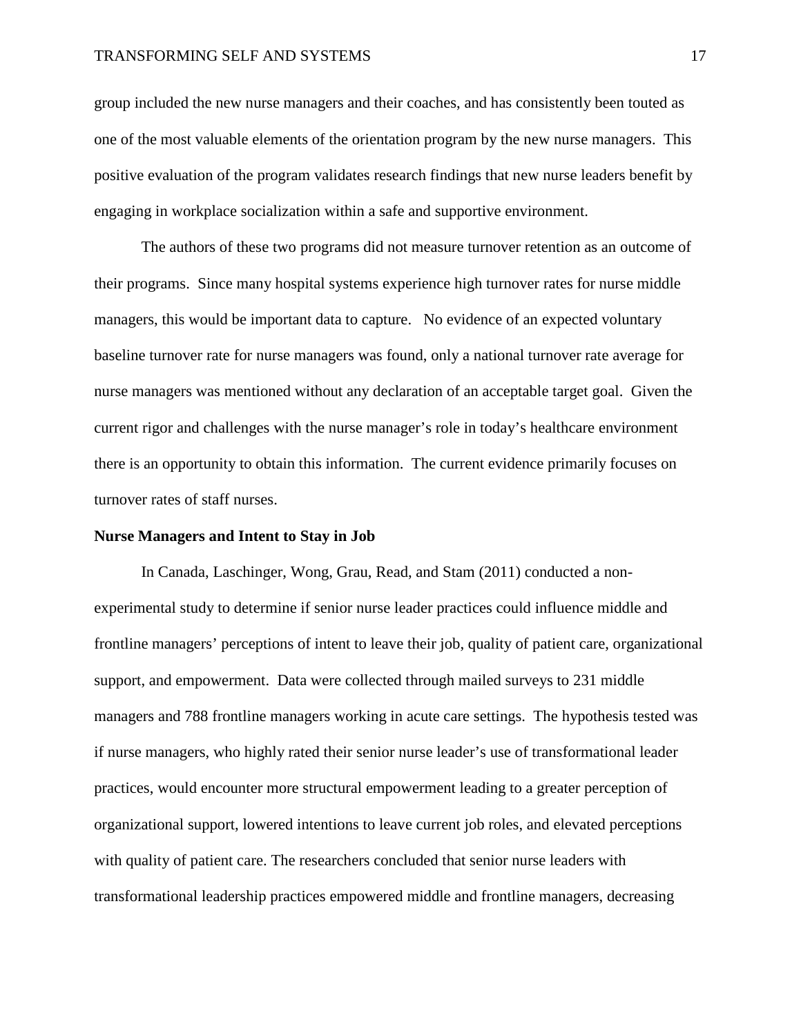group included the new nurse managers and their coaches, and has consistently been touted as one of the most valuable elements of the orientation program by the new nurse managers. This positive evaluation of the program validates research findings that new nurse leaders benefit by engaging in workplace socialization within a safe and supportive environment.

The authors of these two programs did not measure turnover retention as an outcome of their programs. Since many hospital systems experience high turnover rates for nurse middle managers, this would be important data to capture. No evidence of an expected voluntary baseline turnover rate for nurse managers was found, only a national turnover rate average for nurse managers was mentioned without any declaration of an acceptable target goal. Given the current rigor and challenges with the nurse manager's role in today's healthcare environment there is an opportunity to obtain this information. The current evidence primarily focuses on turnover rates of staff nurses.

**Nurse Managers and Intent to Stay in Job**

In Canada, Laschinger, Wong, Grau, Read, and Stam (2011) conducted a non-experimental study to determine if senior nurse leader practices could influence middle and frontline managers' perceptions of intent to leave their job, quality of patient care, organizational support, and empowerment. Data were collected through mailed surveys to 231 middle managers and 788 frontline managers working in acute care settings. The hypothesis tested was if nurse managers, who highly rated their senior nurse leader's use of transformational leader practices, would encounter more structural empowerment leading to a greater perception of organizational support, lowered intentions to leave current job roles, and elevated perceptions with quality of patient care. The researchers concluded that senior nurse leaders with transformational leadership practices empowered middle and frontline managers, decreasing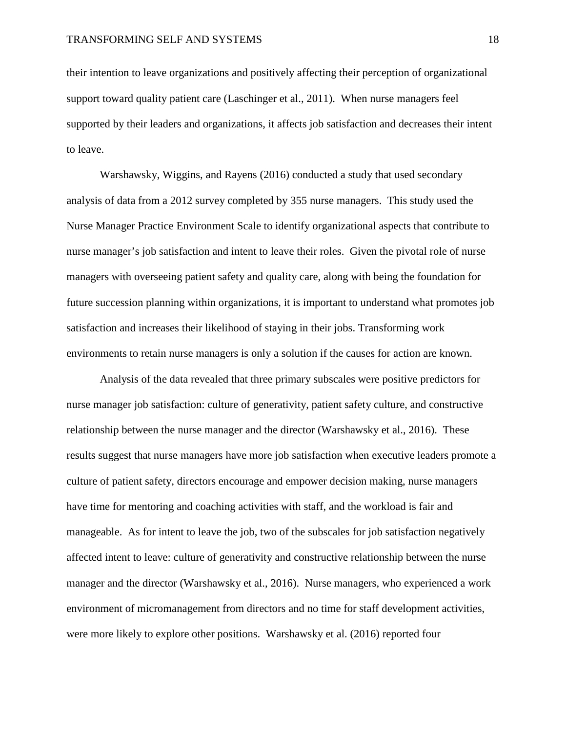their intention to leave organizations and positively affecting their perception of organizational support toward quality patient care (Laschinger et al., 2011). When nurse managers feel supported by their leaders and organizations, it affects job satisfaction and decreases their intent to leave.

Warshawsky, Wiggins, and Rayens (2016) conducted a study that used secondary analysis of data from a 2012 survey completed by 355 nurse managers. This study used the Nurse Manager Practice Environment Scale to identify organizational aspects that contribute to nurse manager's job satisfaction and intent to leave their roles. Given the pivotal role of nurse managers with overseeing patient safety and quality care, along with being the foundation for future succession planning within organizations, it is important to understand what promotes job satisfaction and increases their likelihood of staying in their jobs. Transforming work environments to retain nurse managers is only a solution if the causes for action are known.

Analysis of the data revealed that three primary subscales were positive predictors for nurse manager job satisfaction: culture of generativity, patient safety culture, and constructive relationship between the nurse manager and the director (Warshawsky et al., 2016). These results suggest that nurse managers have more job satisfaction when executive leaders promote a culture of patient safety, directors encourage and empower decision making, nurse managers have time for mentoring and coaching activities with staff, and the workload is fair and manageable. As for intent to leave the job, two of the subscales for job satisfaction negatively affected intent to leave: culture of generativity and constructive relationship between the nurse manager and the director (Warshawsky et al., 2016). Nurse managers, who experienced a work environment of micromanagement from directors and no time for staff development activities, were more likely to explore other positions. Warshawsky et al. (2016) reported four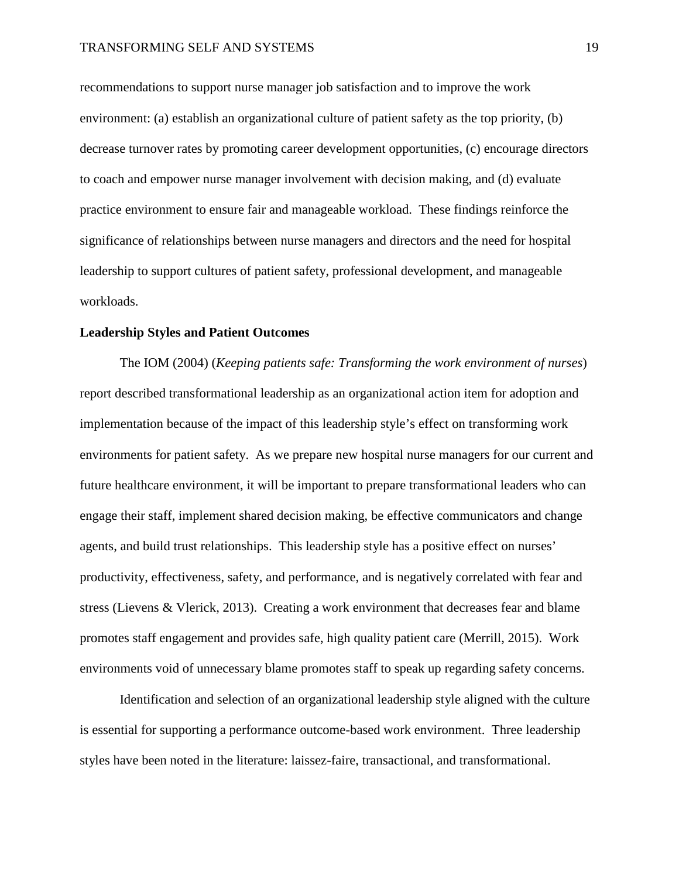recommendations to support nurse manager job satisfaction and to improve the work environment: (a) establish an organizational culture of patient safety as the top priority, (b) decrease turnover rates by promoting career development opportunities, (c) encourage directors to coach and empower nurse manager involvement with decision making, and (d) evaluate practice environment to ensure fair and manageable workload. These findings reinforce the significance of relationships between nurse managers and directors and the need for hospital leadership to support cultures of patient safety, professional development, and manageable workloads.

**Leadership Styles and Patient Outcomes**

The IOM (2004) (*Keeping patients safe: Transforming the work environment of nurses*) report described transformational leadership as an organizational action item for adoption and implementation because of the impact of this leadership style's effect on transforming work environments for patient safety. As we prepare new hospital nurse managers for our current and future healthcare environment, it will be important to prepare transformational leaders who can engage their staff, implement shared decision making, be effective communicators and change agents, and build trust relationships. This leadership style has a positive effect on nurses' productivity, effectiveness, safety, and performance, and is negatively correlated with fear and stress (Lievens & Vlerick, 2013). Creating a work environment that decreases fear and blame promotes staff engagement and provides safe, high quality patient care (Merrill, 2015). Work environments void of unnecessary blame promotes staff to speak up regarding safety concerns.

Identification and selection of an organizational leadership style aligned with the culture is essential for supporting a performance outcome-based work environment. Three leadership styles have been noted in the literature: laissez-faire, transactional, and transformational.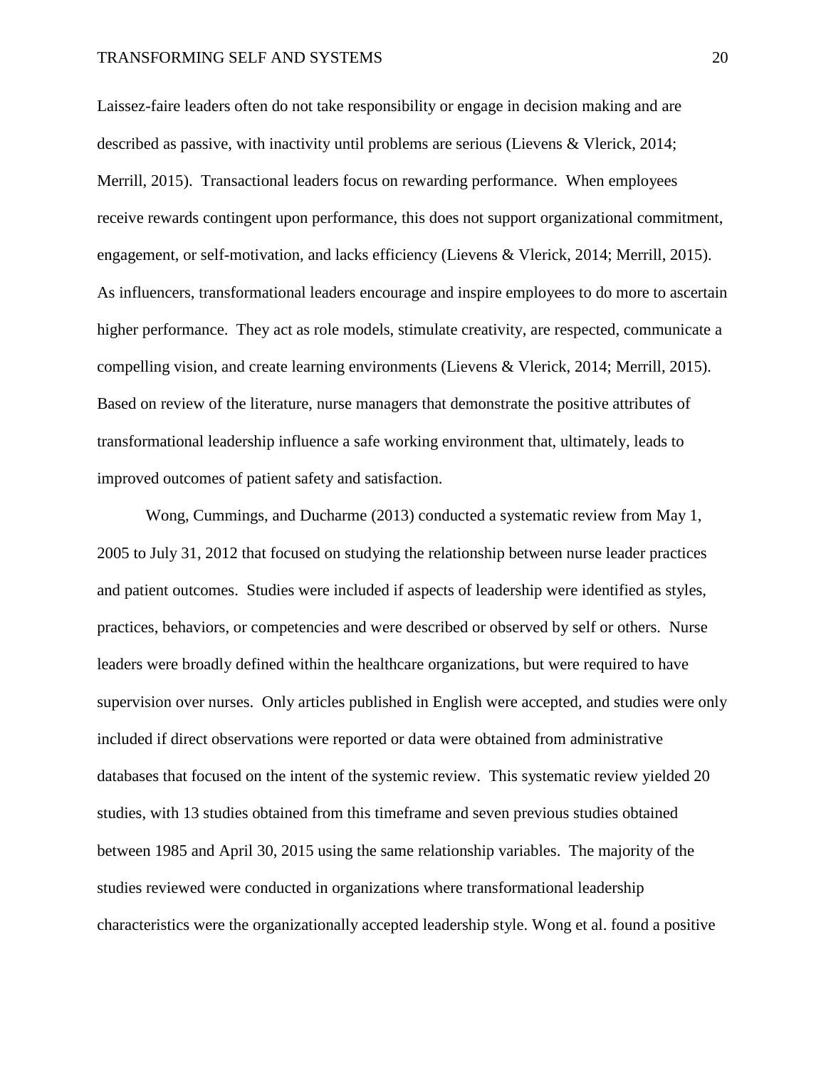Laissez-faire leaders often do not take responsibility or engage in decision making and are described as passive, with inactivity until problems are serious (Lievens & Vlerick, 2014; Merrill, 2015). Transactional leaders focus on rewarding performance. When employees receive rewards contingent upon performance, this does not support organizational commitment, engagement, or self-motivation, and lacks efficiency (Lievens & Vlerick, 2014; Merrill, 2015). As influencers, transformational leaders encourage and inspire employees to do more to ascertain higher performance. They act as role models, stimulate creativity, are respected, communicate a compelling vision, and create learning environments (Lievens & Vlerick, 2014; Merrill, 2015). Based on review of the literature, nurse managers that demonstrate the positive attributes of transformational leadership influence a safe working environment that, ultimately, leads to improved outcomes of patient safety and satisfaction.

Wong, Cummings, and Ducharme (2013) conducted a systematic review from May 1, 2005 to July 31, 2012 that focused on studying the relationship between nurse leader practices and patient outcomes. Studies were included if aspects of leadership were identified as styles, practices, behaviors, or competencies and were described or observed by self or others. Nurse leaders were broadly defined within the healthcare organizations, but were required to have supervision over nurses. Only articles published in English were accepted, and studies were only included if direct observations were reported or data were obtained from administrative databases that focused on the intent of the systemic review. This systematic review yielded 20 studies, with 13 studies obtained from this timeframe and seven previous studies obtained between 1985 and April 30, 2015 using the same relationship variables. The majority of the studies reviewed were conducted in organizations where transformational leadership characteristics were the organizationally accepted leadership style. Wong et al. found a positive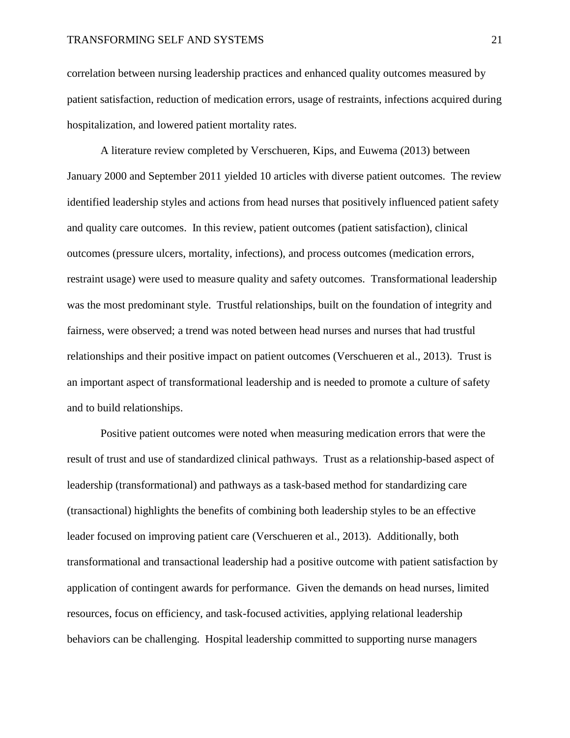correlation between nursing leadership practices and enhanced quality outcomes measured by patient satisfaction, reduction of medication errors, usage of restraints, infections acquired during hospitalization, and lowered patient mortality rates.

A literature review completed by Verschueren, Kips, and Euwema (2013) between January 2000 and September 2011 yielded 10 articles with diverse patient outcomes. The review identified leadership styles and actions from head nurses that positively influenced patient safety and quality care outcomes. In this review, patient outcomes (patient satisfaction), clinical outcomes (pressure ulcers, mortality, infections), and process outcomes (medication errors, restraint usage) were used to measure quality and safety outcomes. Transformational leadership was the most predominant style. Trustful relationships, built on the foundation of integrity and fairness, were observed; a trend was noted between head nurses and nurses that had trustful relationships and their positive impact on patient outcomes (Verschueren et al., 2013). Trust is an important aspect of transformational leadership and is needed to promote a culture of safety and to build relationships.

Positive patient outcomes were noted when measuring medication errors that were the result of trust and use of standardized clinical pathways. Trust as a relationship-based aspect of leadership (transformational) and pathways as a task-based method for standardizing care (transactional) highlights the benefits of combining both leadership styles to be an effective leader focused on improving patient care (Verschueren et al., 2013). Additionally, both transformational and transactional leadership had a positive outcome with patient satisfaction by application of contingent awards for performance. Given the demands on head nurses, limited resources, focus on efficiency, and task-focused activities, applying relational leadership behaviors can be challenging. Hospital leadership committed to supporting nurse managers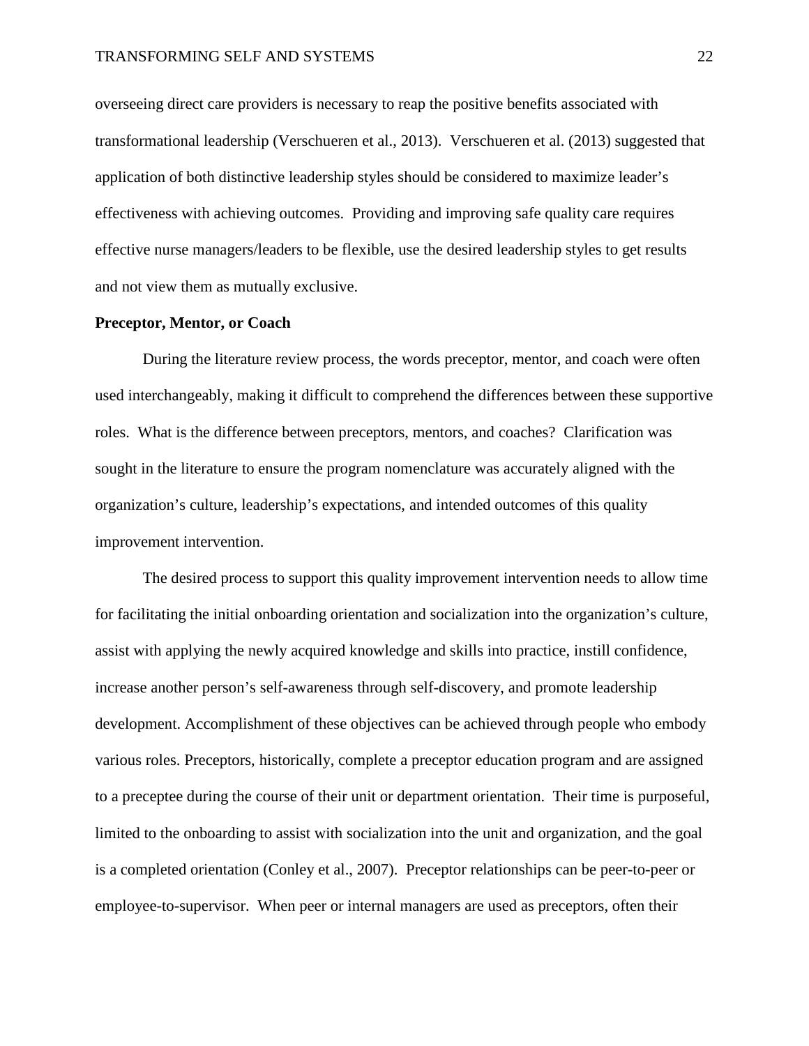overseeing direct care providers is necessary to reap the positive benefits associated with transformational leadership (Verschueren et al., 2013). Verschueren et al. (2013) suggested that application of both distinctive leadership styles should be considered to maximize leader's effectiveness with achieving outcomes. Providing and improving safe quality care requires effective nurse managers/leaders to be flexible, use the desired leadership styles to get results and not view them as mutually exclusive.

**Preceptor, Mentor, or Coach**

During the literature review process, the words preceptor, mentor, and coach were often used interchangeably, making it difficult to comprehend the differences between these supportive roles. What is the difference between preceptors, mentors, and coaches? Clarification was sought in the literature to ensure the program nomenclature was accurately aligned with the organization's culture, leadership's expectations, and intended outcomes of this quality improvement intervention.

The desired process to support this quality improvement intervention needs to allow time for facilitating the initial onboarding orientation and socialization into the organization's culture, assist with applying the newly acquired knowledge and skills into practice, instill confidence, increase another person's self-awareness through self-discovery, and promote leadership development. Accomplishment of these objectives can be achieved through people who embody various roles. Preceptors, historically, complete a preceptor education program and are assigned to a preceptee during the course of their unit or department orientation. Their time is purposeful, limited to the onboarding to assist with socialization into the unit and organization, and the goal is a completed orientation (Conley et al., 2007). Preceptor relationships can be peer-to-peer or employee-to-supervisor. When peer or internal managers are used as preceptors, often their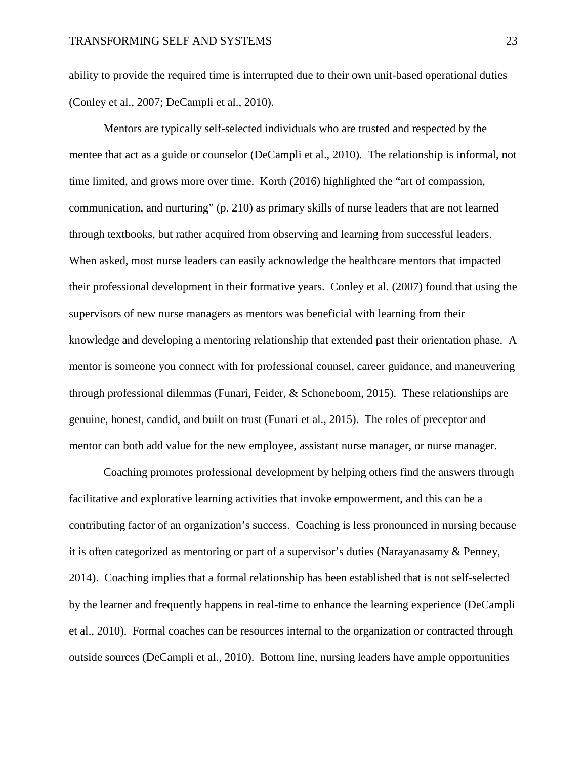ability to provide the required time is interrupted due to their own unit-based operational duties (Conley et al., 2007; DeCampli et al., 2010).

Mentors are typically self-selected individuals who are trusted and respected by the mentee that act as a guide or counselor (DeCampli et al., 2010). The relationship is informal, not time limited, and grows more over time. Korth (2016) highlighted the "art of compassion, communication, and nurturing" (p. 210) as primary skills of nurse leaders that are not learned through textbooks, but rather acquired from observing and learning from successful leaders. When asked, most nurse leaders can easily acknowledge the healthcare mentors that impacted their professional development in their formative years. Conley et al. (2007) found that using the supervisors of new nurse managers as mentors was beneficial with learning from their knowledge and developing a mentoring relationship that extended past their orientation phase. A mentor is someone you connect with for professional counsel, career guidance, and maneuvering through professional dilemmas (Funari, Feider, & Schoneboom, 2015). These relationships are genuine, honest, candid, and built on trust (Funari et al., 2015). The roles of preceptor and mentor can both add value for the new employee, assistant nurse manager, or nurse manager.

Coaching promotes professional development by helping others find the answers through facilitative and explorative learning activities that invoke empowerment, and this can be a contributing factor of an organization's success. Coaching is less pronounced in nursing because it is often categorized as mentoring or part of a supervisor's duties (Narayanasamy & Penney, 2014). Coaching implies that a formal relationship has been established that is not self-selected by the learner and frequently happens in real-time to enhance the learning experience (DeCampli et al., 2010). Formal coaches can be resources internal to the organization or contracted through outside sources (DeCampli et al., 2010). Bottom line, nursing leaders have ample opportunities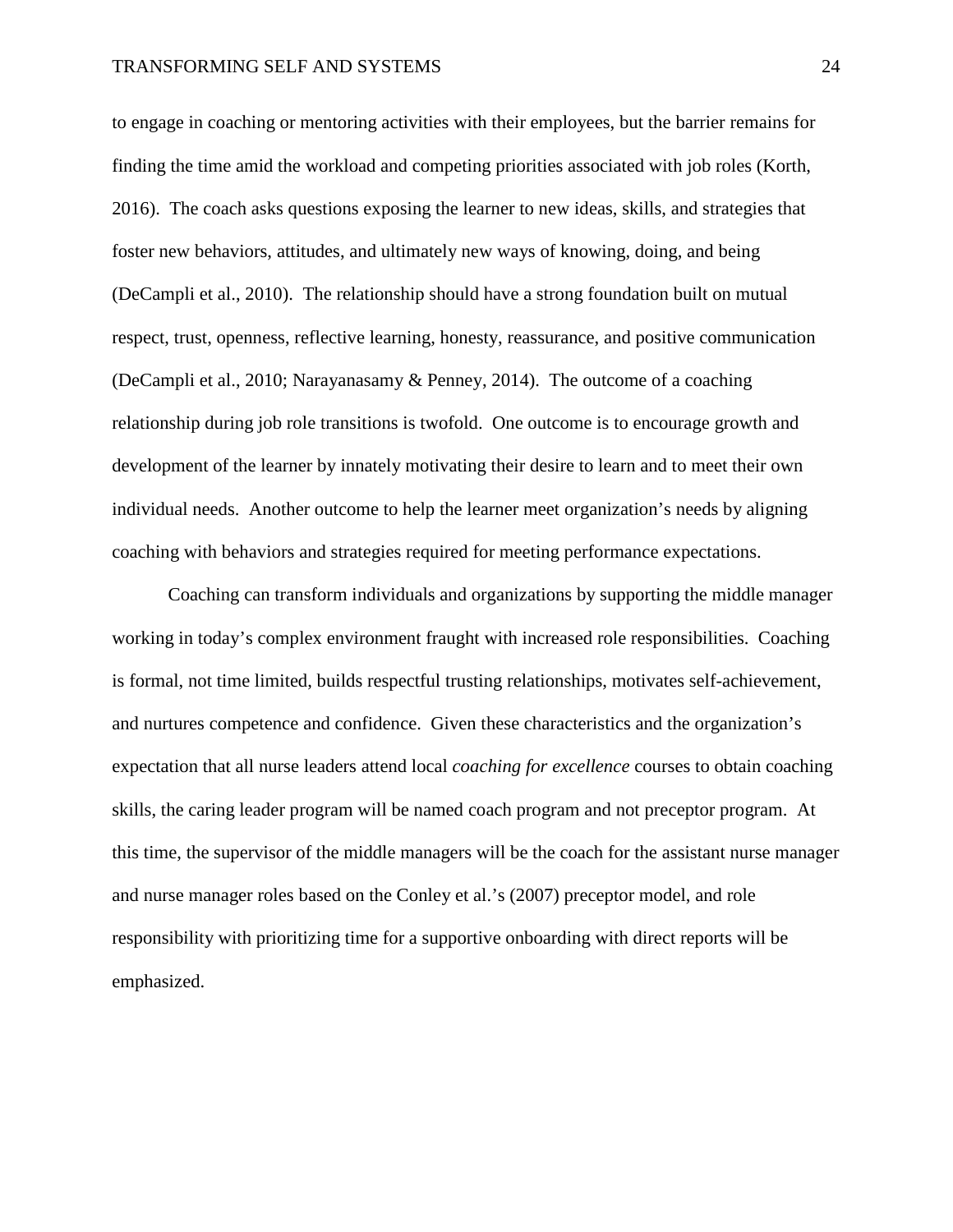to engage in coaching or mentoring activities with their employees, but the barrier remains for finding the time amid the workload and competing priorities associated with job roles (Korth, 2016). The coach asks questions exposing the learner to new ideas, skills, and strategies that foster new behaviors, attitudes, and ultimately new ways of knowing, doing, and being (DeCampli et al., 2010). The relationship should have a strong foundation built on mutual respect, trust, openness, reflective learning, honesty, reassurance, and positive communication (DeCampli et al., 2010; Narayanasamy & Penney, 2014). The outcome of a coaching relationship during job role transitions is twofold. One outcome is to encourage growth and development of the learner by innately motivating their desire to learn and to meet their own individual needs. Another outcome to help the learner meet organization's needs by aligning coaching with behaviors and strategies required for meeting performance expectations.

Coaching can transform individuals and organizations by supporting the middle manager working in today's complex environment fraught with increased role responsibilities. Coaching is formal, not time limited, builds respectful trusting relationships, motivates self-achievement, and nurtures competence and confidence. Given these characteristics and the organization's expectation that all nurse leaders attend local *coaching for excellence* courses to obtain coaching skills, the caring leader program will be named coach program and not preceptor program. At this time, the supervisor of the middle managers will be the coach for the assistant nurse manager and nurse manager roles based on the Conley et al.'s (2007) preceptor model, and role responsibility with prioritizing time for a supportive onboarding with direct reports will be emphasized.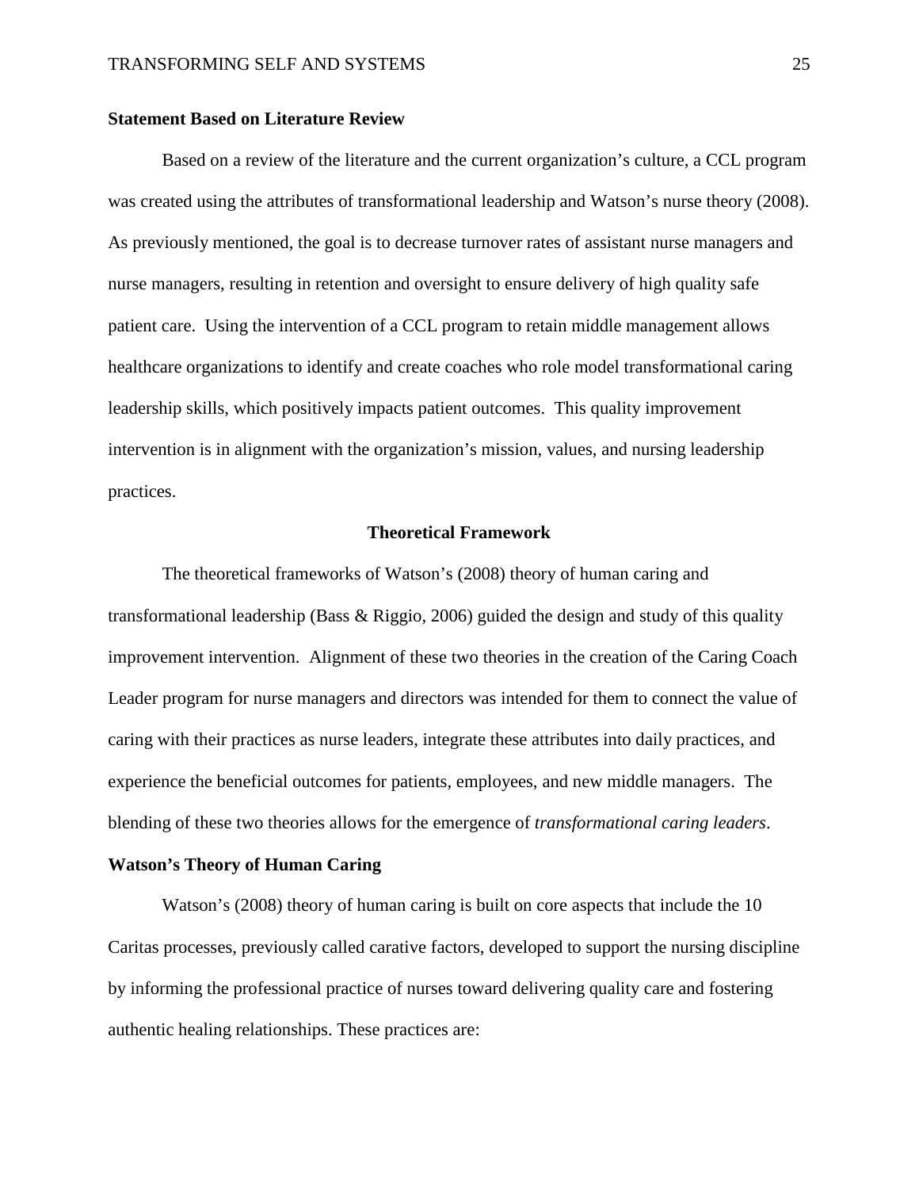## Statement Based on Literature Review

Based on a review of the literature and the current organization's culture, a CCL program was created using the attributes of transformational leadership and Watson's nurse theory (2008). As previously mentioned, the goal is to decrease turnover rates of assistant nurse managers and nurse managers, resulting in retention and oversight to ensure delivery of high quality safe patient care. Using the intervention of a CCL program to retain middle management allows healthcare organizations to identify and create coaches who role model transformational caring leadership skills, which positively impacts patient outcomes. This quality improvement intervention is in alignment with the organization's mission, values, and nursing leadership practices.

# Theoretical Framework

The theoretical frameworks of Watson's (2008) theory of human caring and transformational leadership (Bass & Riggio, 2006) guided the design and study of this quality improvement intervention. Alignment of these two theories in the creation of the Caring Coach Leader program for nurse managers and directors was intended for them to connect the value of caring with their practices as nurse leaders, integrate these attributes into daily practices, and experience the beneficial outcomes for patients, employees, and new middle managers. The blending of these two theories allows for the emergence of *transformational caring leaders*.

## Watson's Theory of Human Caring

Watson's (2008) theory of human caring is built on core aspects that include the 10 Caritas processes, previously called carative factors, developed to support the nursing discipline by informing the professional practice of nurses toward delivering quality care and fostering authentic healing relationships. These practices are: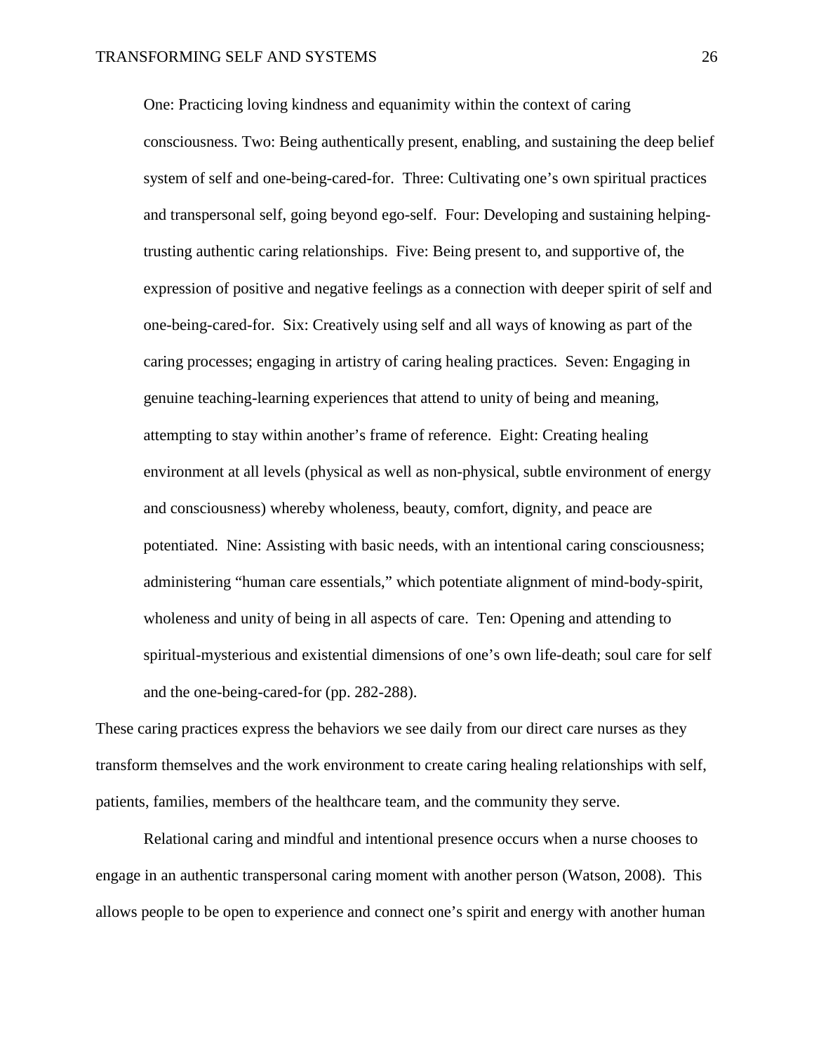> One: Practicing loving kindness and equanimity within the context of caring consciousness. Two: Being authentically present, enabling, and sustaining the deep belief system of self and one-being-cared-for. Three: Cultivating one's own spiritual practices and transpersonal self, going beyond ego-self. Four: Developing and sustaining helping-trusting authentic caring relationships. Five: Being present to, and supportive of, the expression of positive and negative feelings as a connection with deeper spirit of self and one-being-cared-for. Six: Creatively using self and all ways of knowing as part of the caring processes; engaging in artistry of caring healing practices. Seven: Engaging in genuine teaching-learning experiences that attend to unity of being and meaning, attempting to stay within another's frame of reference. Eight: Creating healing environment at all levels (physical as well as non-physical, subtle environment of energy and consciousness) whereby wholeness, beauty, comfort, dignity, and peace are potentiated. Nine: Assisting with basic needs, with an intentional caring consciousness; administering "human care essentials," which potentiate alignment of mind-body-spirit, wholeness and unity of being in all aspects of care. Ten: Opening and attending to spiritual-mysterious and existential dimensions of one's own life-death; soul care for self and the one-being-cared-for (pp. 282-288).

These caring practices express the behaviors we see daily from our direct care nurses as they transform themselves and the work environment to create caring healing relationships with self, patients, families, members of the healthcare team, and the community they serve.

Relational caring and mindful and intentional presence occurs when a nurse chooses to engage in an authentic transpersonal caring moment with another person (Watson, 2008). This allows people to be open to experience and connect one's spirit and energy with another human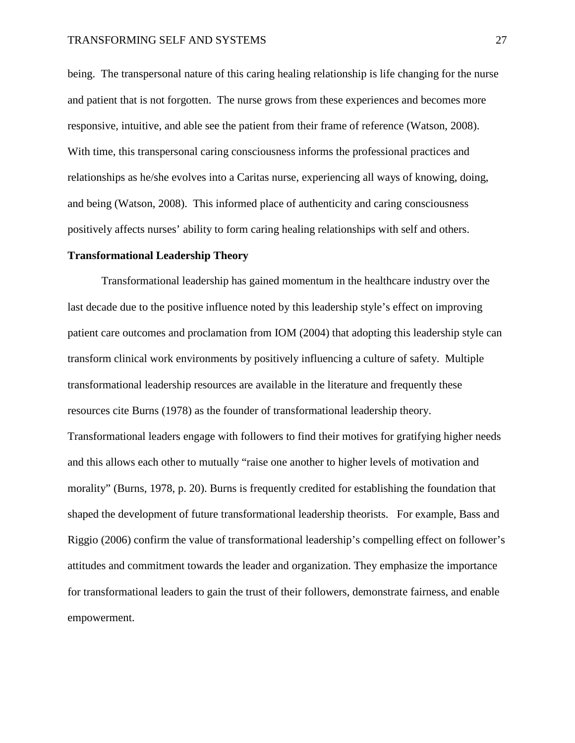being. The transpersonal nature of this caring healing relationship is life changing for the nurse and patient that is not forgotten. The nurse grows from these experiences and becomes more responsive, intuitive, and able see the patient from their frame of reference (Watson, 2008). With time, this transpersonal caring consciousness informs the professional practices and relationships as he/she evolves into a Caritas nurse, experiencing all ways of knowing, doing, and being (Watson, 2008). This informed place of authenticity and caring consciousness positively affects nurses' ability to form caring healing relationships with self and others.

**Transformational Leadership Theory**

Transformational leadership has gained momentum in the healthcare industry over the last decade due to the positive influence noted by this leadership style's effect on improving patient care outcomes and proclamation from IOM (2004) that adopting this leadership style can transform clinical work environments by positively influencing a culture of safety. Multiple transformational leadership resources are available in the literature and frequently these resources cite Burns (1978) as the founder of transformational leadership theory. Transformational leaders engage with followers to find their motives for gratifying higher needs and this allows each other to mutually "raise one another to higher levels of motivation and morality" (Burns, 1978, p. 20). Burns is frequently credited for establishing the foundation that shaped the development of future transformational leadership theorists. For example, Bass and Riggio (2006) confirm the value of transformational leadership's compelling effect on follower's attitudes and commitment towards the leader and organization. They emphasize the importance for transformational leaders to gain the trust of their followers, demonstrate fairness, and enable empowerment.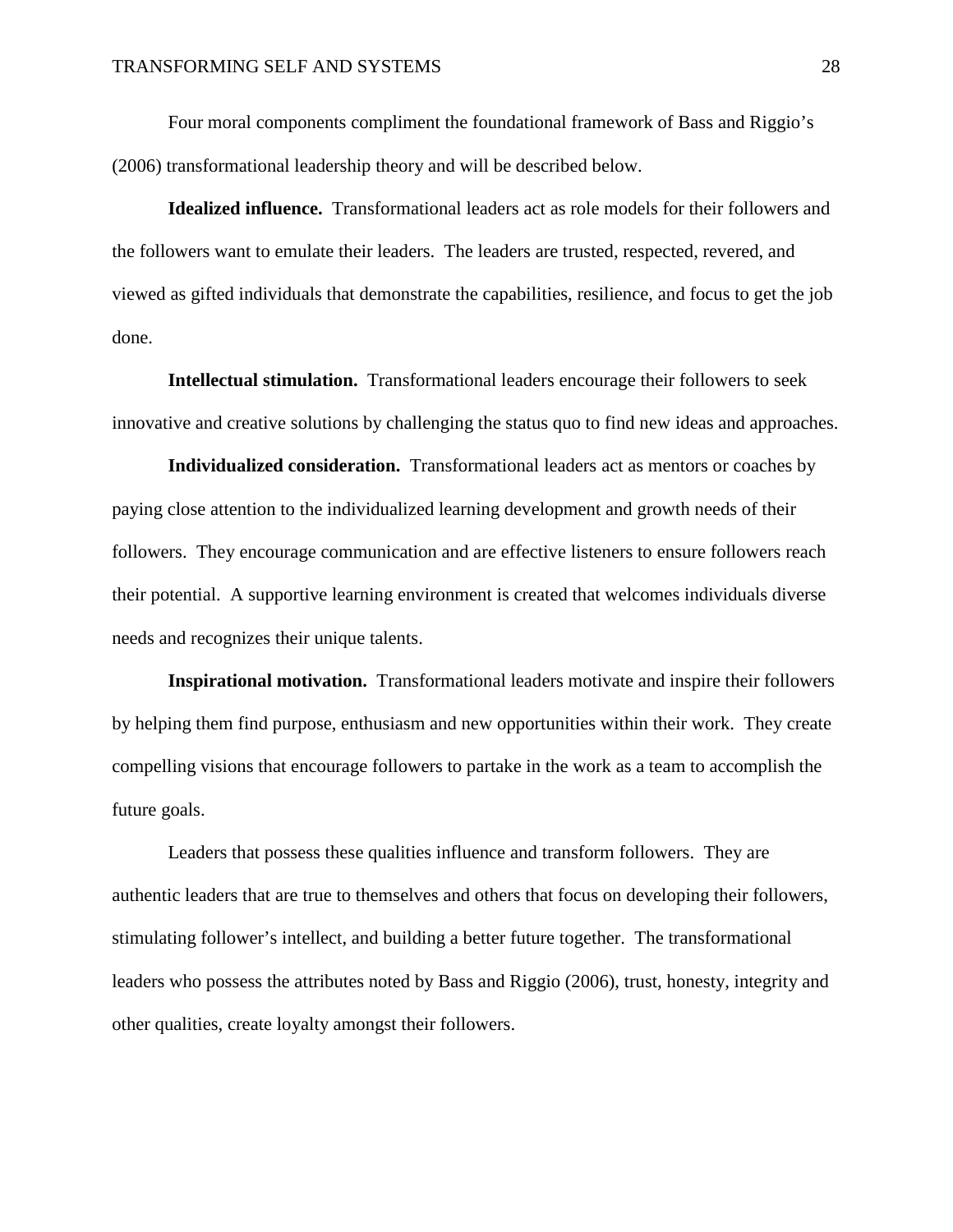Four moral components compliment the foundational framework of Bass and Riggio's (2006) transformational leadership theory and will be described below.

**Idealized influence.** Transformational leaders act as role models for their followers and the followers want to emulate their leaders. The leaders are trusted, respected, revered, and viewed as gifted individuals that demonstrate the capabilities, resilience, and focus to get the job done.

**Intellectual stimulation.** Transformational leaders encourage their followers to seek innovative and creative solutions by challenging the status quo to find new ideas and approaches.

**Individualized consideration.** Transformational leaders act as mentors or coaches by paying close attention to the individualized learning development and growth needs of their followers. They encourage communication and are effective listeners to ensure followers reach their potential. A supportive learning environment is created that welcomes individuals diverse needs and recognizes their unique talents.

**Inspirational motivation.** Transformational leaders motivate and inspire their followers by helping them find purpose, enthusiasm and new opportunities within their work. They create compelling visions that encourage followers to partake in the work as a team to accomplish the future goals.

Leaders that possess these qualities influence and transform followers. They are authentic leaders that are true to themselves and others that focus on developing their followers, stimulating follower's intellect, and building a better future together. The transformational leaders who possess the attributes noted by Bass and Riggio (2006), trust, honesty, integrity and other qualities, create loyalty amongst their followers.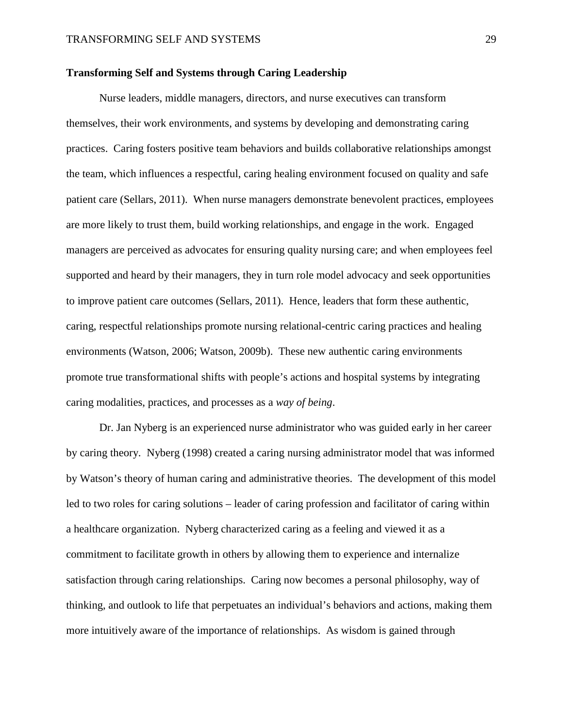**Transforming Self and Systems through Caring Leadership**

Nurse leaders, middle managers, directors, and nurse executives can transform themselves, their work environments, and systems by developing and demonstrating caring practices. Caring fosters positive team behaviors and builds collaborative relationships amongst the team, which influences a respectful, caring healing environment focused on quality and safe patient care (Sellars, 2011). When nurse managers demonstrate benevolent practices, employees are more likely to trust them, build working relationships, and engage in the work. Engaged managers are perceived as advocates for ensuring quality nursing care; and when employees feel supported and heard by their managers, they in turn role model advocacy and seek opportunities to improve patient care outcomes (Sellars, 2011). Hence, leaders that form these authentic, caring, respectful relationships promote nursing relational-centric caring practices and healing environments (Watson, 2006; Watson, 2009b). These new authentic caring environments promote true transformational shifts with people's actions and hospital systems by integrating caring modalities, practices, and processes as a *way of being*.

Dr. Jan Nyberg is an experienced nurse administrator who was guided early in her career by caring theory. Nyberg (1998) created a caring nursing administrator model that was informed by Watson's theory of human caring and administrative theories. The development of this model led to two roles for caring solutions – leader of caring profession and facilitator of caring within a healthcare organization. Nyberg characterized caring as a feeling and viewed it as a commitment to facilitate growth in others by allowing them to experience and internalize satisfaction through caring relationships. Caring now becomes a personal philosophy, way of thinking, and outlook to life that perpetuates an individual's behaviors and actions, making them more intuitively aware of the importance of relationships. As wisdom is gained through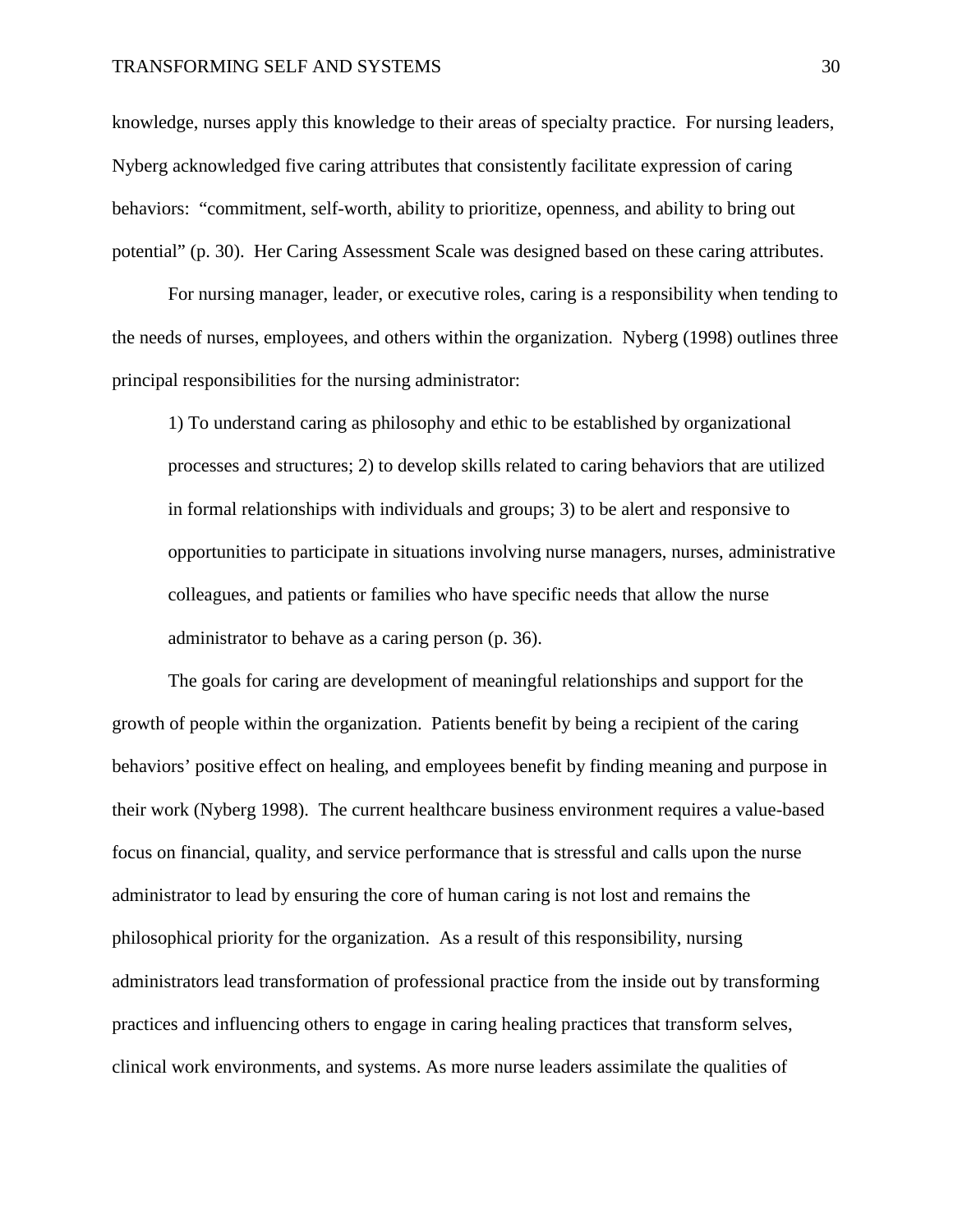knowledge, nurses apply this knowledge to their areas of specialty practice. For nursing leaders, Nyberg acknowledged five caring attributes that consistently facilitate expression of caring behaviors: "commitment, self-worth, ability to prioritize, openness, and ability to bring out potential" (p. 30). Her Caring Assessment Scale was designed based on these caring attributes.

For nursing manager, leader, or executive roles, caring is a responsibility when tending to the needs of nurses, employees, and others within the organization. Nyberg (1998) outlines three principal responsibilities for the nursing administrator:

> 1) To understand caring as philosophy and ethic to be established by organizational processes and structures; 2) to develop skills related to caring behaviors that are utilized in formal relationships with individuals and groups; 3) to be alert and responsive to opportunities to participate in situations involving nurse managers, nurses, administrative colleagues, and patients or families who have specific needs that allow the nurse administrator to behave as a caring person (p. 36).

The goals for caring are development of meaningful relationships and support for the growth of people within the organization. Patients benefit by being a recipient of the caring behaviors' positive effect on healing, and employees benefit by finding meaning and purpose in their work (Nyberg 1998). The current healthcare business environment requires a value-based focus on financial, quality, and service performance that is stressful and calls upon the nurse administrator to lead by ensuring the core of human caring is not lost and remains the philosophical priority for the organization. As a result of this responsibility, nursing administrators lead transformation of professional practice from the inside out by transforming practices and influencing others to engage in caring healing practices that transform selves, clinical work environments, and systems. As more nurse leaders assimilate the qualities of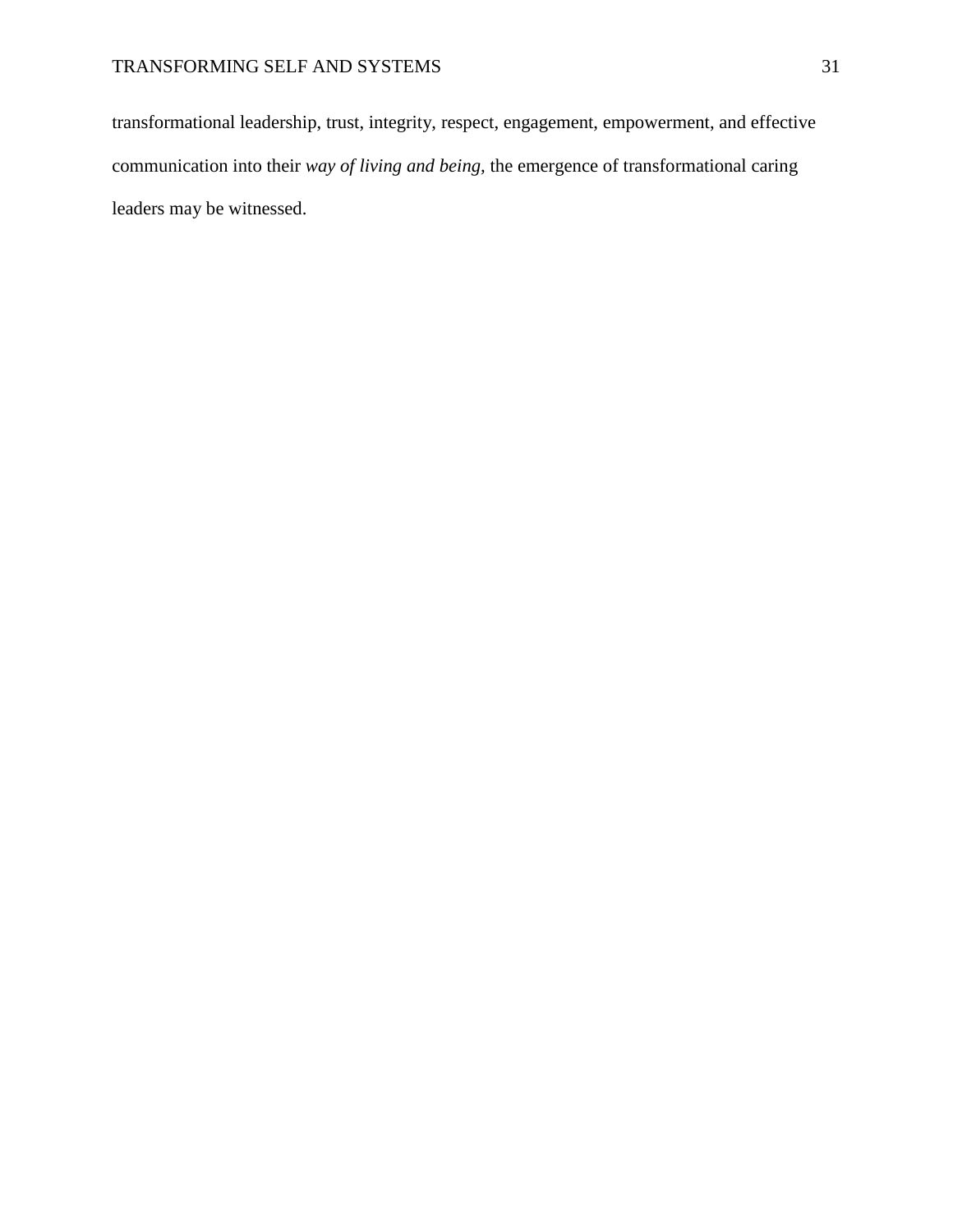transformational leadership, trust, integrity, respect, engagement, empowerment, and effective communication into their *way of living and being*, the emergence of transformational caring leaders may be witnessed.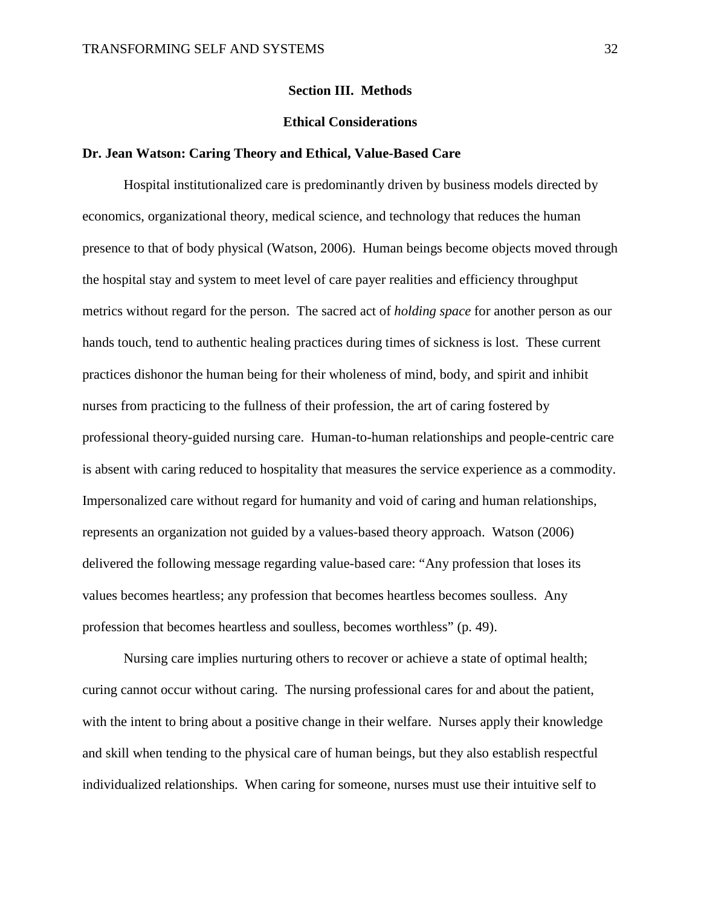## Section III. Methods

### Ethical Considerations

**Dr. Jean Watson: Caring Theory and Ethical, Value-Based Care**

Hospital institutionalized care is predominantly driven by business models directed by economics, organizational theory, medical science, and technology that reduces the human presence to that of body physical (Watson, 2006). Human beings become objects moved through the hospital stay and system to meet level of care payer realities and efficiency throughput metrics without regard for the person. The sacred act of *holding space* for another person as our hands touch, tend to authentic healing practices during times of sickness is lost. These current practices dishonor the human being for their wholeness of mind, body, and spirit and inhibit nurses from practicing to the fullness of their profession, the art of caring fostered by professional theory-guided nursing care. Human-to-human relationships and people-centric care is absent with caring reduced to hospitality that measures the service experience as a commodity. Impersonalized care without regard for humanity and void of caring and human relationships, represents an organization not guided by a values-based theory approach. Watson (2006) delivered the following message regarding value-based care: "Any profession that loses its values becomes heartless; any profession that becomes heartless becomes soulless. Any profession that becomes heartless and soulless, becomes worthless" (p. 49).

Nursing care implies nurturing others to recover or achieve a state of optimal health; curing cannot occur without caring. The nursing professional cares for and about the patient, with the intent to bring about a positive change in their welfare. Nurses apply their knowledge and skill when tending to the physical care of human beings, but they also establish respectful individualized relationships. When caring for someone, nurses must use their intuitive self to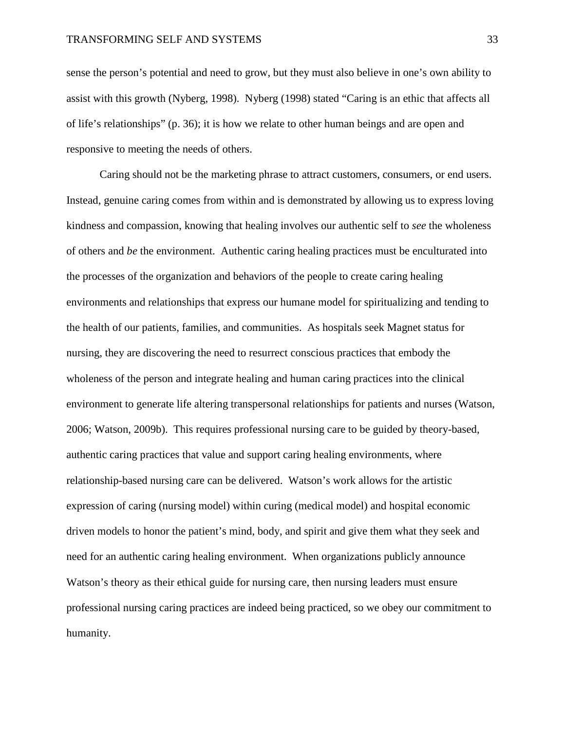sense the person's potential and need to grow, but they must also believe in one's own ability to assist with this growth (Nyberg, 1998). Nyberg (1998) stated "Caring is an ethic that affects all of life's relationships" (p. 36); it is how we relate to other human beings and are open and responsive to meeting the needs of others.

Caring should not be the marketing phrase to attract customers, consumers, or end users. Instead, genuine caring comes from within and is demonstrated by allowing us to express loving kindness and compassion, knowing that healing involves our authentic self to *see* the wholeness of others and *be* the environment. Authentic caring healing practices must be enculturated into the processes of the organization and behaviors of the people to create caring healing environments and relationships that express our humane model for spiritualizing and tending to the health of our patients, families, and communities. As hospitals seek Magnet status for nursing, they are discovering the need to resurrect conscious practices that embody the wholeness of the person and integrate healing and human caring practices into the clinical environment to generate life altering transpersonal relationships for patients and nurses (Watson, 2006; Watson, 2009b). This requires professional nursing care to be guided by theory-based, authentic caring practices that value and support caring healing environments, where relationship-based nursing care can be delivered. Watson's work allows for the artistic expression of caring (nursing model) within curing (medical model) and hospital economic driven models to honor the patient's mind, body, and spirit and give them what they seek and need for an authentic caring healing environment. When organizations publicly announce Watson's theory as their ethical guide for nursing care, then nursing leaders must ensure professional nursing caring practices are indeed being practiced, so we obey our commitment to humanity.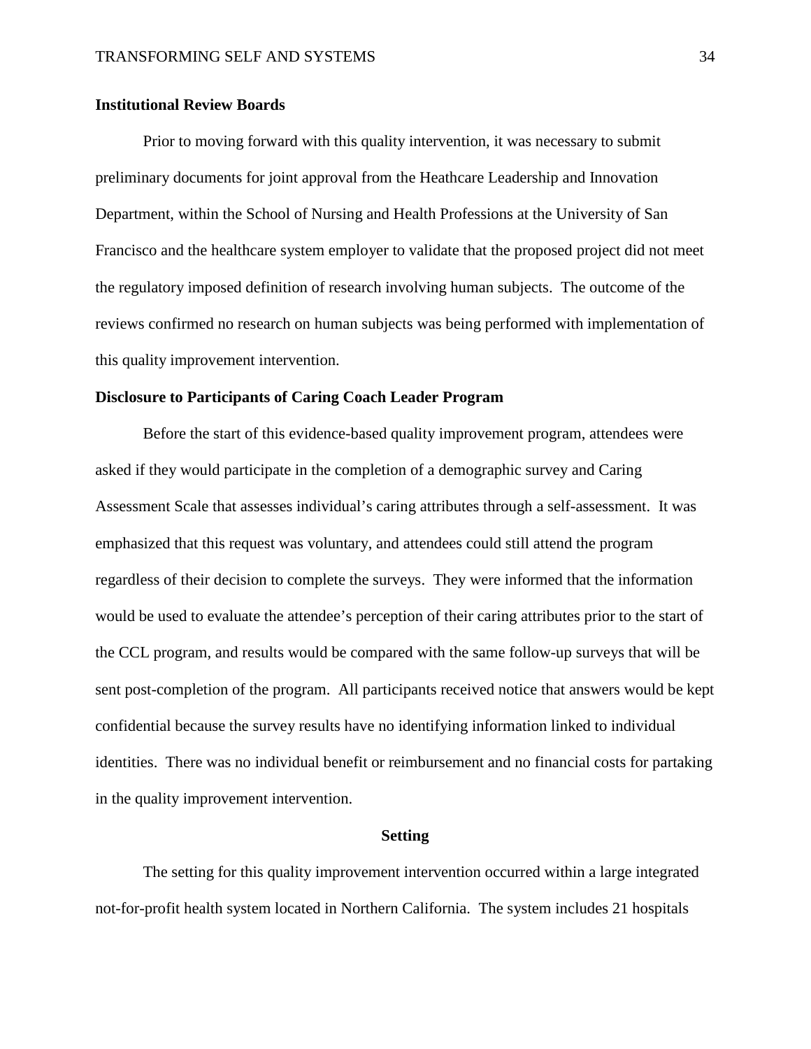### Institutional Review Boards

Prior to moving forward with this quality intervention, it was necessary to submit preliminary documents for joint approval from the Heathcare Leadership and Innovation Department, within the School of Nursing and Health Professions at the University of San Francisco and the healthcare system employer to validate that the proposed project did not meet the regulatory imposed definition of research involving human subjects. The outcome of the reviews confirmed no research on human subjects was being performed with implementation of this quality improvement intervention.

### Disclosure to Participants of Caring Coach Leader Program

Before the start of this evidence-based quality improvement program, attendees were asked if they would participate in the completion of a demographic survey and Caring Assessment Scale that assesses individual's caring attributes through a self-assessment. It was emphasized that this request was voluntary, and attendees could still attend the program regardless of their decision to complete the surveys. They were informed that the information would be used to evaluate the attendee's perception of their caring attributes prior to the start of the CCL program, and results would be compared with the same follow-up surveys that will be sent post-completion of the program. All participants received notice that answers would be kept confidential because the survey results have no identifying information linked to individual identities. There was no individual benefit or reimbursement and no financial costs for partaking in the quality improvement intervention.

## Setting

The setting for this quality improvement intervention occurred within a large integrated not-for-profit health system located in Northern California. The system includes 21 hospitals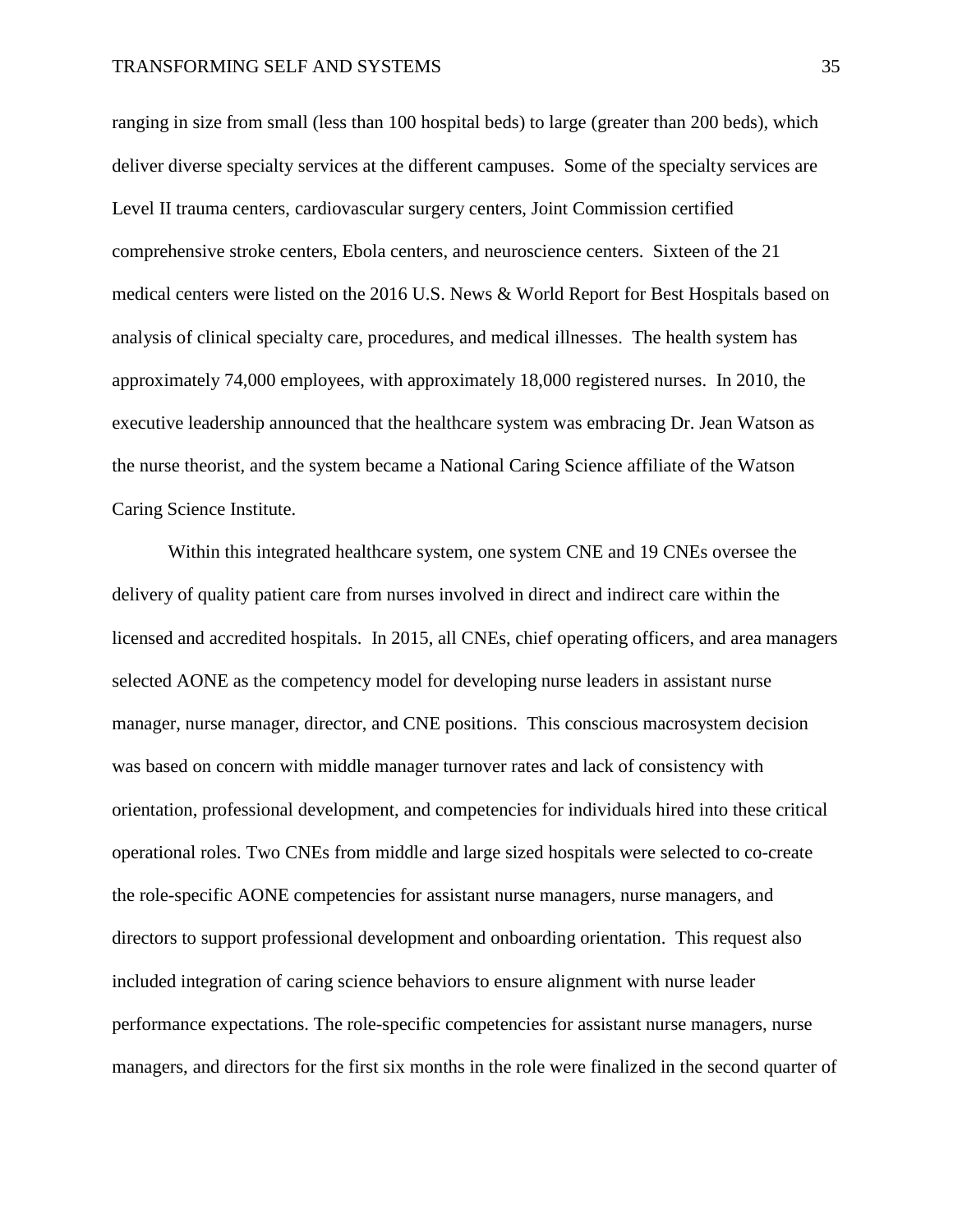ranging in size from small (less than 100 hospital beds) to large (greater than 200 beds), which deliver diverse specialty services at the different campuses. Some of the specialty services are Level II trauma centers, cardiovascular surgery centers, Joint Commission certified comprehensive stroke centers, Ebola centers, and neuroscience centers. Sixteen of the 21 medical centers were listed on the 2016 U.S. News & World Report for Best Hospitals based on analysis of clinical specialty care, procedures, and medical illnesses. The health system has approximately 74,000 employees, with approximately 18,000 registered nurses. In 2010, the executive leadership announced that the healthcare system was embracing Dr. Jean Watson as the nurse theorist, and the system became a National Caring Science affiliate of the Watson Caring Science Institute.

Within this integrated healthcare system, one system CNE and 19 CNEs oversee the delivery of quality patient care from nurses involved in direct and indirect care within the licensed and accredited hospitals. In 2015, all CNEs, chief operating officers, and area managers selected AONE as the competency model for developing nurse leaders in assistant nurse manager, nurse manager, director, and CNE positions. This conscious macrosystem decision was based on concern with middle manager turnover rates and lack of consistency with orientation, professional development, and competencies for individuals hired into these critical operational roles. Two CNEs from middle and large sized hospitals were selected to co-create the role-specific AONE competencies for assistant nurse managers, nurse managers, and directors to support professional development and onboarding orientation. This request also included integration of caring science behaviors to ensure alignment with nurse leader performance expectations. The role-specific competencies for assistant nurse managers, nurse managers, and directors for the first six months in the role were finalized in the second quarter of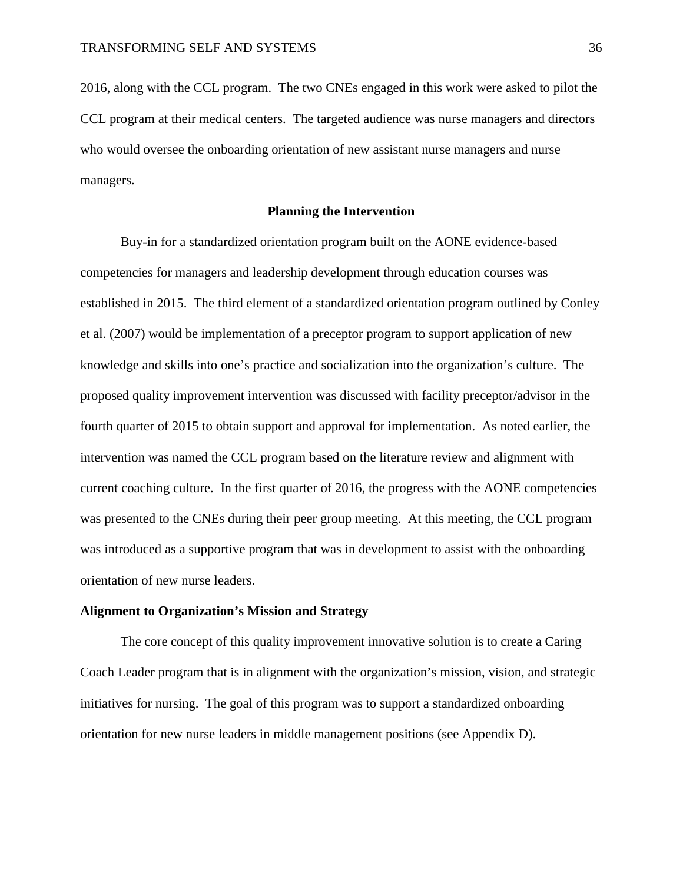2016, along with the CCL program. The two CNEs engaged in this work were asked to pilot the CCL program at their medical centers. The targeted audience was nurse managers and directors who would oversee the onboarding orientation of new assistant nurse managers and nurse managers.

## Planning the Intervention

Buy-in for a standardized orientation program built on the AONE evidence-based competencies for managers and leadership development through education courses was established in 2015. The third element of a standardized orientation program outlined by Conley et al. (2007) would be implementation of a preceptor program to support application of new knowledge and skills into one's practice and socialization into the organization's culture. The proposed quality improvement intervention was discussed with facility preceptor/advisor in the fourth quarter of 2015 to obtain support and approval for implementation. As noted earlier, the intervention was named the CCL program based on the literature review and alignment with current coaching culture. In the first quarter of 2016, the progress with the AONE competencies was presented to the CNEs during their peer group meeting. At this meeting, the CCL program was introduced as a supportive program that was in development to assist with the onboarding orientation of new nurse leaders.

### Alignment to Organization's Mission and Strategy

The core concept of this quality improvement innovative solution is to create a Caring Coach Leader program that is in alignment with the organization's mission, vision, and strategic initiatives for nursing. The goal of this program was to support a standardized onboarding orientation for new nurse leaders in middle management positions (see Appendix D).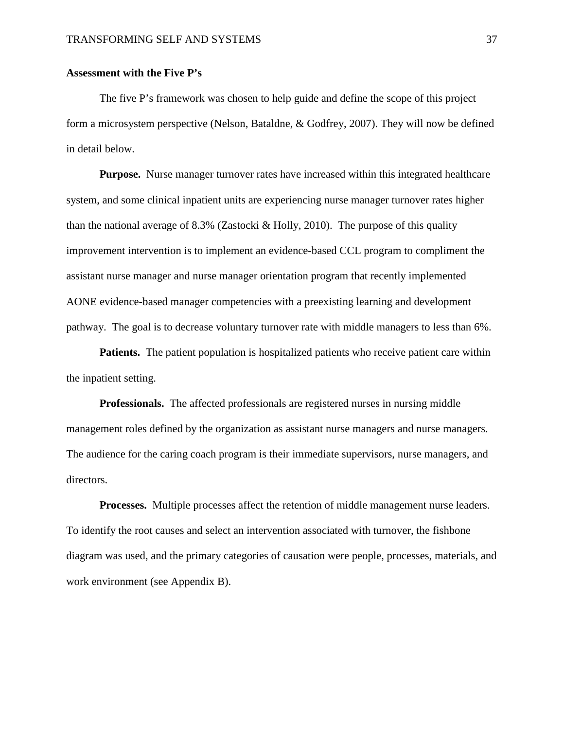**Assessment with the Five P's**

The five P's framework was chosen to help guide and define the scope of this project form a microsystem perspective (Nelson, Bataldne, & Godfrey, 2007). They will now be defined in detail below.

**Purpose.** Nurse manager turnover rates have increased within this integrated healthcare system, and some clinical inpatient units are experiencing nurse manager turnover rates higher than the national average of 8.3% (Zastocki & Holly, 2010). The purpose of this quality improvement intervention is to implement an evidence-based CCL program to compliment the assistant nurse manager and nurse manager orientation program that recently implemented AONE evidence-based manager competencies with a preexisting learning and development pathway. The goal is to decrease voluntary turnover rate with middle managers to less than 6%.

**Patients.** The patient population is hospitalized patients who receive patient care within the inpatient setting.

**Professionals.** The affected professionals are registered nurses in nursing middle management roles defined by the organization as assistant nurse managers and nurse managers. The audience for the caring coach program is their immediate supervisors, nurse managers, and directors.

**Processes.** Multiple processes affect the retention of middle management nurse leaders. To identify the root causes and select an intervention associated with turnover, the fishbone diagram was used, and the primary categories of causation were people, processes, materials, and work environment (see Appendix B).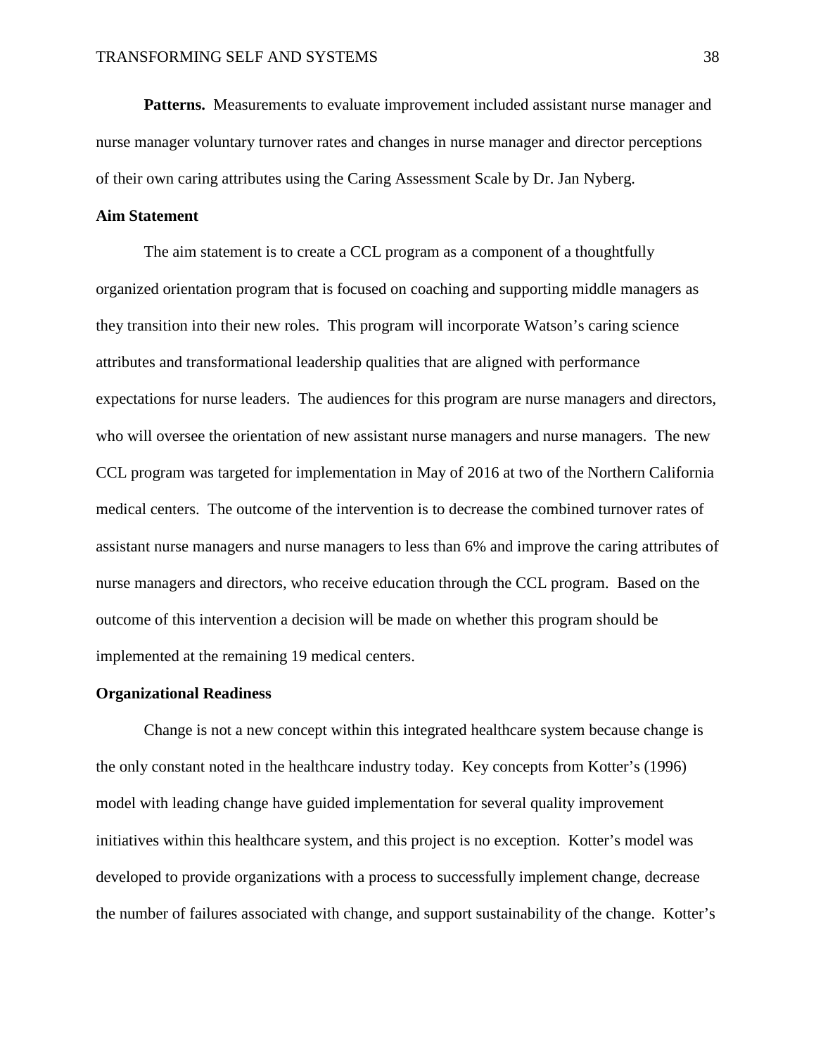**Patterns.** Measurements to evaluate improvement included assistant nurse manager and nurse manager voluntary turnover rates and changes in nurse manager and director perceptions of their own caring attributes using the Caring Assessment Scale by Dr. Jan Nyberg.

## Aim Statement

The aim statement is to create a CCL program as a component of a thoughtfully organized orientation program that is focused on coaching and supporting middle managers as they transition into their new roles. This program will incorporate Watson's caring science attributes and transformational leadership qualities that are aligned with performance expectations for nurse leaders. The audiences for this program are nurse managers and directors, who will oversee the orientation of new assistant nurse managers and nurse managers. The new CCL program was targeted for implementation in May of 2016 at two of the Northern California medical centers. The outcome of the intervention is to decrease the combined turnover rates of assistant nurse managers and nurse managers to less than 6% and improve the caring attributes of nurse managers and directors, who receive education through the CCL program. Based on the outcome of this intervention a decision will be made on whether this program should be implemented at the remaining 19 medical centers.

## Organizational Readiness

Change is not a new concept within this integrated healthcare system because change is the only constant noted in the healthcare industry today. Key concepts from Kotter's (1996) model with leading change have guided implementation for several quality improvement initiatives within this healthcare system, and this project is no exception. Kotter's model was developed to provide organizations with a process to successfully implement change, decrease the number of failures associated with change, and support sustainability of the change. Kotter's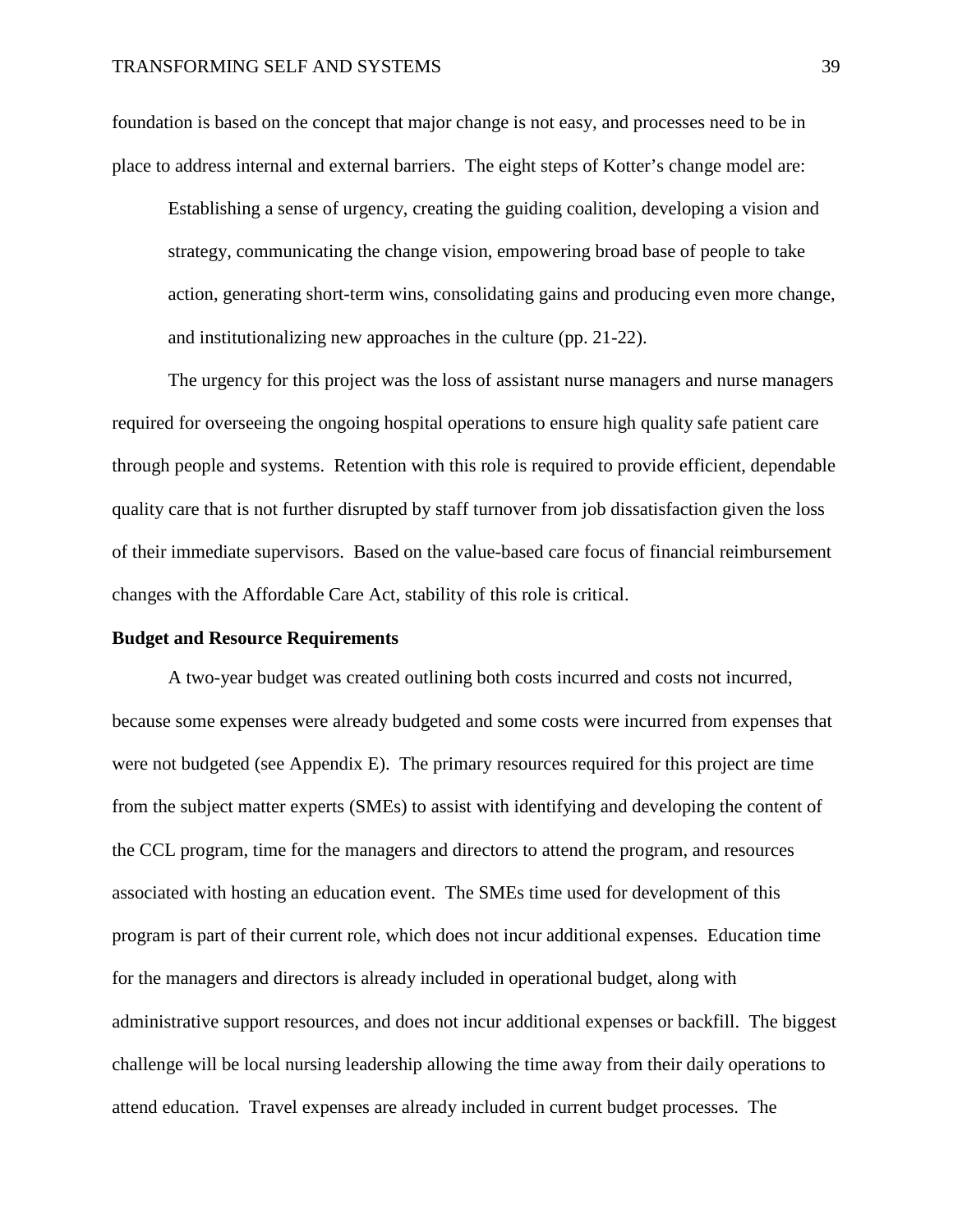foundation is based on the concept that major change is not easy, and processes need to be in place to address internal and external barriers. The eight steps of Kotter's change model are:

> Establishing a sense of urgency, creating the guiding coalition, developing a vision and strategy, communicating the change vision, empowering broad base of people to take action, generating short-term wins, consolidating gains and producing even more change, and institutionalizing new approaches in the culture (pp. 21-22).

The urgency for this project was the loss of assistant nurse managers and nurse managers required for overseeing the ongoing hospital operations to ensure high quality safe patient care through people and systems. Retention with this role is required to provide efficient, dependable quality care that is not further disrupted by staff turnover from job dissatisfaction given the loss of their immediate supervisors. Based on the value-based care focus of financial reimbursement changes with the Affordable Care Act, stability of this role is critical.

**Budget and Resource Requirements**

A two-year budget was created outlining both costs incurred and costs not incurred, because some expenses were already budgeted and some costs were incurred from expenses that were not budgeted (see Appendix E). The primary resources required for this project are time from the subject matter experts (SMEs) to assist with identifying and developing the content of the CCL program, time for the managers and directors to attend the program, and resources associated with hosting an education event. The SMEs time used for development of this program is part of their current role, which does not incur additional expenses. Education time for the managers and directors is already included in operational budget, along with administrative support resources, and does not incur additional expenses or backfill. The biggest challenge will be local nursing leadership allowing the time away from their daily operations to attend education. Travel expenses are already included in current budget processes. The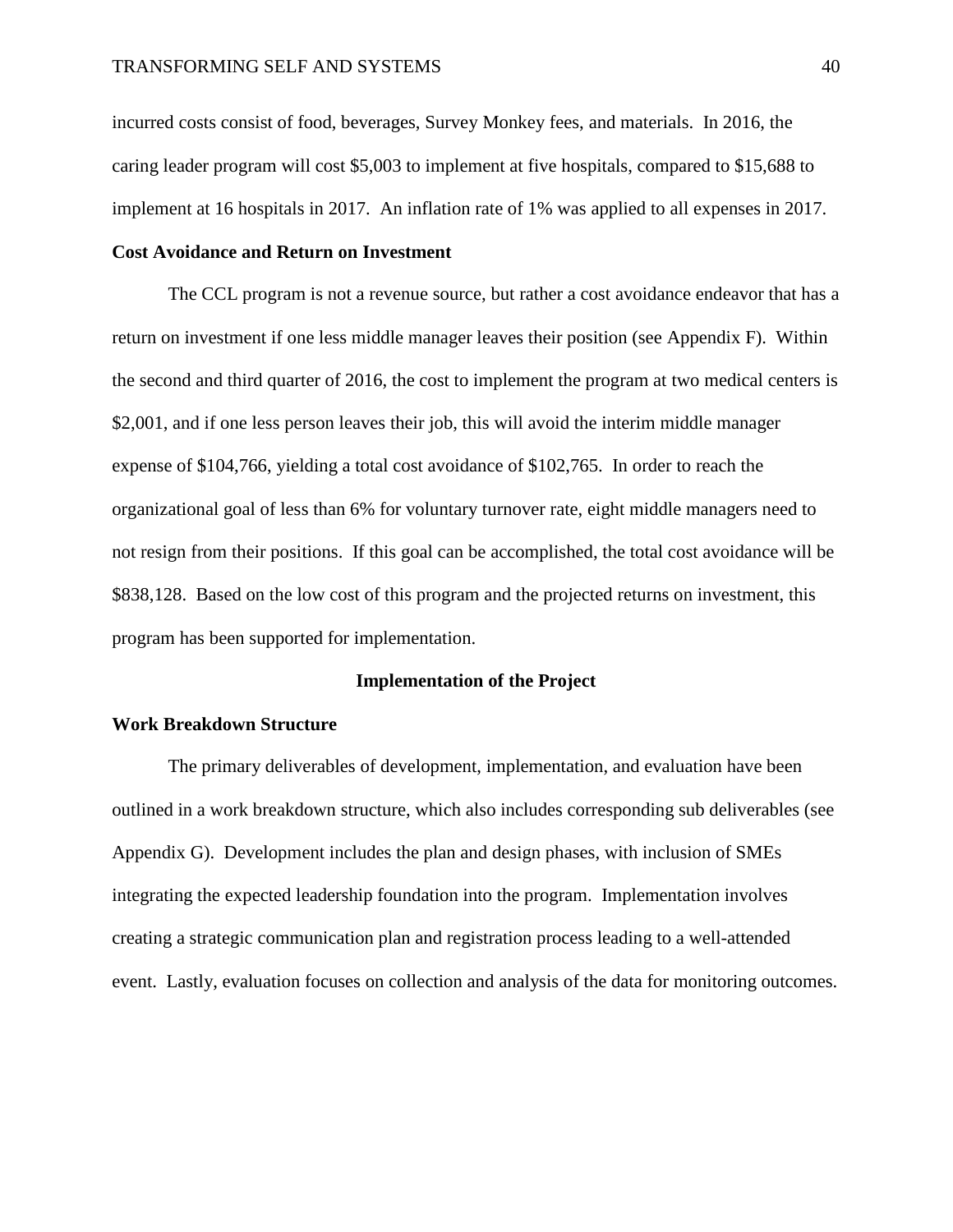incurred costs consist of food, beverages, Survey Monkey fees, and materials. In 2016, the caring leader program will cost $5,003 to implement at five hospitals, compared to $15,688 to implement at 16 hospitals in 2017. An inflation rate of 1% was applied to all expenses in 2017.

**Cost Avoidance and Return on Investment**

The CCL program is not a revenue source, but rather a cost avoidance endeavor that has a return on investment if one less middle manager leaves their position (see Appendix F). Within the second and third quarter of 2016, the cost to implement the program at two medical centers is $2,001, and if one less person leaves their job, this will avoid the interim middle manager expense of $104,766, yielding a total cost avoidance of $102,765. In order to reach the organizational goal of less than 6% for voluntary turnover rate, eight middle managers need to not resign from their positions. If this goal can be accomplished, the total cost avoidance will be $838,128. Based on the low cost of this program and the projected returns on investment, this program has been supported for implementation.

## Implementation of the Project

**Work Breakdown Structure**

The primary deliverables of development, implementation, and evaluation have been outlined in a work breakdown structure, which also includes corresponding sub deliverables (see Appendix G). Development includes the plan and design phases, with inclusion of SMEs integrating the expected leadership foundation into the program. Implementation involves creating a strategic communication plan and registration process leading to a well-attended event. Lastly, evaluation focuses on collection and analysis of the data for monitoring outcomes.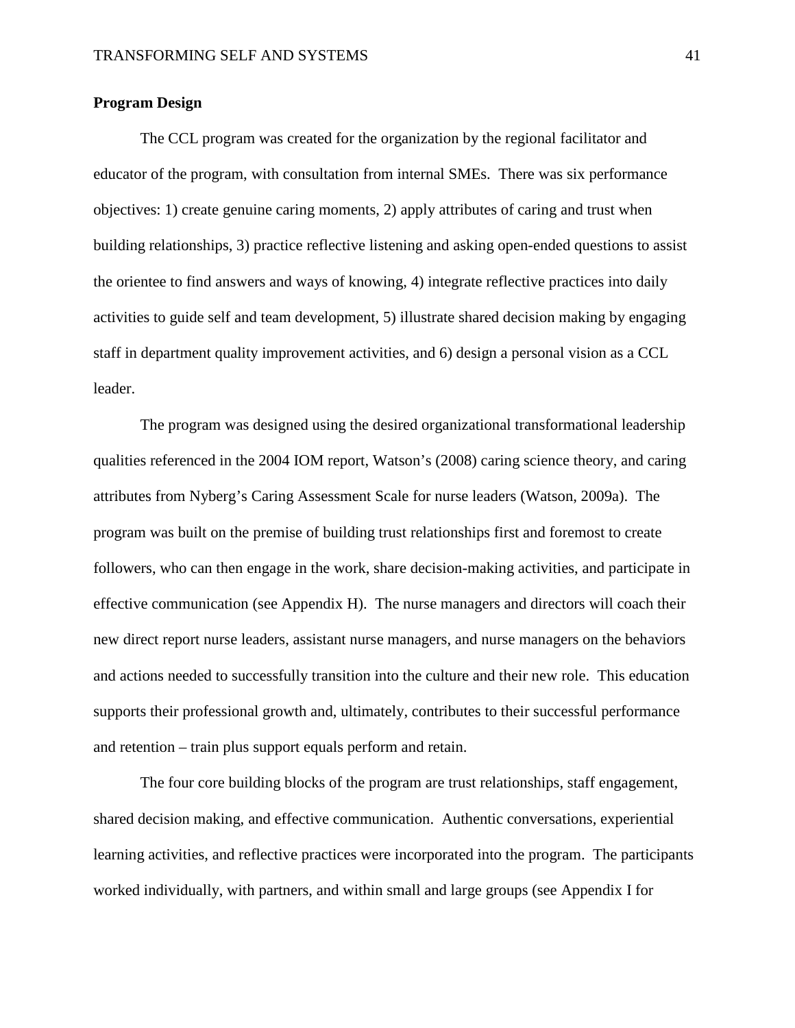**Program Design**

The CCL program was created for the organization by the regional facilitator and educator of the program, with consultation from internal SMEs. There was six performance objectives: 1) create genuine caring moments, 2) apply attributes of caring and trust when building relationships, 3) practice reflective listening and asking open-ended questions to assist the orientee to find answers and ways of knowing, 4) integrate reflective practices into daily activities to guide self and team development, 5) illustrate shared decision making by engaging staff in department quality improvement activities, and 6) design a personal vision as a CCL leader.

The program was designed using the desired organizational transformational leadership qualities referenced in the 2004 IOM report, Watson's (2008) caring science theory, and caring attributes from Nyberg's Caring Assessment Scale for nurse leaders (Watson, 2009a). The program was built on the premise of building trust relationships first and foremost to create followers, who can then engage in the work, share decision-making activities, and participate in effective communication (see Appendix H). The nurse managers and directors will coach their new direct report nurse leaders, assistant nurse managers, and nurse managers on the behaviors and actions needed to successfully transition into the culture and their new role. This education supports their professional growth and, ultimately, contributes to their successful performance and retention – train plus support equals perform and retain.

The four core building blocks of the program are trust relationships, staff engagement, shared decision making, and effective communication. Authentic conversations, experiential learning activities, and reflective practices were incorporated into the program. The participants worked individually, with partners, and within small and large groups (see Appendix I for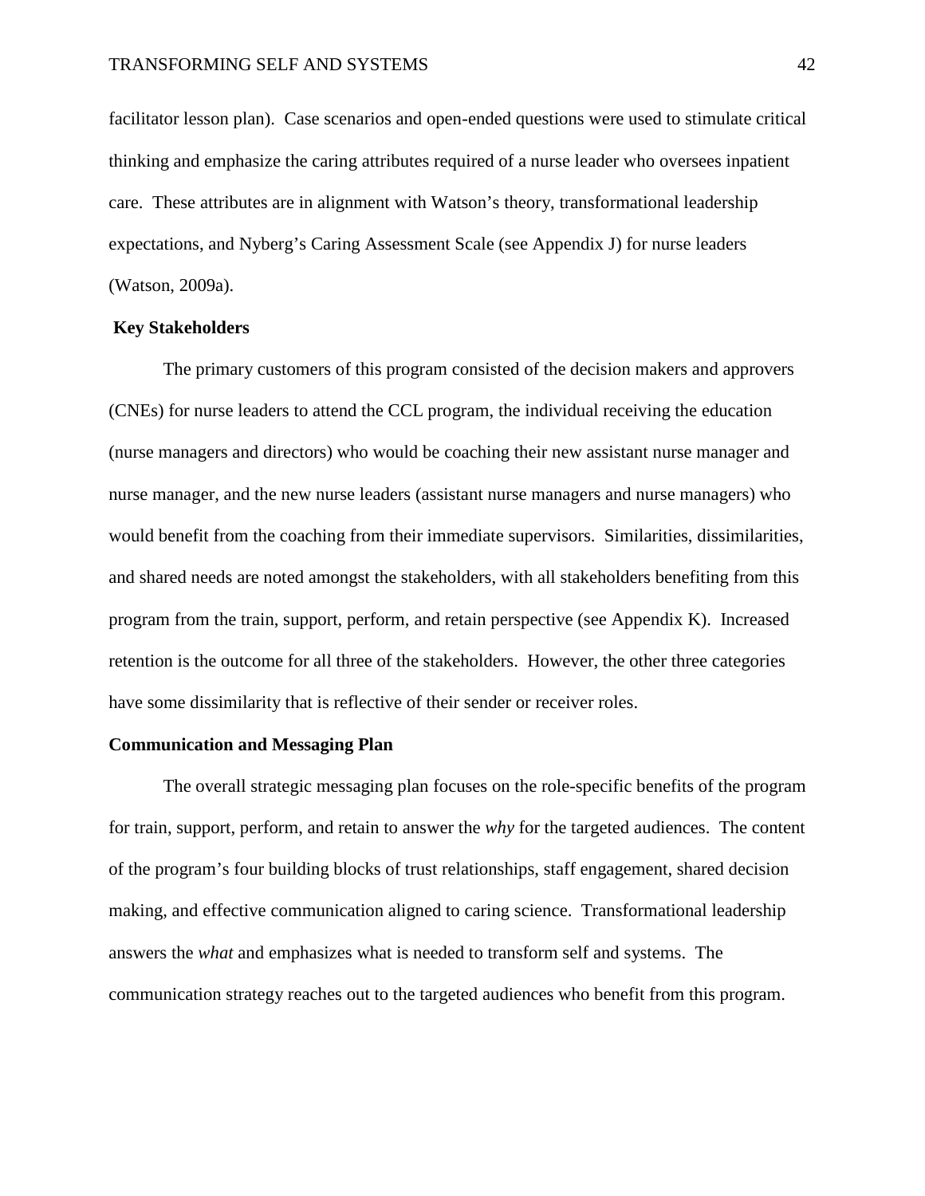facilitator lesson plan). Case scenarios and open-ended questions were used to stimulate critical thinking and emphasize the caring attributes required of a nurse leader who oversees inpatient care. These attributes are in alignment with Watson's theory, transformational leadership expectations, and Nyberg's Caring Assessment Scale (see Appendix J) for nurse leaders (Watson, 2009a).

**Key Stakeholders**

The primary customers of this program consisted of the decision makers and approvers (CNEs) for nurse leaders to attend the CCL program, the individual receiving the education (nurse managers and directors) who would be coaching their new assistant nurse manager and nurse manager, and the new nurse leaders (assistant nurse managers and nurse managers) who would benefit from the coaching from their immediate supervisors. Similarities, dissimilarities, and shared needs are noted amongst the stakeholders, with all stakeholders benefiting from this program from the train, support, perform, and retain perspective (see Appendix K). Increased retention is the outcome for all three of the stakeholders. However, the other three categories have some dissimilarity that is reflective of their sender or receiver roles.

**Communication and Messaging Plan**

The overall strategic messaging plan focuses on the role-specific benefits of the program for train, support, perform, and retain to answer the *why* for the targeted audiences. The content of the program's four building blocks of trust relationships, staff engagement, shared decision making, and effective communication aligned to caring science. Transformational leadership answers the *what* and emphasizes what is needed to transform self and systems. The communication strategy reaches out to the targeted audiences who benefit from this program.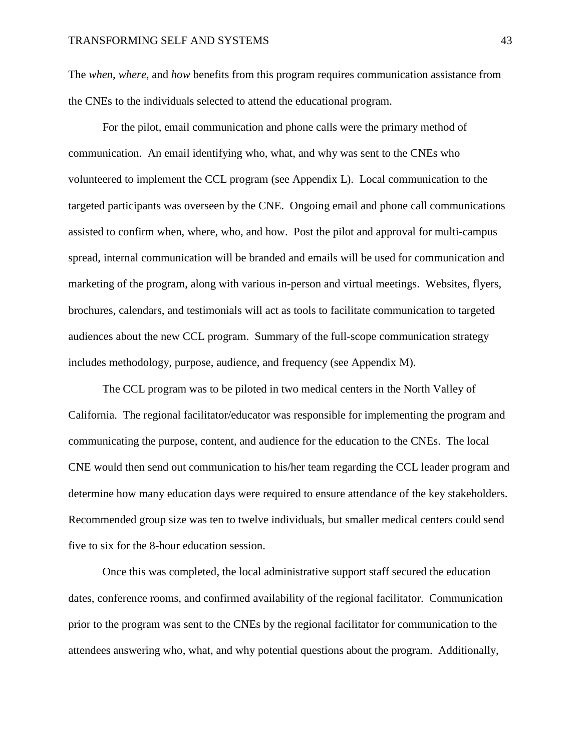The *when*, *where*, and *how* benefits from this program requires communication assistance from the CNEs to the individuals selected to attend the educational program.

For the pilot, email communication and phone calls were the primary method of communication. An email identifying who, what, and why was sent to the CNEs who volunteered to implement the CCL program (see Appendix L). Local communication to the targeted participants was overseen by the CNE. Ongoing email and phone call communications assisted to confirm when, where, who, and how. Post the pilot and approval for multi-campus spread, internal communication will be branded and emails will be used for communication and marketing of the program, along with various in-person and virtual meetings. Websites, flyers, brochures, calendars, and testimonials will act as tools to facilitate communication to targeted audiences about the new CCL program. Summary of the full-scope communication strategy includes methodology, purpose, audience, and frequency (see Appendix M).

The CCL program was to be piloted in two medical centers in the North Valley of California. The regional facilitator/educator was responsible for implementing the program and communicating the purpose, content, and audience for the education to the CNEs. The local CNE would then send out communication to his/her team regarding the CCL leader program and determine how many education days were required to ensure attendance of the key stakeholders. Recommended group size was ten to twelve individuals, but smaller medical centers could send five to six for the 8-hour education session.

Once this was completed, the local administrative support staff secured the education dates, conference rooms, and confirmed availability of the regional facilitator. Communication prior to the program was sent to the CNEs by the regional facilitator for communication to the attendees answering who, what, and why potential questions about the program. Additionally,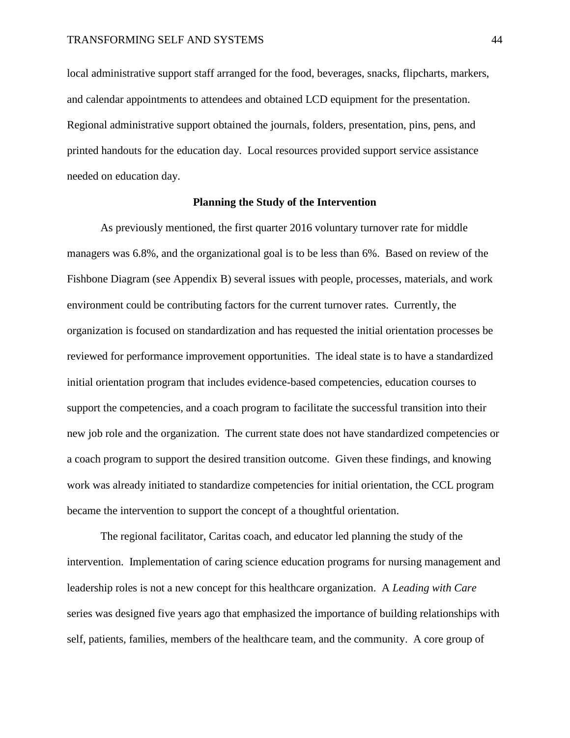local administrative support staff arranged for the food, beverages, snacks, flipcharts, markers, and calendar appointments to attendees and obtained LCD equipment for the presentation. Regional administrative support obtained the journals, folders, presentation, pins, pens, and printed handouts for the education day. Local resources provided support service assistance needed on education day.

## Planning the Study of the Intervention

As previously mentioned, the first quarter 2016 voluntary turnover rate for middle managers was 6.8%, and the organizational goal is to be less than 6%. Based on review of the Fishbone Diagram (see Appendix B) several issues with people, processes, materials, and work environment could be contributing factors for the current turnover rates. Currently, the organization is focused on standardization and has requested the initial orientation processes be reviewed for performance improvement opportunities. The ideal state is to have a standardized initial orientation program that includes evidence-based competencies, education courses to support the competencies, and a coach program to facilitate the successful transition into their new job role and the organization. The current state does not have standardized competencies or a coach program to support the desired transition outcome. Given these findings, and knowing work was already initiated to standardize competencies for initial orientation, the CCL program became the intervention to support the concept of a thoughtful orientation.

The regional facilitator, Caritas coach, and educator led planning the study of the intervention. Implementation of caring science education programs for nursing management and leadership roles is not a new concept for this healthcare organization. A *Leading with Care* series was designed five years ago that emphasized the importance of building relationships with self, patients, families, members of the healthcare team, and the community. A core group of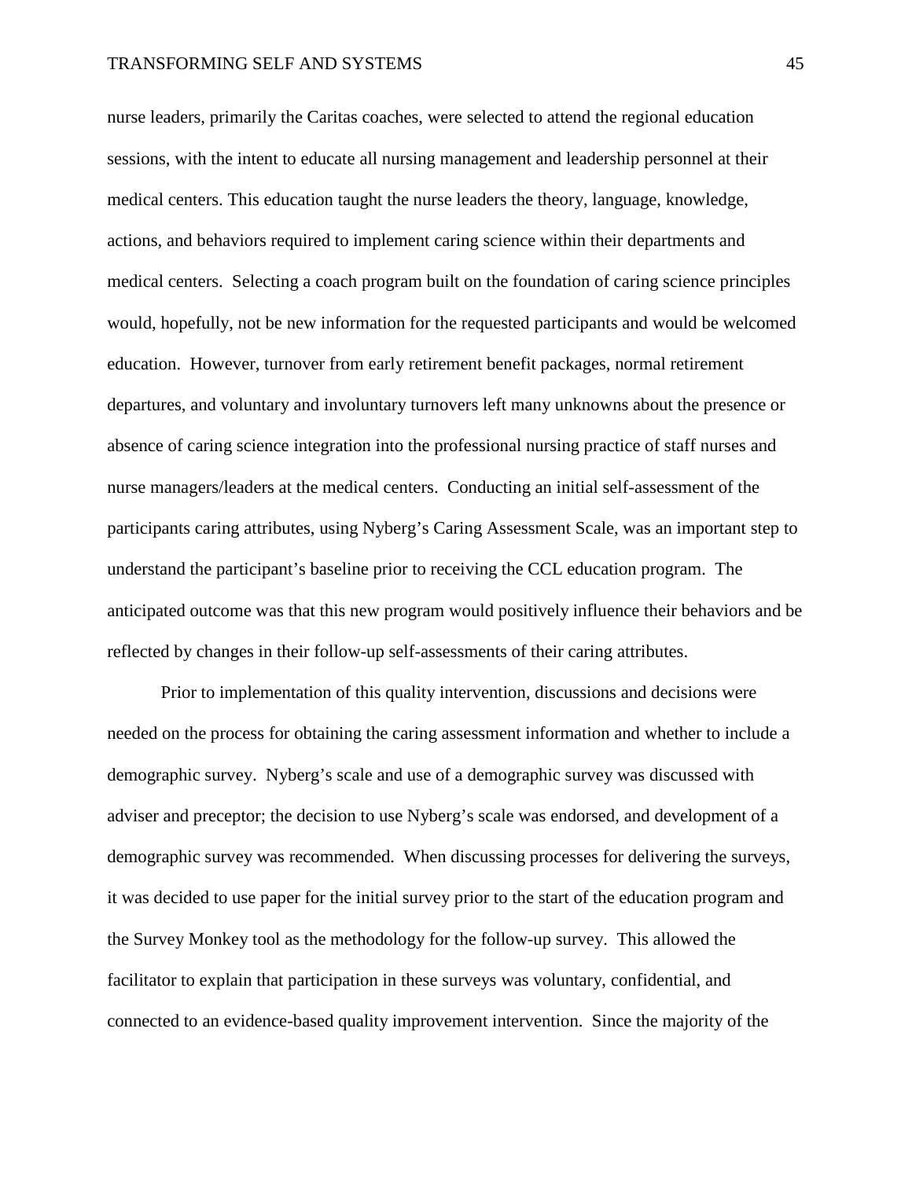nurse leaders, primarily the Caritas coaches, were selected to attend the regional education sessions, with the intent to educate all nursing management and leadership personnel at their medical centers. This education taught the nurse leaders the theory, language, knowledge, actions, and behaviors required to implement caring science within their departments and medical centers. Selecting a coach program built on the foundation of caring science principles would, hopefully, not be new information for the requested participants and would be welcomed education. However, turnover from early retirement benefit packages, normal retirement departures, and voluntary and involuntary turnovers left many unknowns about the presence or absence of caring science integration into the professional nursing practice of staff nurses and nurse managers/leaders at the medical centers. Conducting an initial self-assessment of the participants caring attributes, using Nyberg's Caring Assessment Scale, was an important step to understand the participant's baseline prior to receiving the CCL education program. The anticipated outcome was that this new program would positively influence their behaviors and be reflected by changes in their follow-up self-assessments of their caring attributes.

Prior to implementation of this quality intervention, discussions and decisions were needed on the process for obtaining the caring assessment information and whether to include a demographic survey. Nyberg's scale and use of a demographic survey was discussed with adviser and preceptor; the decision to use Nyberg's scale was endorsed, and development of a demographic survey was recommended. When discussing processes for delivering the surveys, it was decided to use paper for the initial survey prior to the start of the education program and the Survey Monkey tool as the methodology for the follow-up survey. This allowed the facilitator to explain that participation in these surveys was voluntary, confidential, and connected to an evidence-based quality improvement intervention. Since the majority of the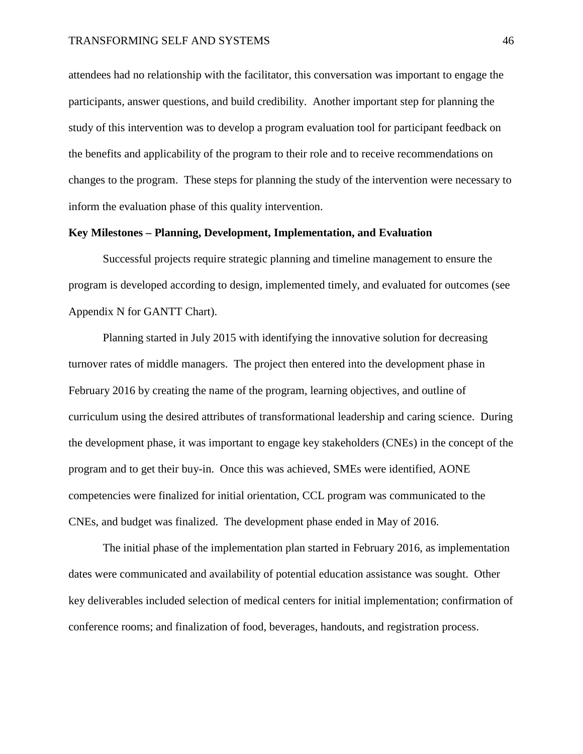attendees had no relationship with the facilitator, this conversation was important to engage the participants, answer questions, and build credibility. Another important step for planning the study of this intervention was to develop a program evaluation tool for participant feedback on the benefits and applicability of the program to their role and to receive recommendations on changes to the program. These steps for planning the study of the intervention were necessary to inform the evaluation phase of this quality intervention.

**Key Milestones – Planning, Development, Implementation, and Evaluation**

Successful projects require strategic planning and timeline management to ensure the program is developed according to design, implemented timely, and evaluated for outcomes (see Appendix N for GANTT Chart).

Planning started in July 2015 with identifying the innovative solution for decreasing turnover rates of middle managers. The project then entered into the development phase in February 2016 by creating the name of the program, learning objectives, and outline of curriculum using the desired attributes of transformational leadership and caring science. During the development phase, it was important to engage key stakeholders (CNEs) in the concept of the program and to get their buy-in. Once this was achieved, SMEs were identified, AONE competencies were finalized for initial orientation, CCL program was communicated to the CNEs, and budget was finalized. The development phase ended in May of 2016.

The initial phase of the implementation plan started in February 2016, as implementation dates were communicated and availability of potential education assistance was sought. Other key deliverables included selection of medical centers for initial implementation; confirmation of conference rooms; and finalization of food, beverages, handouts, and registration process.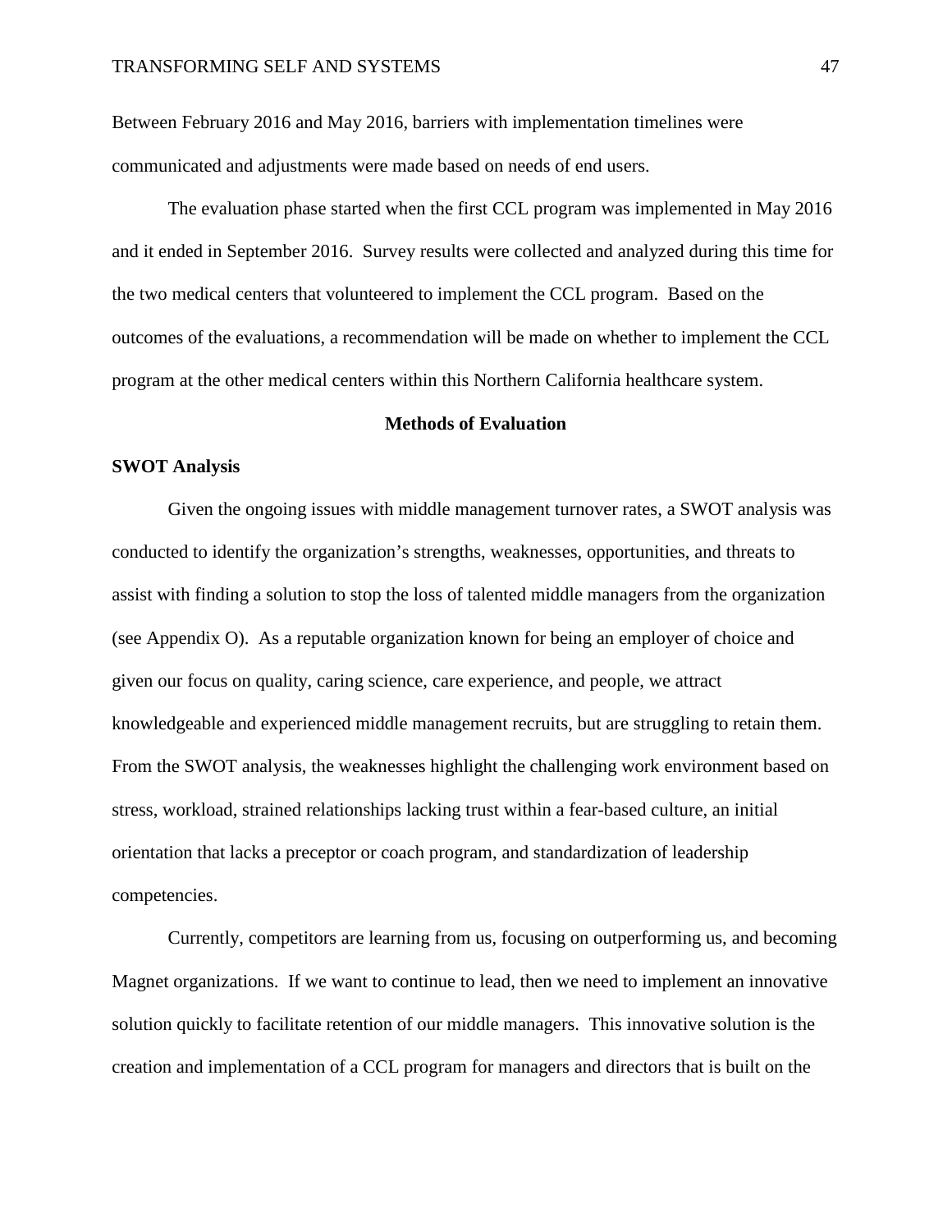Between February 2016 and May 2016, barriers with implementation timelines were communicated and adjustments were made based on needs of end users.

The evaluation phase started when the first CCL program was implemented in May 2016 and it ended in September 2016. Survey results were collected and analyzed during this time for the two medical centers that volunteered to implement the CCL program. Based on the outcomes of the evaluations, a recommendation will be made on whether to implement the CCL program at the other medical centers within this Northern California healthcare system.

## Methods of Evaluation

### SWOT Analysis

Given the ongoing issues with middle management turnover rates, a SWOT analysis was conducted to identify the organization's strengths, weaknesses, opportunities, and threats to assist with finding a solution to stop the loss of talented middle managers from the organization (see Appendix O). As a reputable organization known for being an employer of choice and given our focus on quality, caring science, care experience, and people, we attract knowledgeable and experienced middle management recruits, but are struggling to retain them. From the SWOT analysis, the weaknesses highlight the challenging work environment based on stress, workload, strained relationships lacking trust within a fear-based culture, an initial orientation that lacks a preceptor or coach program, and standardization of leadership competencies.

Currently, competitors are learning from us, focusing on outperforming us, and becoming Magnet organizations. If we want to continue to lead, then we need to implement an innovative solution quickly to facilitate retention of our middle managers. This innovative solution is the creation and implementation of a CCL program for managers and directors that is built on the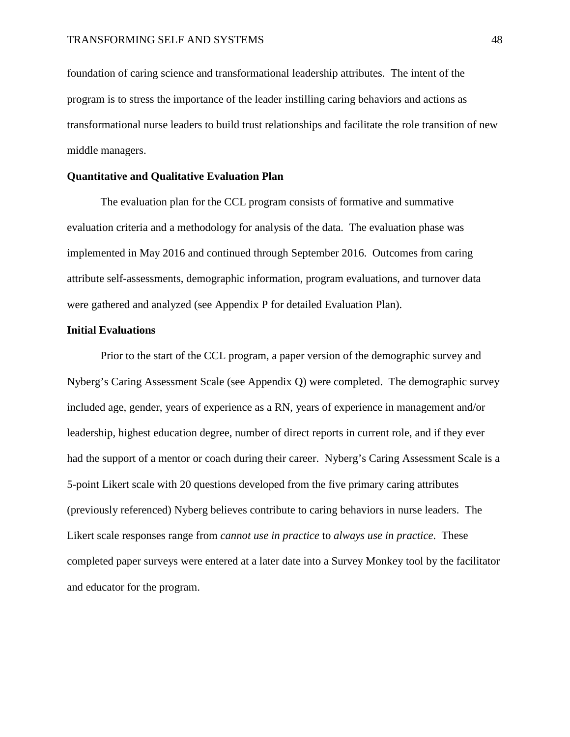foundation of caring science and transformational leadership attributes. The intent of the program is to stress the importance of the leader instilling caring behaviors and actions as transformational nurse leaders to build trust relationships and facilitate the role transition of new middle managers.

**Quantitative and Qualitative Evaluation Plan**

The evaluation plan for the CCL program consists of formative and summative evaluation criteria and a methodology for analysis of the data. The evaluation phase was implemented in May 2016 and continued through September 2016. Outcomes from caring attribute self-assessments, demographic information, program evaluations, and turnover data were gathered and analyzed (see Appendix P for detailed Evaluation Plan).

**Initial Evaluations**

Prior to the start of the CCL program, a paper version of the demographic survey and Nyberg's Caring Assessment Scale (see Appendix Q) were completed. The demographic survey included age, gender, years of experience as a RN, years of experience in management and/or leadership, highest education degree, number of direct reports in current role, and if they ever had the support of a mentor or coach during their career. Nyberg's Caring Assessment Scale is a 5-point Likert scale with 20 questions developed from the five primary caring attributes (previously referenced) Nyberg believes contribute to caring behaviors in nurse leaders. The Likert scale responses range from *cannot use in practice* to *always use in practice*. These completed paper surveys were entered at a later date into a Survey Monkey tool by the facilitator and educator for the program.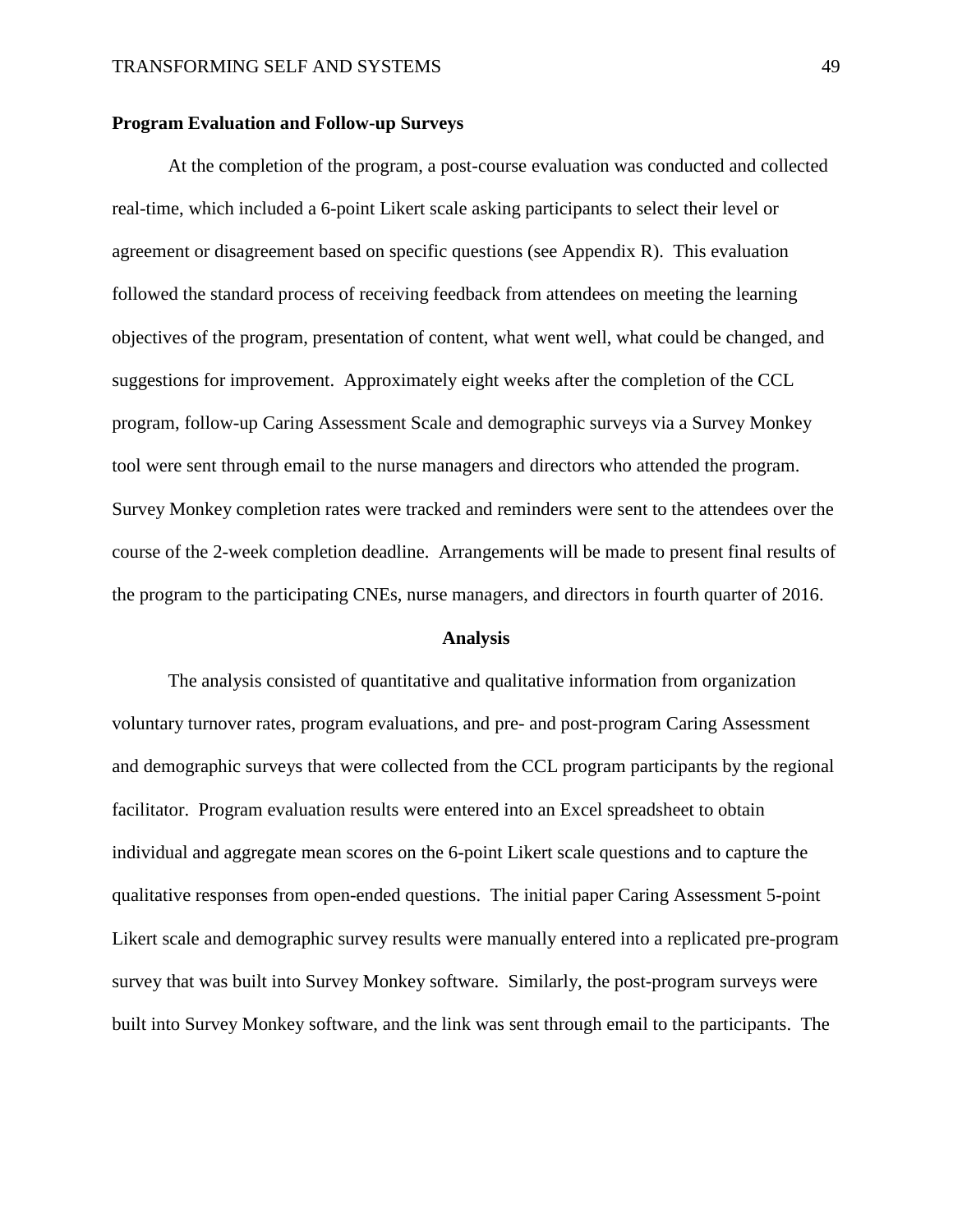**Program Evaluation and Follow-up Surveys**

At the completion of the program, a post-course evaluation was conducted and collected real-time, which included a 6-point Likert scale asking participants to select their level or agreement or disagreement based on specific questions (see Appendix R). This evaluation followed the standard process of receiving feedback from attendees on meeting the learning objectives of the program, presentation of content, what went well, what could be changed, and suggestions for improvement. Approximately eight weeks after the completion of the CCL program, follow-up Caring Assessment Scale and demographic surveys via a Survey Monkey tool were sent through email to the nurse managers and directors who attended the program. Survey Monkey completion rates were tracked and reminders were sent to the attendees over the course of the 2-week completion deadline. Arrangements will be made to present final results of the program to the participating CNEs, nurse managers, and directors in fourth quarter of 2016.

## Analysis

The analysis consisted of quantitative and qualitative information from organization voluntary turnover rates, program evaluations, and pre- and post-program Caring Assessment and demographic surveys that were collected from the CCL program participants by the regional facilitator. Program evaluation results were entered into an Excel spreadsheet to obtain individual and aggregate mean scores on the 6-point Likert scale questions and to capture the qualitative responses from open-ended questions. The initial paper Caring Assessment 5-point Likert scale and demographic survey results were manually entered into a replicated pre-program survey that was built into Survey Monkey software. Similarly, the post-program surveys were built into Survey Monkey software, and the link was sent through email to the participants. The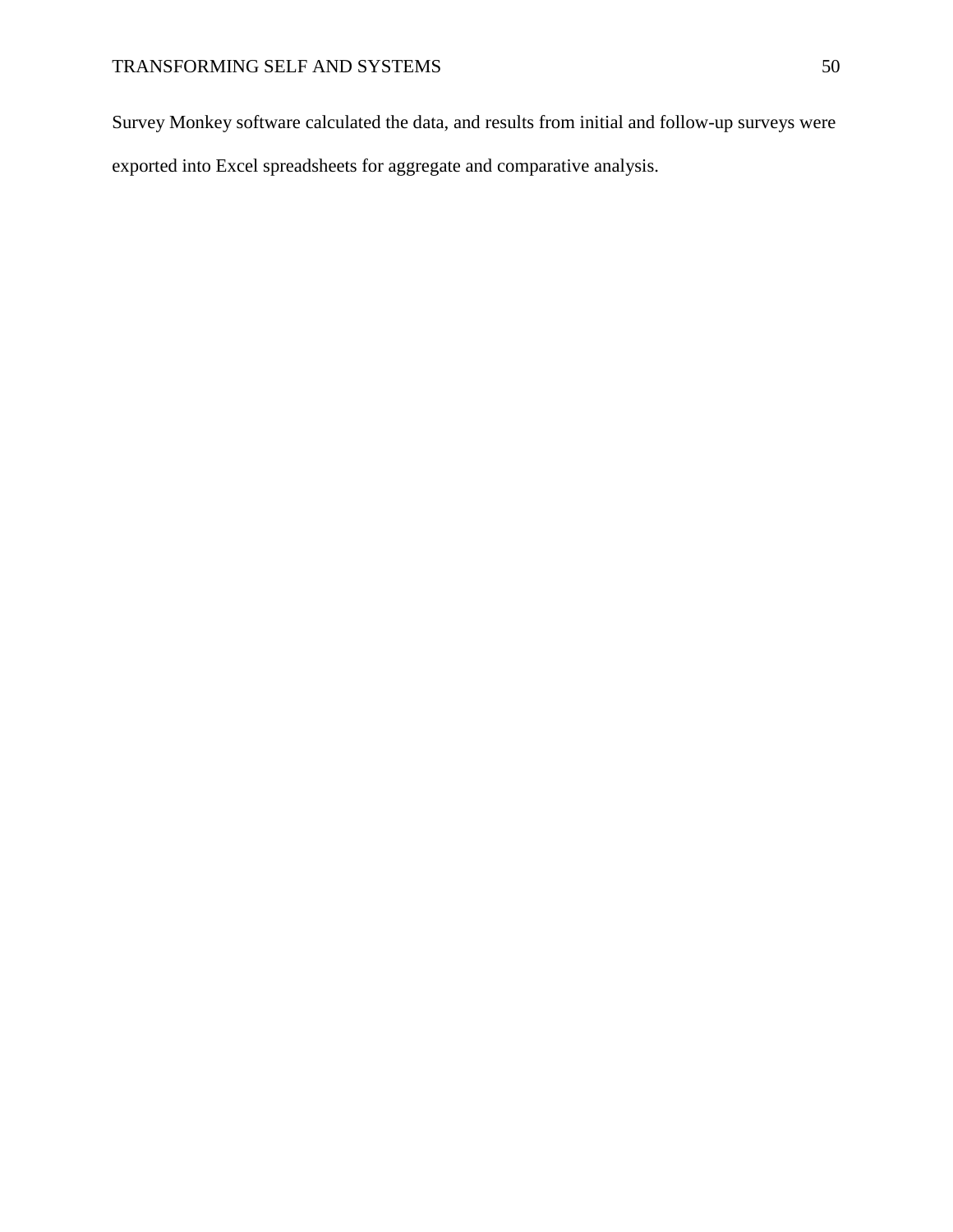Survey Monkey software calculated the data, and results from initial and follow-up surveys were exported into Excel spreadsheets for aggregate and comparative analysis.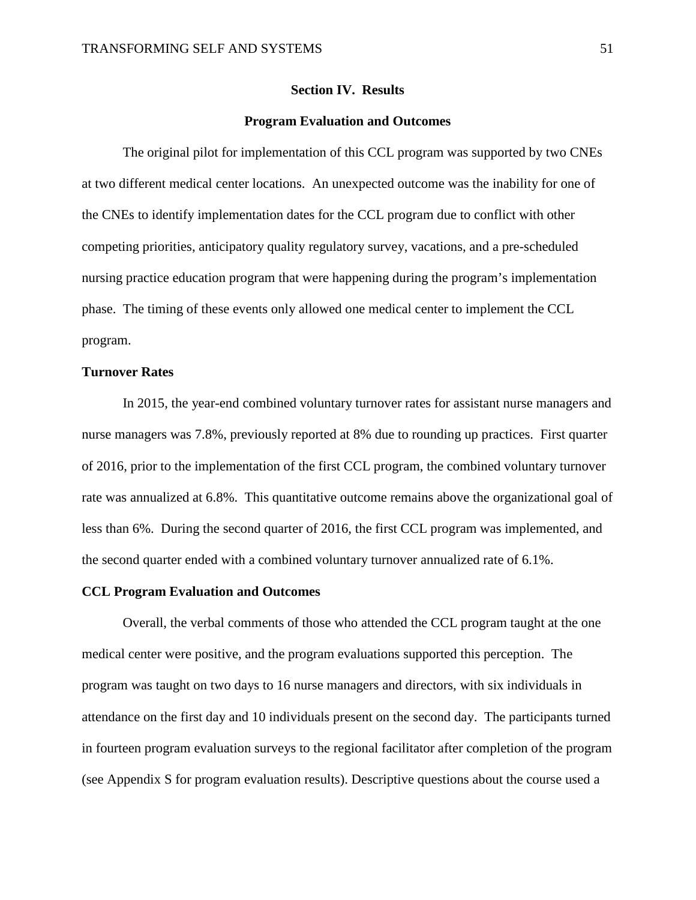## Section IV. Results

### Program Evaluation and Outcomes

The original pilot for implementation of this CCL program was supported by two CNEs at two different medical center locations. An unexpected outcome was the inability for one of the CNEs to identify implementation dates for the CCL program due to conflict with other competing priorities, anticipatory quality regulatory survey, vacations, and a pre-scheduled nursing practice education program that were happening during the program's implementation phase. The timing of these events only allowed one medical center to implement the CCL program.

### Turnover Rates

In 2015, the year-end combined voluntary turnover rates for assistant nurse managers and nurse managers was 7.8%, previously reported at 8% due to rounding up practices. First quarter of 2016, prior to the implementation of the first CCL program, the combined voluntary turnover rate was annualized at 6.8%. This quantitative outcome remains above the organizational goal of less than 6%. During the second quarter of 2016, the first CCL program was implemented, and the second quarter ended with a combined voluntary turnover annualized rate of 6.1%.

### CCL Program Evaluation and Outcomes

Overall, the verbal comments of those who attended the CCL program taught at the one medical center were positive, and the program evaluations supported this perception. The program was taught on two days to 16 nurse managers and directors, with six individuals in attendance on the first day and 10 individuals present on the second day. The participants turned in fourteen program evaluation surveys to the regional facilitator after completion of the program (see Appendix S for program evaluation results). Descriptive questions about the course used a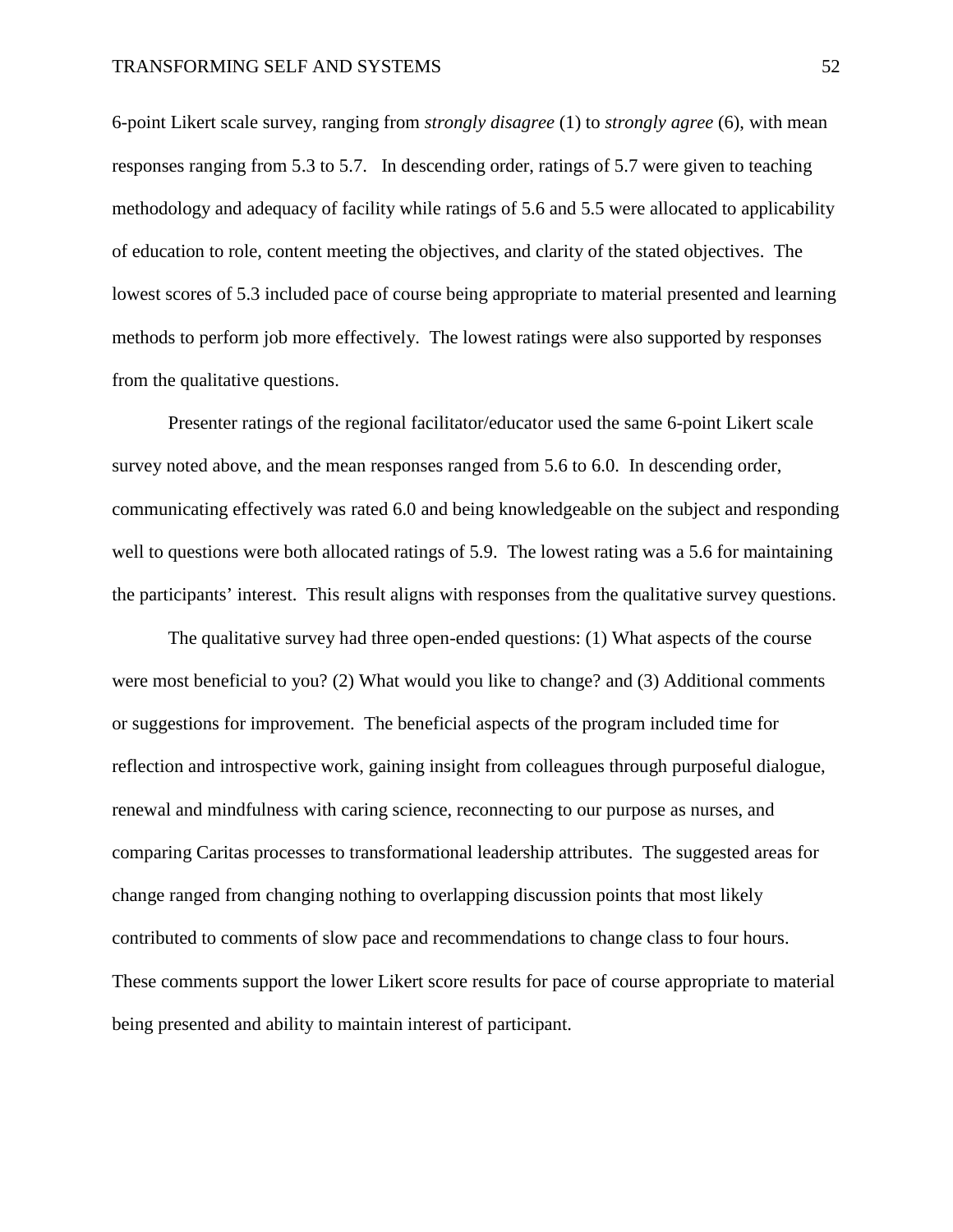6-point Likert scale survey, ranging from *strongly disagree* (1) to *strongly agree* (6), with mean responses ranging from 5.3 to 5.7. In descending order, ratings of 5.7 were given to teaching methodology and adequacy of facility while ratings of 5.6 and 5.5 were allocated to applicability of education to role, content meeting the objectives, and clarity of the stated objectives. The lowest scores of 5.3 included pace of course being appropriate to material presented and learning methods to perform job more effectively. The lowest ratings were also supported by responses from the qualitative questions.

Presenter ratings of the regional facilitator/educator used the same 6-point Likert scale survey noted above, and the mean responses ranged from 5.6 to 6.0. In descending order, communicating effectively was rated 6.0 and being knowledgeable on the subject and responding well to questions were both allocated ratings of 5.9. The lowest rating was a 5.6 for maintaining the participants' interest. This result aligns with responses from the qualitative survey questions.

The qualitative survey had three open-ended questions: (1) What aspects of the course were most beneficial to you? (2) What would you like to change? and (3) Additional comments or suggestions for improvement. The beneficial aspects of the program included time for reflection and introspective work, gaining insight from colleagues through purposeful dialogue, renewal and mindfulness with caring science, reconnecting to our purpose as nurses, and comparing Caritas processes to transformational leadership attributes. The suggested areas for change ranged from changing nothing to overlapping discussion points that most likely contributed to comments of slow pace and recommendations to change class to four hours. These comments support the lower Likert score results for pace of course appropriate to material being presented and ability to maintain interest of participant.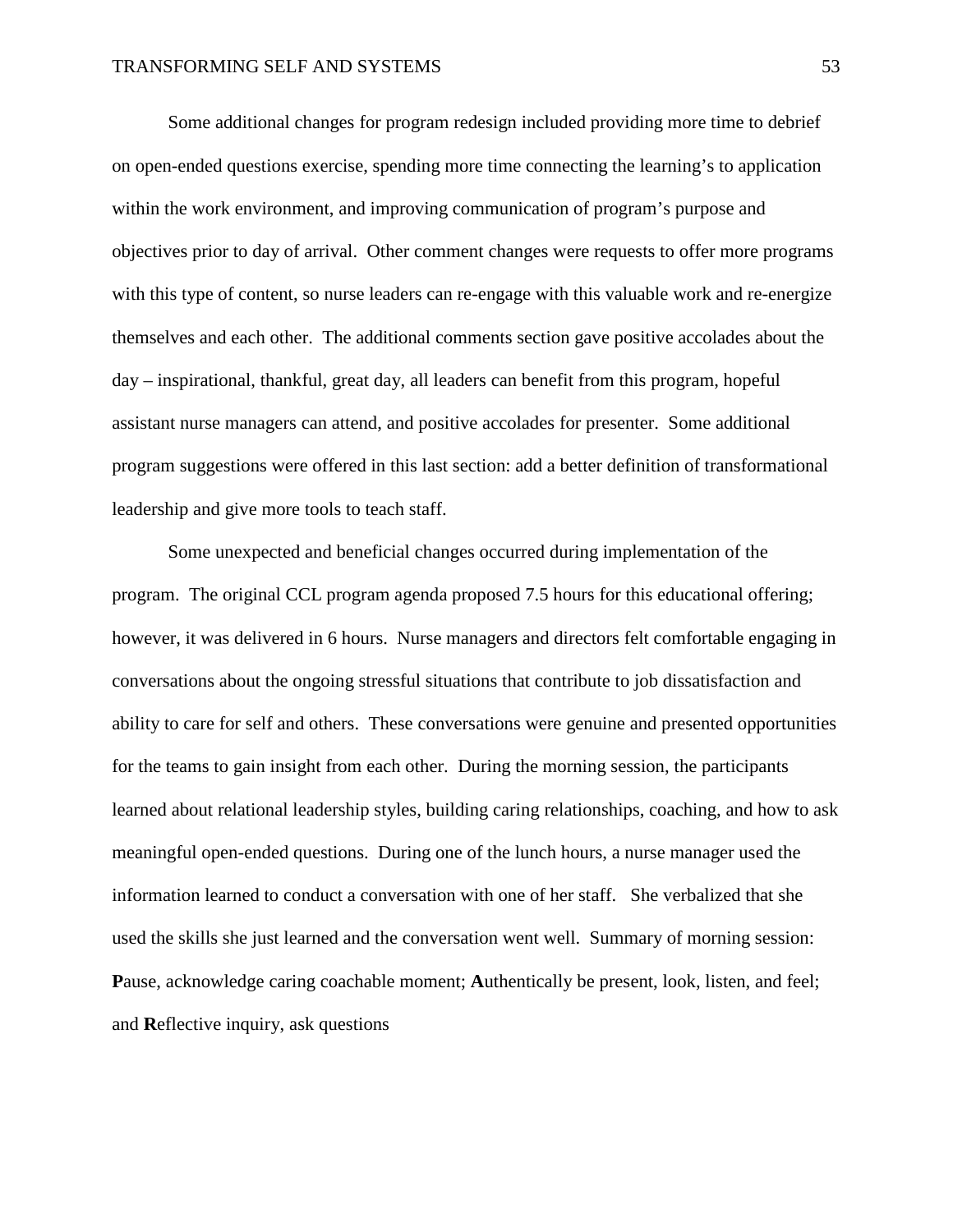Some additional changes for program redesign included providing more time to debrief on open-ended questions exercise, spending more time connecting the learning's to application within the work environment, and improving communication of program's purpose and objectives prior to day of arrival. Other comment changes were requests to offer more programs with this type of content, so nurse leaders can re-engage with this valuable work and re-energize themselves and each other. The additional comments section gave positive accolades about the day – inspirational, thankful, great day, all leaders can benefit from this program, hopeful assistant nurse managers can attend, and positive accolades for presenter. Some additional program suggestions were offered in this last section: add a better definition of transformational leadership and give more tools to teach staff.

Some unexpected and beneficial changes occurred during implementation of the program. The original CCL program agenda proposed 7.5 hours for this educational offering; however, it was delivered in 6 hours. Nurse managers and directors felt comfortable engaging in conversations about the ongoing stressful situations that contribute to job dissatisfaction and ability to care for self and others. These conversations were genuine and presented opportunities for the teams to gain insight from each other. During the morning session, the participants learned about relational leadership styles, building caring relationships, coaching, and how to ask meaningful open-ended questions. During one of the lunch hours, a nurse manager used the information learned to conduct a conversation with one of her staff. She verbalized that she used the skills she just learned and the conversation went well. Summary of morning session: **P**ause, acknowledge caring coachable moment; **A**uthentically be present, look, listen, and feel; and **R**eflective inquiry, ask questions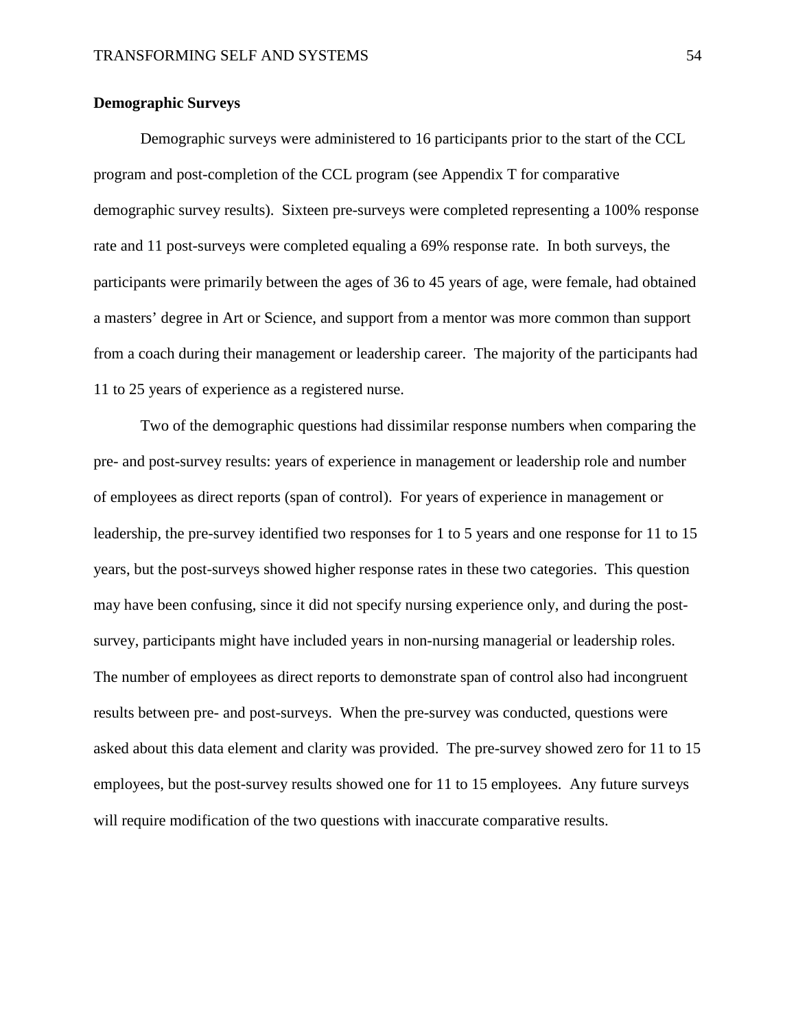**Demographic Surveys**

Demographic surveys were administered to 16 participants prior to the start of the CCL program and post-completion of the CCL program (see Appendix T for comparative demographic survey results). Sixteen pre-surveys were completed representing a 100% response rate and 11 post-surveys were completed equaling a 69% response rate. In both surveys, the participants were primarily between the ages of 36 to 45 years of age, were female, had obtained a masters' degree in Art or Science, and support from a mentor was more common than support from a coach during their management or leadership career. The majority of the participants had 11 to 25 years of experience as a registered nurse.

Two of the demographic questions had dissimilar response numbers when comparing the pre- and post-survey results: years of experience in management or leadership role and number of employees as direct reports (span of control). For years of experience in management or leadership, the pre-survey identified two responses for 1 to 5 years and one response for 11 to 15 years, but the post-surveys showed higher response rates in these two categories. This question may have been confusing, since it did not specify nursing experience only, and during the post-survey, participants might have included years in non-nursing managerial or leadership roles. The number of employees as direct reports to demonstrate span of control also had incongruent results between pre- and post-surveys. When the pre-survey was conducted, questions were asked about this data element and clarity was provided. The pre-survey showed zero for 11 to 15 employees, but the post-survey results showed one for 11 to 15 employees. Any future surveys will require modification of the two questions with inaccurate comparative results.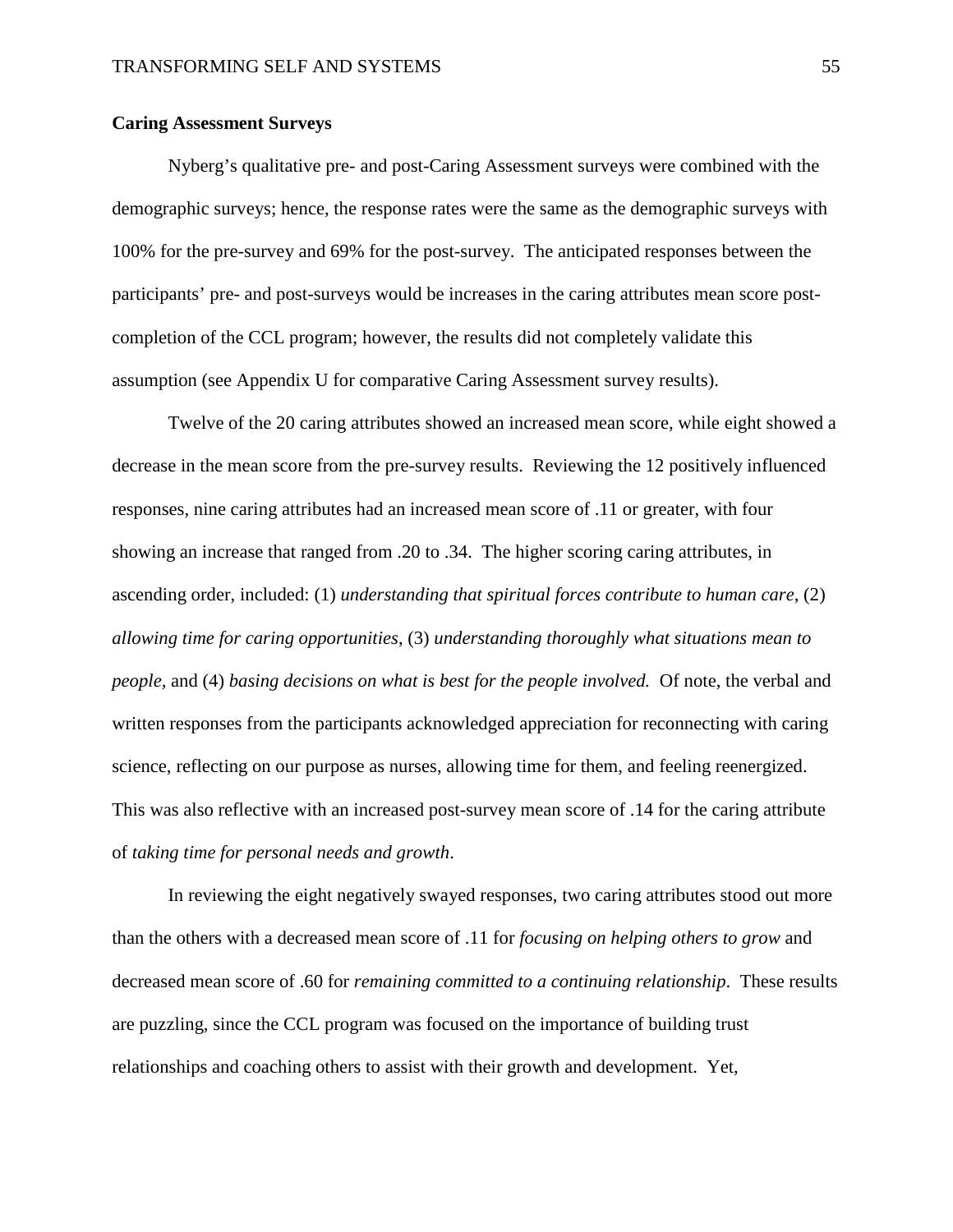**Caring Assessment Surveys**

Nyberg's qualitative pre- and post-Caring Assessment surveys were combined with the demographic surveys; hence, the response rates were the same as the demographic surveys with 100% for the pre-survey and 69% for the post-survey. The anticipated responses between the participants' pre- and post-surveys would be increases in the caring attributes mean score post-completion of the CCL program; however, the results did not completely validate this assumption (see Appendix U for comparative Caring Assessment survey results).

Twelve of the 20 caring attributes showed an increased mean score, while eight showed a decrease in the mean score from the pre-survey results. Reviewing the 12 positively influenced responses, nine caring attributes had an increased mean score of .11 or greater, with four showing an increase that ranged from .20 to .34. The higher scoring caring attributes, in ascending order, included: (1) *understanding that spiritual forces contribute to human care*, (2) *allowing time for caring opportunities*, (3) *understanding thoroughly what situations mean to people,* and (4) *basing decisions on what is best for the people involved.* Of note, the verbal and written responses from the participants acknowledged appreciation for reconnecting with caring science, reflecting on our purpose as nurses, allowing time for them, and feeling reenergized. This was also reflective with an increased post-survey mean score of .14 for the caring attribute of *taking time for personal needs and growth*.

In reviewing the eight negatively swayed responses, two caring attributes stood out more than the others with a decreased mean score of .11 for *focusing on helping others to grow* and decreased mean score of .60 for *remaining committed to a continuing relationship.* These results are puzzling, since the CCL program was focused on the importance of building trust relationships and coaching others to assist with their growth and development. Yet,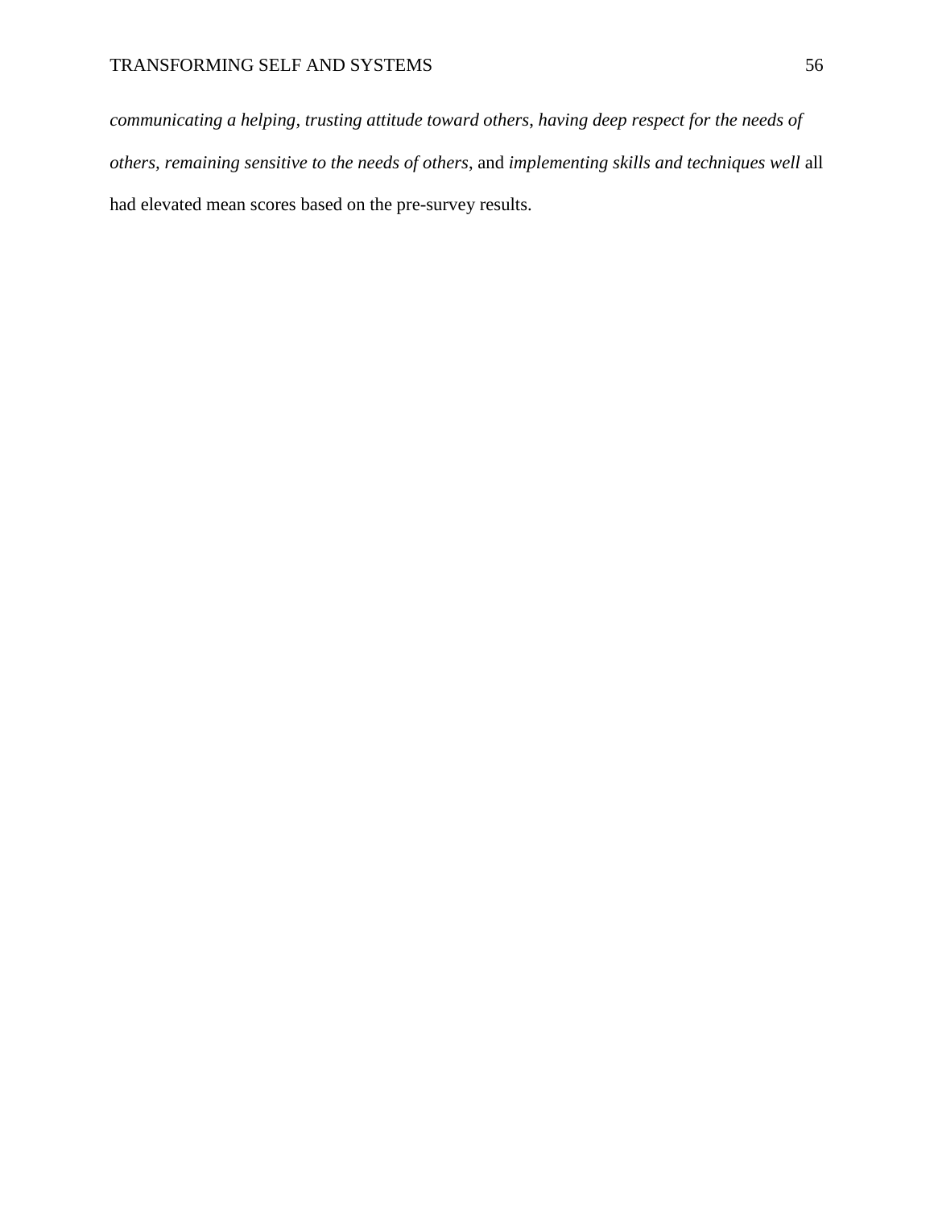*communicating a helping, trusting attitude toward others*, *having deep respect for the needs of others, remaining sensitive to the needs of others*, and *implementing skills and techniques well* all had elevated mean scores based on the pre-survey results.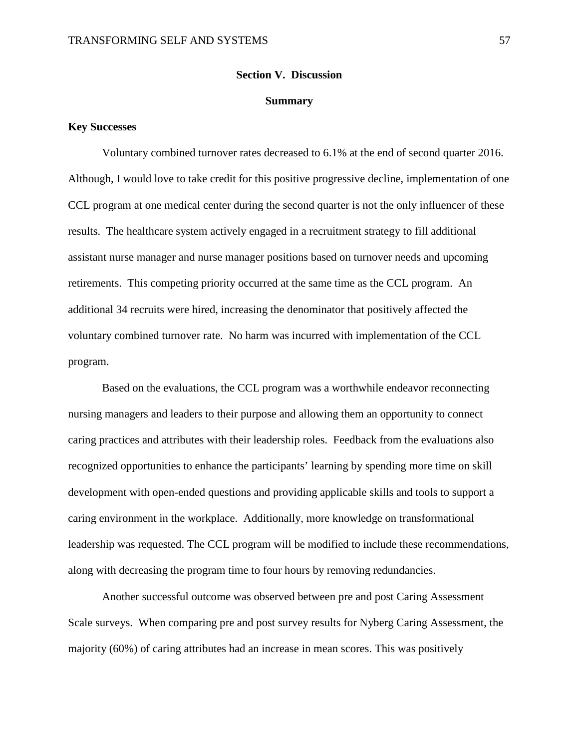# Section V. Discussion

## Summary

### Key Successes

Voluntary combined turnover rates decreased to 6.1% at the end of second quarter 2016. Although, I would love to take credit for this positive progressive decline, implementation of one CCL program at one medical center during the second quarter is not the only influencer of these results. The healthcare system actively engaged in a recruitment strategy to fill additional assistant nurse manager and nurse manager positions based on turnover needs and upcoming retirements. This competing priority occurred at the same time as the CCL program. An additional 34 recruits were hired, increasing the denominator that positively affected the voluntary combined turnover rate. No harm was incurred with implementation of the CCL program.

Based on the evaluations, the CCL program was a worthwhile endeavor reconnecting nursing managers and leaders to their purpose and allowing them an opportunity to connect caring practices and attributes with their leadership roles. Feedback from the evaluations also recognized opportunities to enhance the participants' learning by spending more time on skill development with open-ended questions and providing applicable skills and tools to support a caring environment in the workplace. Additionally, more knowledge on transformational leadership was requested. The CCL program will be modified to include these recommendations, along with decreasing the program time to four hours by removing redundancies.

Another successful outcome was observed between pre and post Caring Assessment Scale surveys. When comparing pre and post survey results for Nyberg Caring Assessment, the majority (60%) of caring attributes had an increase in mean scores. This was positively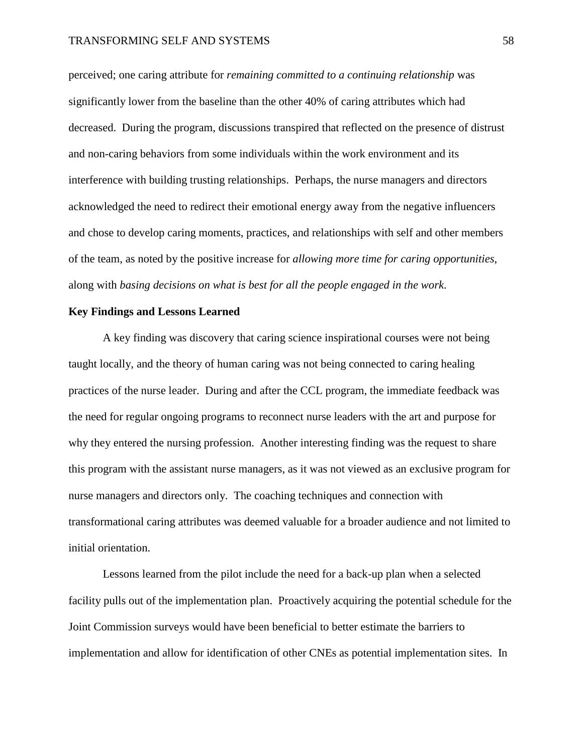perceived; one caring attribute for *remaining committed to a continuing relationship* was significantly lower from the baseline than the other 40% of caring attributes which had decreased. During the program, discussions transpired that reflected on the presence of distrust and non-caring behaviors from some individuals within the work environment and its interference with building trusting relationships. Perhaps, the nurse managers and directors acknowledged the need to redirect their emotional energy away from the negative influencers and chose to develop caring moments, practices, and relationships with self and other members of the team, as noted by the positive increase for *allowing more time for caring opportunities*, along with *basing decisions on what is best for all the people engaged in the work*.

**Key Findings and Lessons Learned**

A key finding was discovery that caring science inspirational courses were not being taught locally, and the theory of human caring was not being connected to caring healing practices of the nurse leader. During and after the CCL program, the immediate feedback was the need for regular ongoing programs to reconnect nurse leaders with the art and purpose for why they entered the nursing profession. Another interesting finding was the request to share this program with the assistant nurse managers, as it was not viewed as an exclusive program for nurse managers and directors only. The coaching techniques and connection with transformational caring attributes was deemed valuable for a broader audience and not limited to initial orientation.

Lessons learned from the pilot include the need for a back-up plan when a selected facility pulls out of the implementation plan. Proactively acquiring the potential schedule for the Joint Commission surveys would have been beneficial to better estimate the barriers to implementation and allow for identification of other CNEs as potential implementation sites. In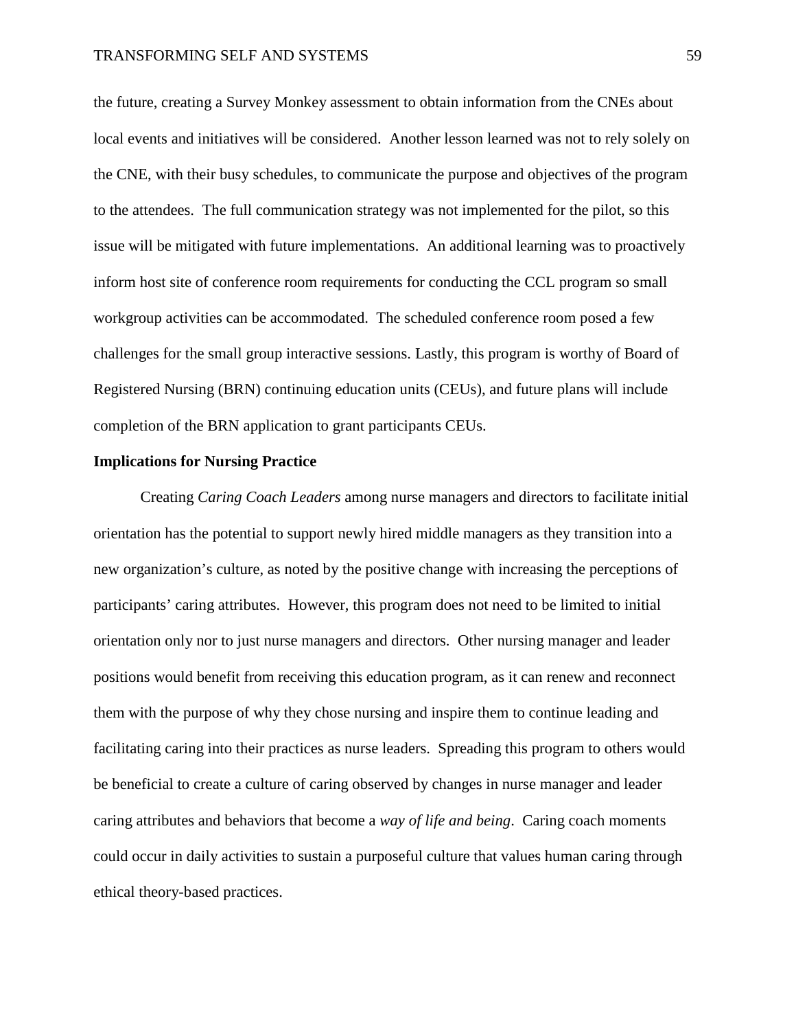the future, creating a Survey Monkey assessment to obtain information from the CNEs about local events and initiatives will be considered. Another lesson learned was not to rely solely on the CNE, with their busy schedules, to communicate the purpose and objectives of the program to the attendees. The full communication strategy was not implemented for the pilot, so this issue will be mitigated with future implementations. An additional learning was to proactively inform host site of conference room requirements for conducting the CCL program so small workgroup activities can be accommodated. The scheduled conference room posed a few challenges for the small group interactive sessions. Lastly, this program is worthy of Board of Registered Nursing (BRN) continuing education units (CEUs), and future plans will include completion of the BRN application to grant participants CEUs.

**Implications for Nursing Practice**

Creating *Caring Coach Leaders* among nurse managers and directors to facilitate initial orientation has the potential to support newly hired middle managers as they transition into a new organization's culture, as noted by the positive change with increasing the perceptions of participants' caring attributes. However, this program does not need to be limited to initial orientation only nor to just nurse managers and directors. Other nursing manager and leader positions would benefit from receiving this education program, as it can renew and reconnect them with the purpose of why they chose nursing and inspire them to continue leading and facilitating caring into their practices as nurse leaders. Spreading this program to others would be beneficial to create a culture of caring observed by changes in nurse manager and leader caring attributes and behaviors that become a *way of life and being*. Caring coach moments could occur in daily activities to sustain a purposeful culture that values human caring through ethical theory-based practices.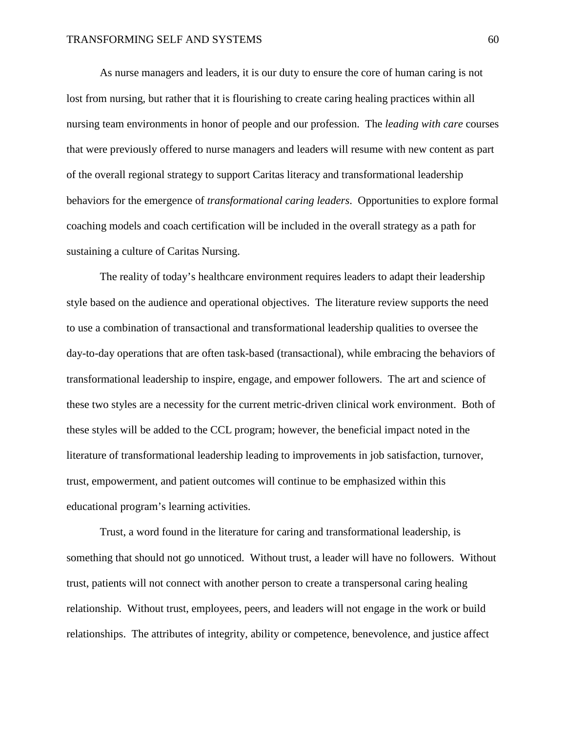As nurse managers and leaders, it is our duty to ensure the core of human caring is not lost from nursing, but rather that it is flourishing to create caring healing practices within all nursing team environments in honor of people and our profession. The *leading with care* courses that were previously offered to nurse managers and leaders will resume with new content as part of the overall regional strategy to support Caritas literacy and transformational leadership behaviors for the emergence of *transformational caring leaders*. Opportunities to explore formal coaching models and coach certification will be included in the overall strategy as a path for sustaining a culture of Caritas Nursing.

The reality of today's healthcare environment requires leaders to adapt their leadership style based on the audience and operational objectives. The literature review supports the need to use a combination of transactional and transformational leadership qualities to oversee the day-to-day operations that are often task-based (transactional), while embracing the behaviors of transformational leadership to inspire, engage, and empower followers. The art and science of these two styles are a necessity for the current metric-driven clinical work environment. Both of these styles will be added to the CCL program; however, the beneficial impact noted in the literature of transformational leadership leading to improvements in job satisfaction, turnover, trust, empowerment, and patient outcomes will continue to be emphasized within this educational program's learning activities.

Trust, a word found in the literature for caring and transformational leadership, is something that should not go unnoticed. Without trust, a leader will have no followers. Without trust, patients will not connect with another person to create a transpersonal caring healing relationship. Without trust, employees, peers, and leaders will not engage in the work or build relationships. The attributes of integrity, ability or competence, benevolence, and justice affect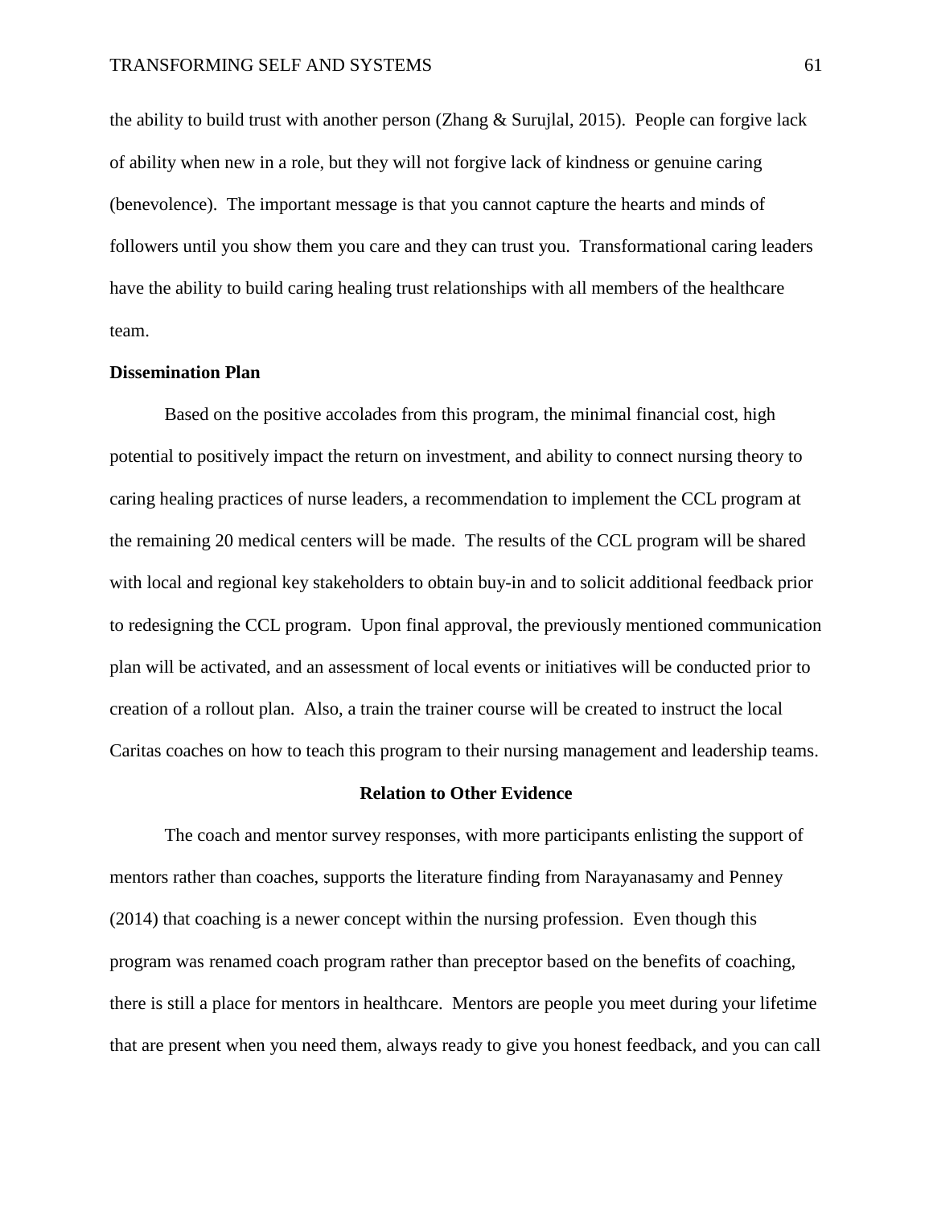the ability to build trust with another person (Zhang & Surujlal, 2015). People can forgive lack of ability when new in a role, but they will not forgive lack of kindness or genuine caring (benevolence). The important message is that you cannot capture the hearts and minds of followers until you show them you care and they can trust you. Transformational caring leaders have the ability to build caring healing trust relationships with all members of the healthcare team.

**Dissemination Plan**

Based on the positive accolades from this program, the minimal financial cost, high potential to positively impact the return on investment, and ability to connect nursing theory to caring healing practices of nurse leaders, a recommendation to implement the CCL program at the remaining 20 medical centers will be made. The results of the CCL program will be shared with local and regional key stakeholders to obtain buy-in and to solicit additional feedback prior to redesigning the CCL program. Upon final approval, the previously mentioned communication plan will be activated, and an assessment of local events or initiatives will be conducted prior to creation of a rollout plan. Also, a train the trainer course will be created to instruct the local Caritas coaches on how to teach this program to their nursing management and leadership teams.

## Relation to Other Evidence

The coach and mentor survey responses, with more participants enlisting the support of mentors rather than coaches, supports the literature finding from Narayanasamy and Penney (2014) that coaching is a newer concept within the nursing profession. Even though this program was renamed coach program rather than preceptor based on the benefits of coaching, there is still a place for mentors in healthcare. Mentors are people you meet during your lifetime that are present when you need them, always ready to give you honest feedback, and you can call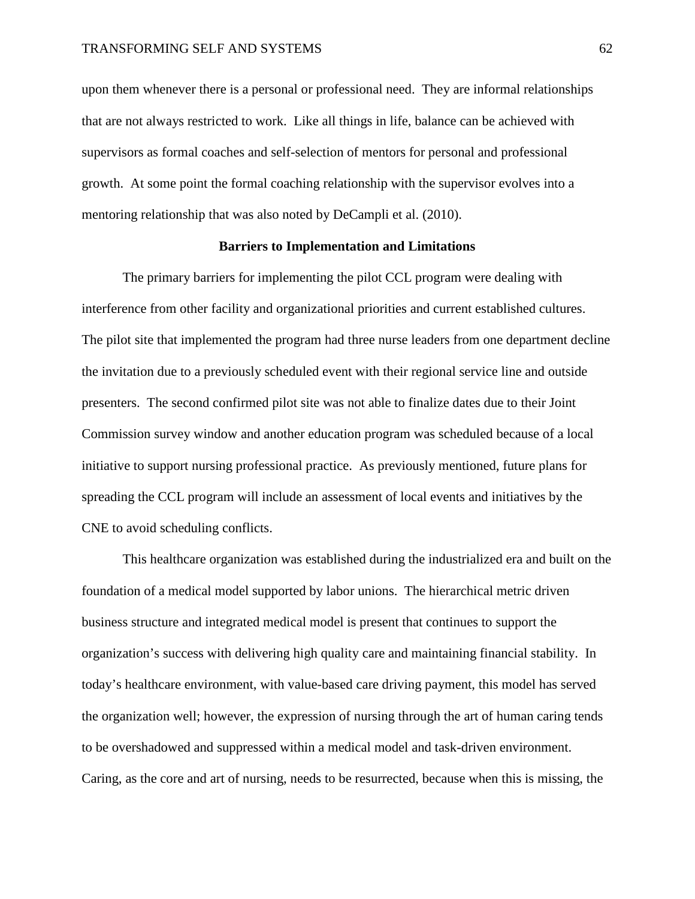upon them whenever there is a personal or professional need. They are informal relationships that are not always restricted to work. Like all things in life, balance can be achieved with supervisors as formal coaches and self-selection of mentors for personal and professional growth. At some point the formal coaching relationship with the supervisor evolves into a mentoring relationship that was also noted by DeCampli et al. (2010).

## Barriers to Implementation and Limitations

The primary barriers for implementing the pilot CCL program were dealing with interference from other facility and organizational priorities and current established cultures. The pilot site that implemented the program had three nurse leaders from one department decline the invitation due to a previously scheduled event with their regional service line and outside presenters. The second confirmed pilot site was not able to finalize dates due to their Joint Commission survey window and another education program was scheduled because of a local initiative to support nursing professional practice. As previously mentioned, future plans for spreading the CCL program will include an assessment of local events and initiatives by the CNE to avoid scheduling conflicts.

This healthcare organization was established during the industrialized era and built on the foundation of a medical model supported by labor unions. The hierarchical metric driven business structure and integrated medical model is present that continues to support the organization's success with delivering high quality care and maintaining financial stability. In today's healthcare environment, with value-based care driving payment, this model has served the organization well; however, the expression of nursing through the art of human caring tends to be overshadowed and suppressed within a medical model and task-driven environment. Caring, as the core and art of nursing, needs to be resurrected, because when this is missing, the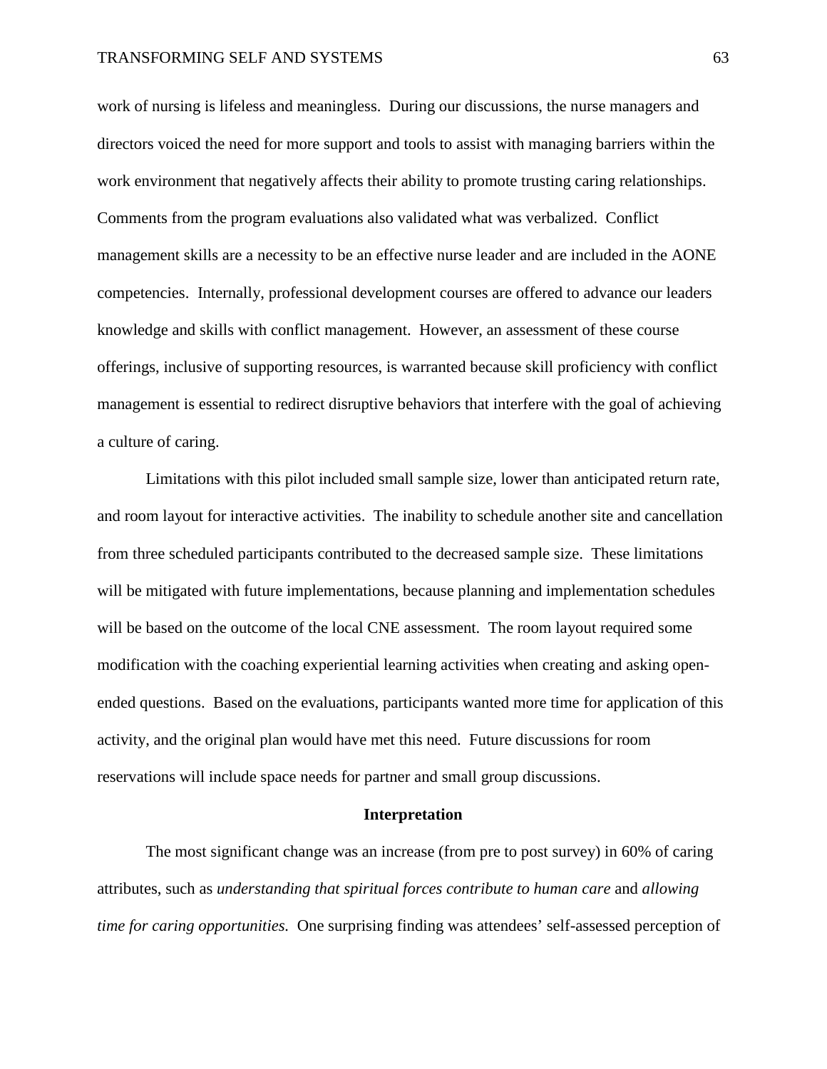work of nursing is lifeless and meaningless. During our discussions, the nurse managers and directors voiced the need for more support and tools to assist with managing barriers within the work environment that negatively affects their ability to promote trusting caring relationships. Comments from the program evaluations also validated what was verbalized. Conflict management skills are a necessity to be an effective nurse leader and are included in the AONE competencies. Internally, professional development courses are offered to advance our leaders knowledge and skills with conflict management. However, an assessment of these course offerings, inclusive of supporting resources, is warranted because skill proficiency with conflict management is essential to redirect disruptive behaviors that interfere with the goal of achieving a culture of caring.

Limitations with this pilot included small sample size, lower than anticipated return rate, and room layout for interactive activities. The inability to schedule another site and cancellation from three scheduled participants contributed to the decreased sample size. These limitations will be mitigated with future implementations, because planning and implementation schedules will be based on the outcome of the local CNE assessment. The room layout required some modification with the coaching experiential learning activities when creating and asking open-ended questions. Based on the evaluations, participants wanted more time for application of this activity, and the original plan would have met this need. Future discussions for room reservations will include space needs for partner and small group discussions.

## Interpretation

The most significant change was an increase (from pre to post survey) in 60% of caring attributes, such as *understanding that spiritual forces contribute to human care* and *allowing time for caring opportunities.* One surprising finding was attendees' self-assessed perception of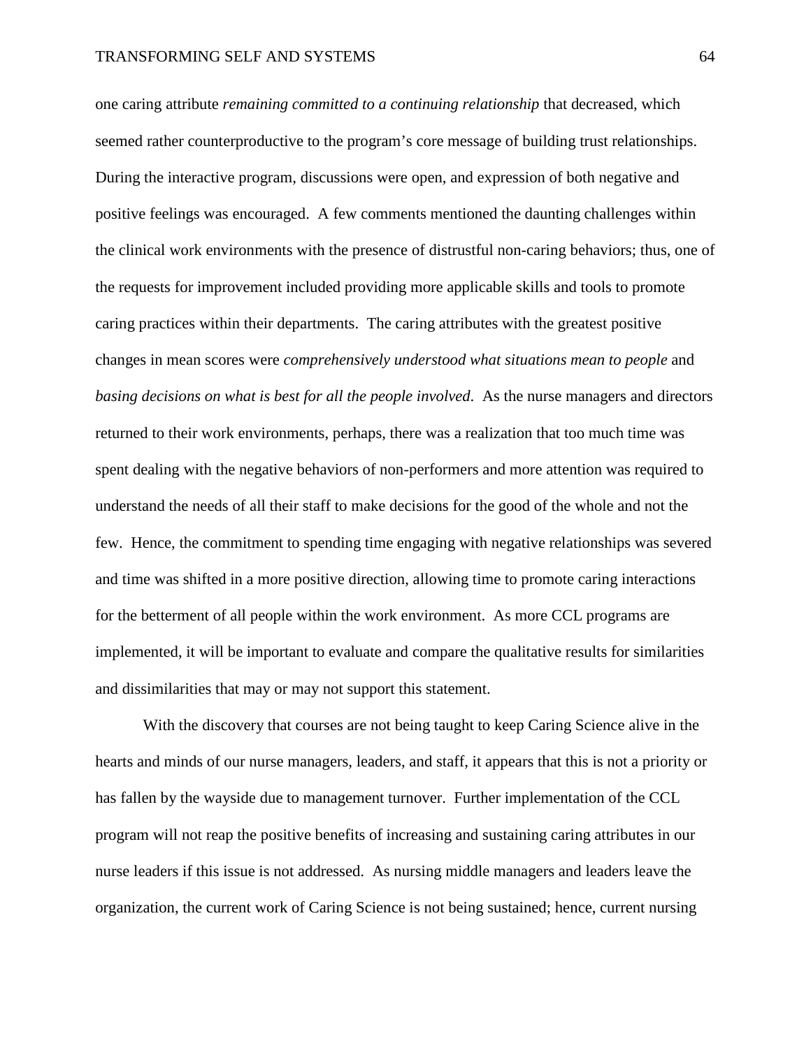one caring attribute *remaining committed to a continuing relationship* that decreased, which seemed rather counterproductive to the program's core message of building trust relationships. During the interactive program, discussions were open, and expression of both negative and positive feelings was encouraged. A few comments mentioned the daunting challenges within the clinical work environments with the presence of distrustful non-caring behaviors; thus, one of the requests for improvement included providing more applicable skills and tools to promote caring practices within their departments. The caring attributes with the greatest positive changes in mean scores were *comprehensively understood what situations mean to people* and *basing decisions on what is best for all the people involved*. As the nurse managers and directors returned to their work environments, perhaps, there was a realization that too much time was spent dealing with the negative behaviors of non-performers and more attention was required to understand the needs of all their staff to make decisions for the good of the whole and not the few. Hence, the commitment to spending time engaging with negative relationships was severed and time was shifted in a more positive direction, allowing time to promote caring interactions for the betterment of all people within the work environment. As more CCL programs are implemented, it will be important to evaluate and compare the qualitative results for similarities and dissimilarities that may or may not support this statement.

With the discovery that courses are not being taught to keep Caring Science alive in the hearts and minds of our nurse managers, leaders, and staff, it appears that this is not a priority or has fallen by the wayside due to management turnover. Further implementation of the CCL program will not reap the positive benefits of increasing and sustaining caring attributes in our nurse leaders if this issue is not addressed. As nursing middle managers and leaders leave the organization, the current work of Caring Science is not being sustained; hence, current nursing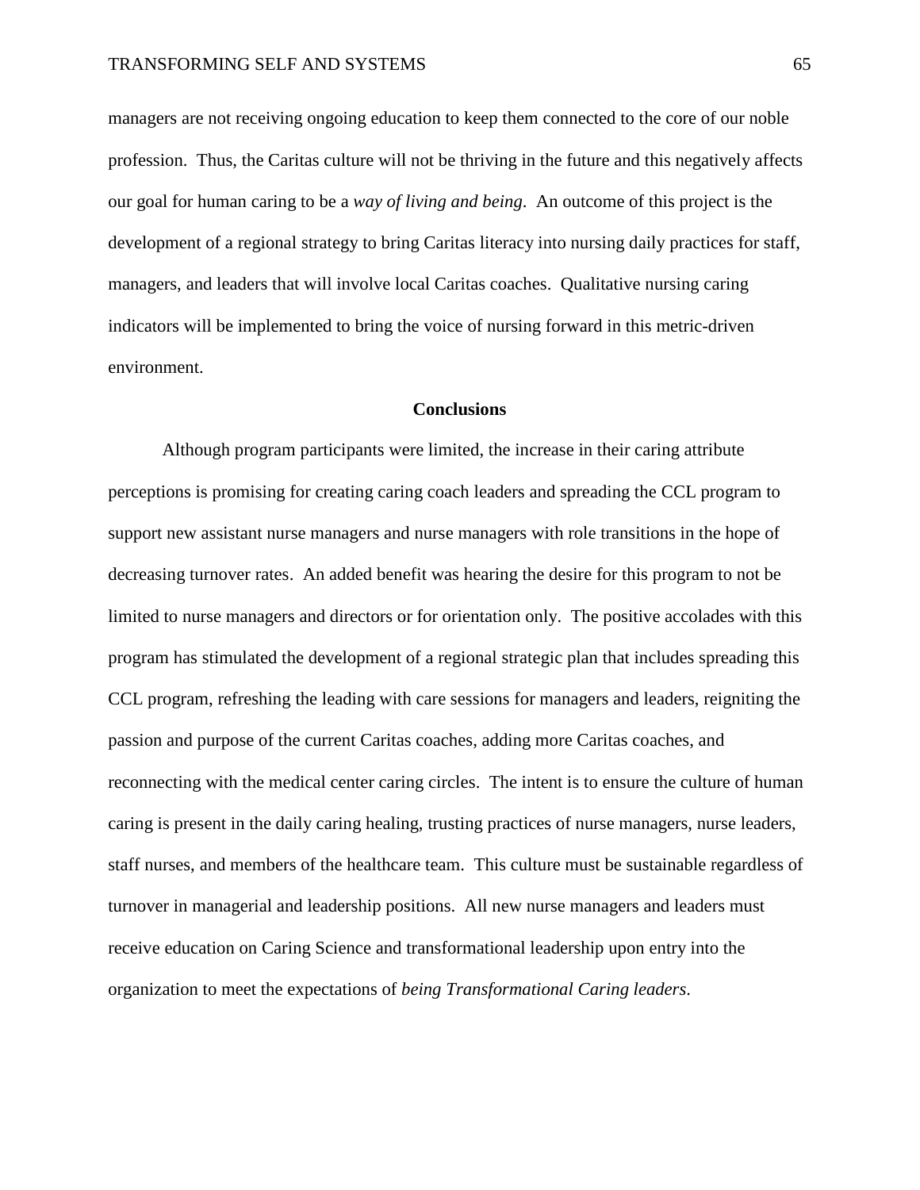managers are not receiving ongoing education to keep them connected to the core of our noble profession. Thus, the Caritas culture will not be thriving in the future and this negatively affects our goal for human caring to be a *way of living and being*. An outcome of this project is the development of a regional strategy to bring Caritas literacy into nursing daily practices for staff, managers, and leaders that will involve local Caritas coaches. Qualitative nursing caring indicators will be implemented to bring the voice of nursing forward in this metric-driven environment.

## Conclusions

Although program participants were limited, the increase in their caring attribute perceptions is promising for creating caring coach leaders and spreading the CCL program to support new assistant nurse managers and nurse managers with role transitions in the hope of decreasing turnover rates. An added benefit was hearing the desire for this program to not be limited to nurse managers and directors or for orientation only. The positive accolades with this program has stimulated the development of a regional strategic plan that includes spreading this CCL program, refreshing the leading with care sessions for managers and leaders, reigniting the passion and purpose of the current Caritas coaches, adding more Caritas coaches, and reconnecting with the medical center caring circles. The intent is to ensure the culture of human caring is present in the daily caring healing, trusting practices of nurse managers, nurse leaders, staff nurses, and members of the healthcare team. This culture must be sustainable regardless of turnover in managerial and leadership positions. All new nurse managers and leaders must receive education on Caring Science and transformational leadership upon entry into the organization to meet the expectations of *being Transformational Caring leaders*.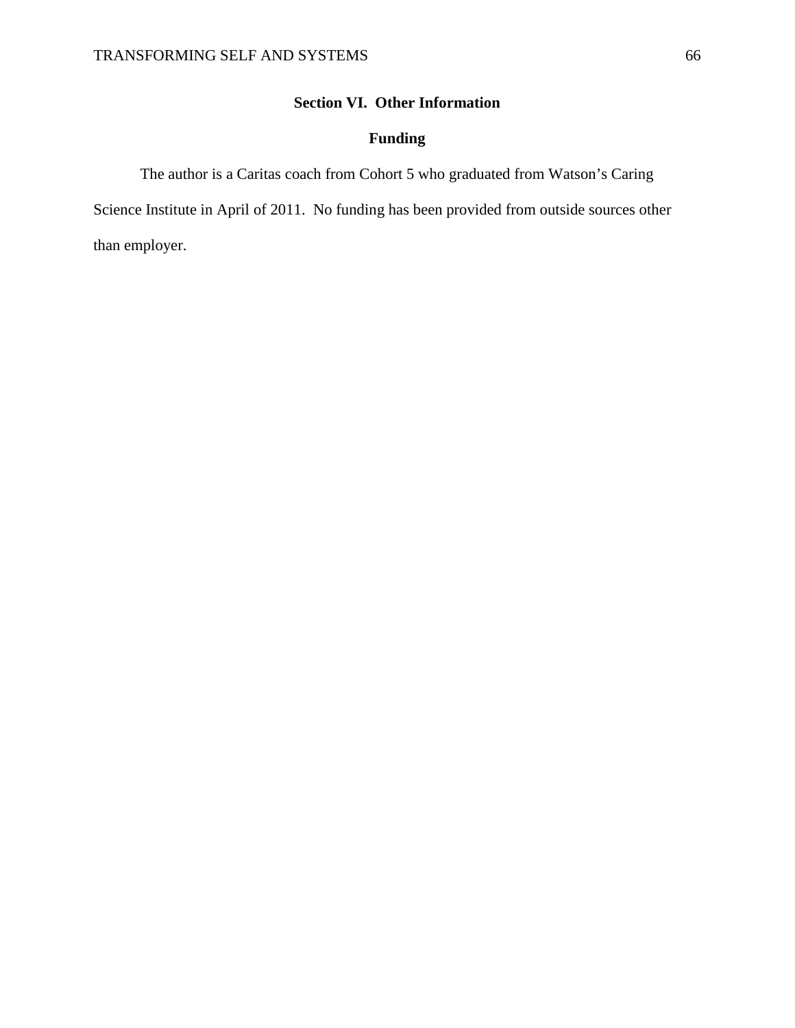## Section VI. Other Information

### Funding

The author is a Caritas coach from Cohort 5 who graduated from Watson's Caring Science Institute in April of 2011. No funding has been provided from outside sources other than employer.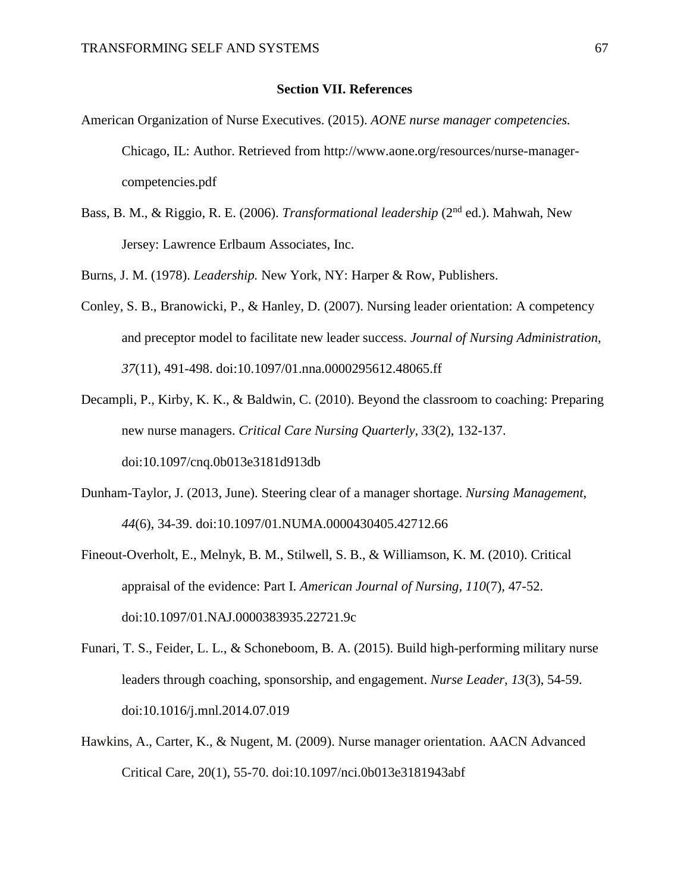## Section VII. References

American Organization of Nurse Executives. (2015). *AONE nurse manager competencies.* Chicago, IL: Author. Retrieved from http://www.aone.org/resources/nurse-manager-competencies.pdf

Bass, B. M., & Riggio, R. E. (2006). *Transformational leadership* (2nd ed.). Mahwah, New Jersey: Lawrence Erlbaum Associates, Inc.

Burns, J. M. (1978). *Leadership.* New York, NY: Harper & Row, Publishers.

Conley, S. B., Branowicki, P., & Hanley, D. (2007). Nursing leader orientation: A competency and preceptor model to facilitate new leader success. *Journal of Nursing Administration, 37*(11), 491-498. doi:10.1097/01.nna.0000295612.48065.ff

Decampli, P., Kirby, K. K., & Baldwin, C. (2010). Beyond the classroom to coaching: Preparing new nurse managers. *Critical Care Nursing Quarterly, 33*(2), 132-137. doi:10.1097/cnq.0b013e3181d913db

Dunham-Taylor, J. (2013, June). Steering clear of a manager shortage. *Nursing Management, 44*(6), 34-39. doi:10.1097/01.NUMA.0000430405.42712.66

Fineout-Overholt, E., Melnyk, B. M., Stilwell, S. B., & Williamson, K. M. (2010). Critical appraisal of the evidence: Part I. *American Journal of Nursing, 110*(7), 47-52. doi:10.1097/01.NAJ.0000383935.22721.9c

Funari, T. S., Feider, L. L., & Schoneboom, B. A. (2015). Build high-performing military nurse leaders through coaching, sponsorship, and engagement. *Nurse Leader, 13*(3), 54-59. doi:10.1016/j.mnl.2014.07.019

Hawkins, A., Carter, K., & Nugent, M. (2009). Nurse manager orientation. AACN Advanced Critical Care, 20(1), 55-70. doi:10.1097/nci.0b013e3181943abf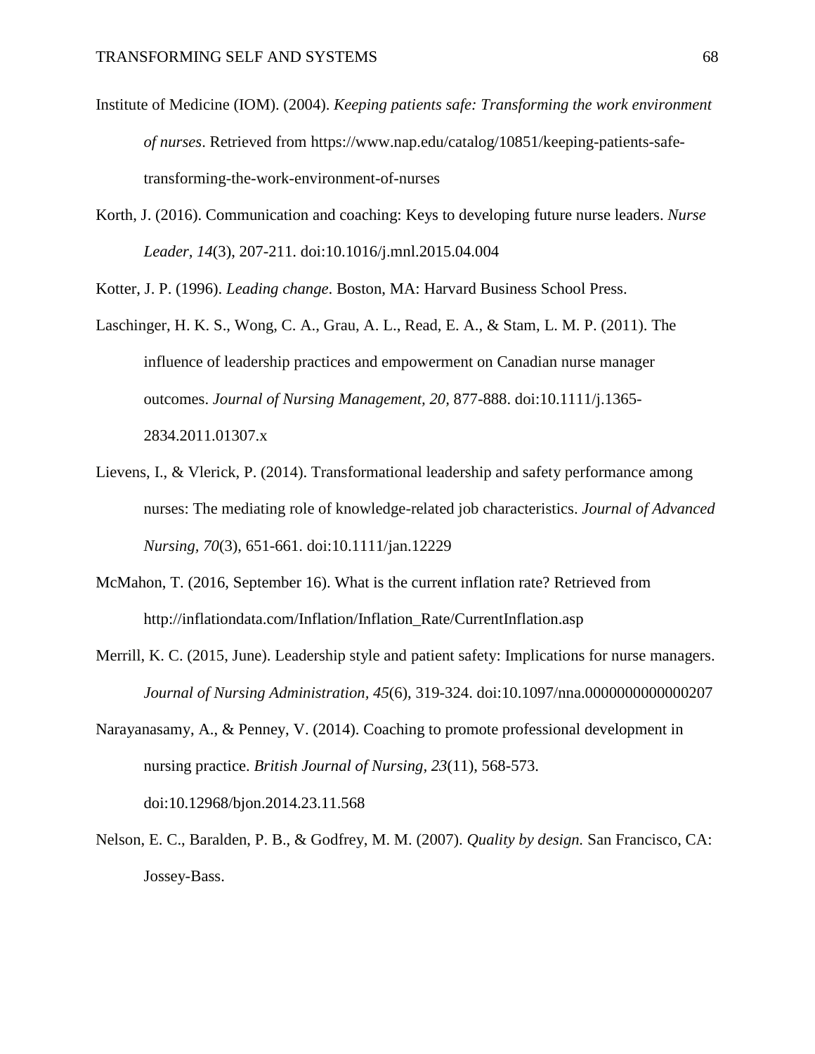Institute of Medicine (IOM). (2004). *Keeping patients safe: Transforming the work environment of nurses*. Retrieved from https://www.nap.edu/catalog/10851/keeping-patients-safe-transforming-the-work-environment-of-nurses

Korth, J. (2016). Communication and coaching: Keys to developing future nurse leaders. *Nurse Leader, 14*(3), 207-211. doi:10.1016/j.mnl.2015.04.004

Kotter, J. P. (1996). *Leading change*. Boston, MA: Harvard Business School Press.

Laschinger, H. K. S., Wong, C. A., Grau, A. L., Read, E. A., & Stam, L. M. P. (2011). The influence of leadership practices and empowerment on Canadian nurse manager outcomes. *Journal of Nursing Management, 20,* 877-888. doi:10.1111/j.1365-2834.2011.01307.x

Lievens, I., & Vlerick, P. (2014). Transformational leadership and safety performance among nurses: The mediating role of knowledge-related job characteristics. *Journal of Advanced Nursing, 70*(3), 651-661. doi:10.1111/jan.12229

McMahon, T. (2016, September 16). What is the current inflation rate? Retrieved from http://inflationdata.com/Inflation/Inflation_Rate/CurrentInflation.asp

Merrill, K. C. (2015, June). Leadership style and patient safety: Implications for nurse managers. *Journal of Nursing Administration*, *45*(6), 319-324. doi:10.1097/nna.0000000000000207

Narayanasamy, A., & Penney, V. (2014). Coaching to promote professional development in nursing practice. *British Journal of Nursing, 23*(11), 568-573. doi:10.12968/bjon.2014.23.11.568

Nelson, E. C., Baralden, P. B., & Godfrey, M. M. (2007). *Quality by design.* San Francisco, CA: Jossey-Bass.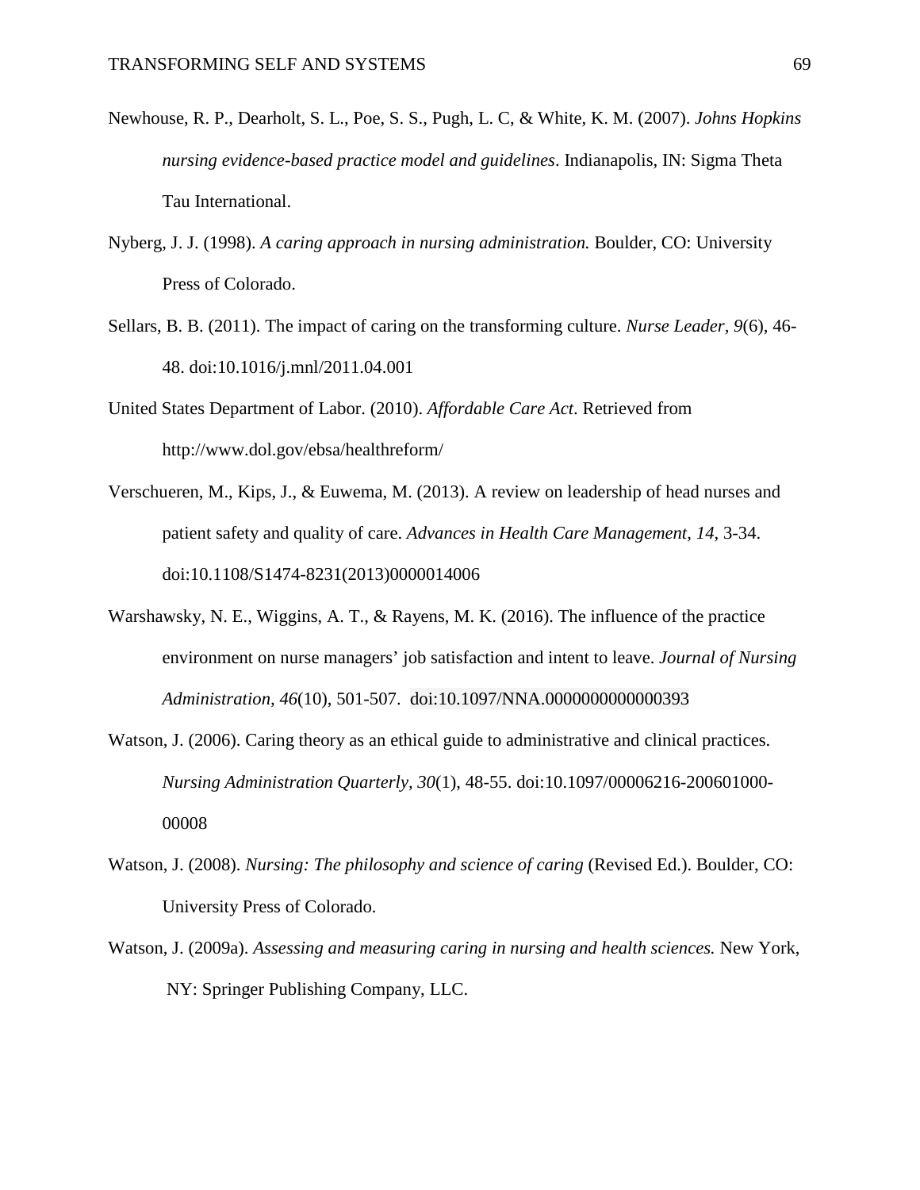Newhouse, R. P., Dearholt, S. L., Poe, S. S., Pugh, L. C, & White, K. M. (2007). *Johns Hopkins nursing evidence-based practice model and guidelines*. Indianapolis, IN: Sigma Theta Tau International.

Nyberg, J. J. (1998). *A caring approach in nursing administration.* Boulder, CO: University Press of Colorado.

Sellars, B. B. (2011). The impact of caring on the transforming culture. *Nurse Leader, 9*(6), 46-48. doi:10.1016/j.mnl/2011.04.001

United States Department of Labor. (2010). *Affordable Care Act*. Retrieved from http://www.dol.gov/ebsa/healthreform/

Verschueren, M., Kips, J., & Euwema, M. (2013). A review on leadership of head nurses and patient safety and quality of care. *Advances in Health Care Management, 14*, 3-34. doi:10.1108/S1474-8231(2013)0000014006

Warshawsky, N. E., Wiggins, A. T., & Rayens, M. K. (2016). The influence of the practice environment on nurse managers' job satisfaction and intent to leave. *Journal of Nursing Administration, 46*(10), 501-507. doi:10.1097/NNA.0000000000000393

Watson, J. (2006). Caring theory as an ethical guide to administrative and clinical practices. *Nursing Administration Quarterly, 30*(1), 48-55. doi:10.1097/00006216-200601000-00008

Watson, J. (2008). *Nursing: The philosophy and science of caring* (Revised Ed.). Boulder, CO: University Press of Colorado.

Watson, J. (2009a). *Assessing and measuring caring in nursing and health sciences.* New York, NY: Springer Publishing Company, LLC.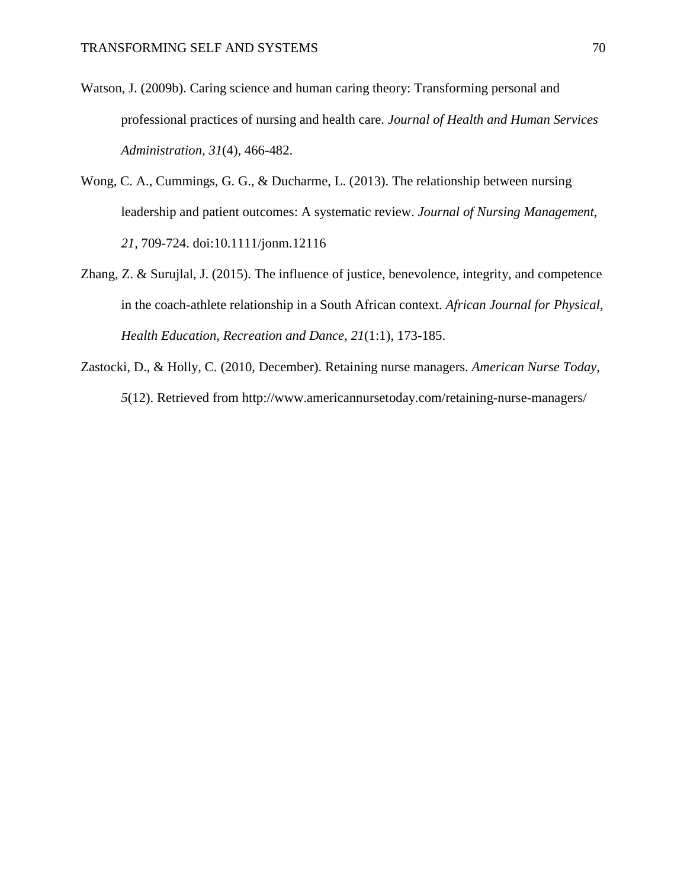Watson, J. (2009b). Caring science and human caring theory: Transforming personal and professional practices of nursing and health care. *Journal of Health and Human Services Administration, 31*(4), 466-482.

Wong, C. A., Cummings, G. G., & Ducharme, L. (2013). The relationship between nursing leadership and patient outcomes: A systematic review. *Journal of Nursing Management, 21*, 709-724. doi:10.1111/jonm.12116

Zhang, Z. & Surujlal, J. (2015). The influence of justice, benevolence, integrity, and competence in the coach-athlete relationship in a South African context. *African Journal for Physical, Health Education, Recreation and Dance, 21*(1:1), 173-185.

Zastocki, D., & Holly, C. (2010, December). Retaining nurse managers. *American Nurse Today, 5*(12). Retrieved from http://www.americannursetoday.com/retaining-nurse-managers/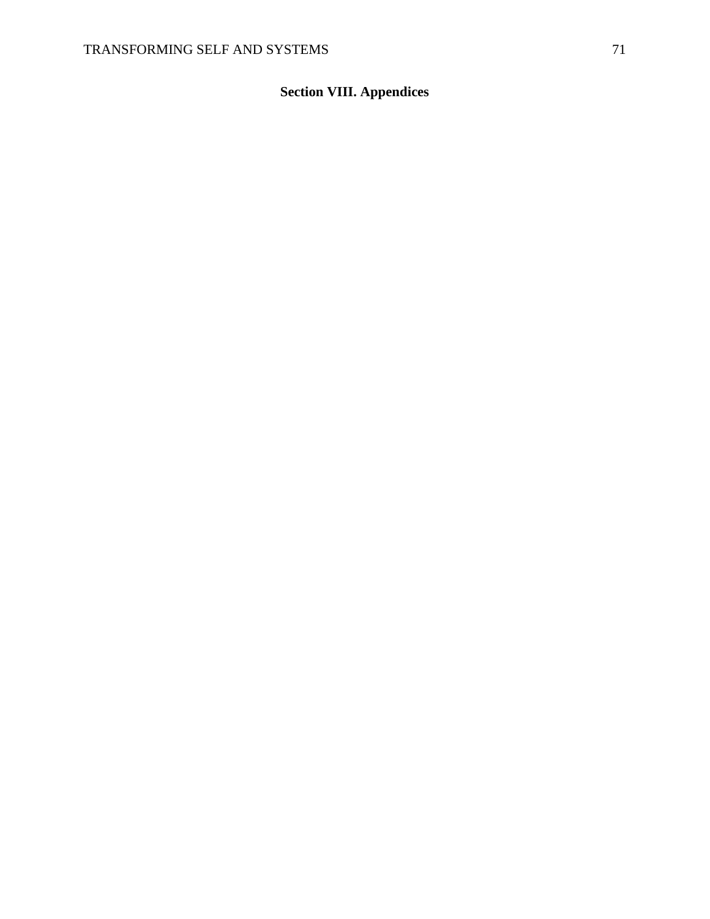## Section VIII. Appendices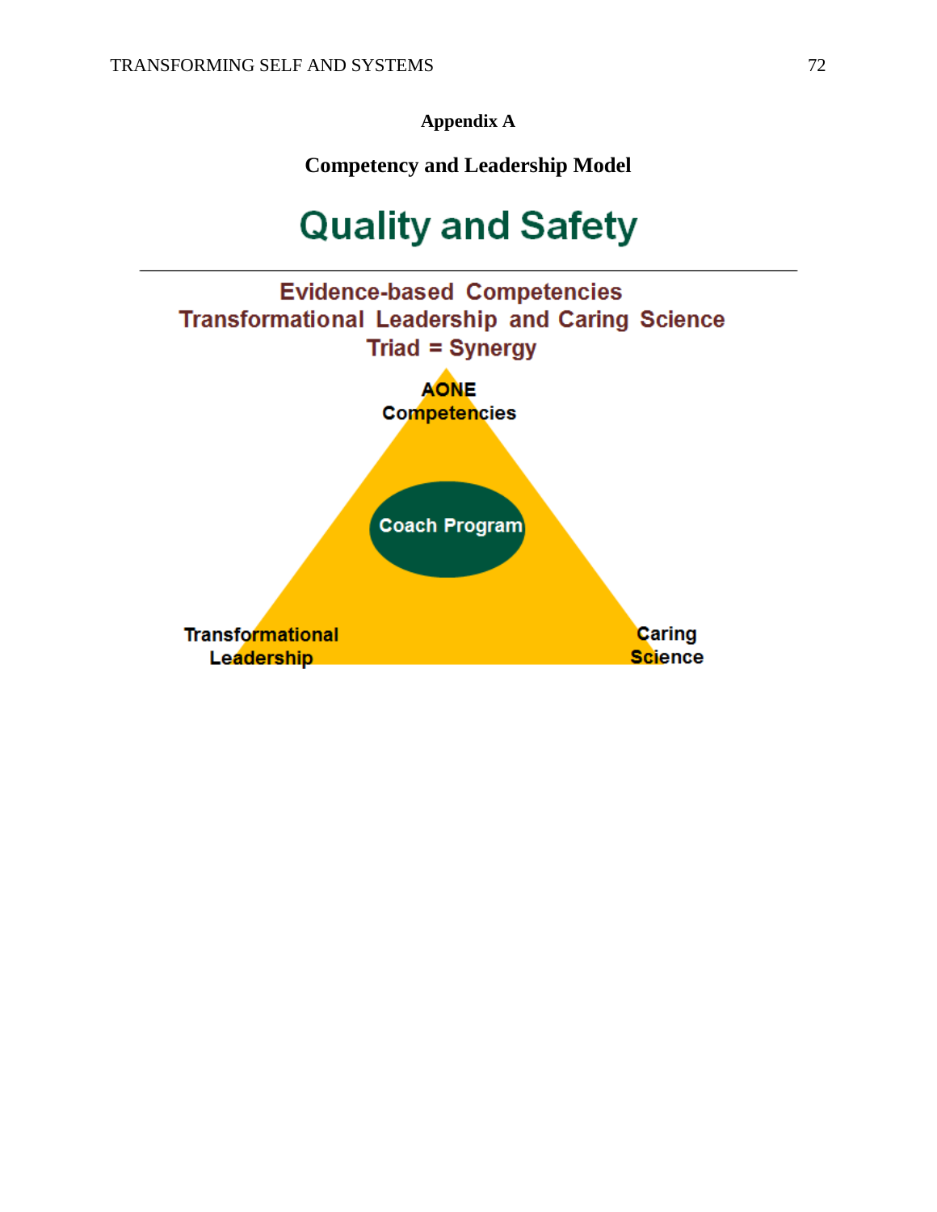# Appendix A

## Competency and Leadership Model

Quality and Safety

Evidence-based Competencies
Transformational Leadership and Caring Science
Triad = Synergy

AONE Competencies

Coach Program

Transformational Leadership

Caring Science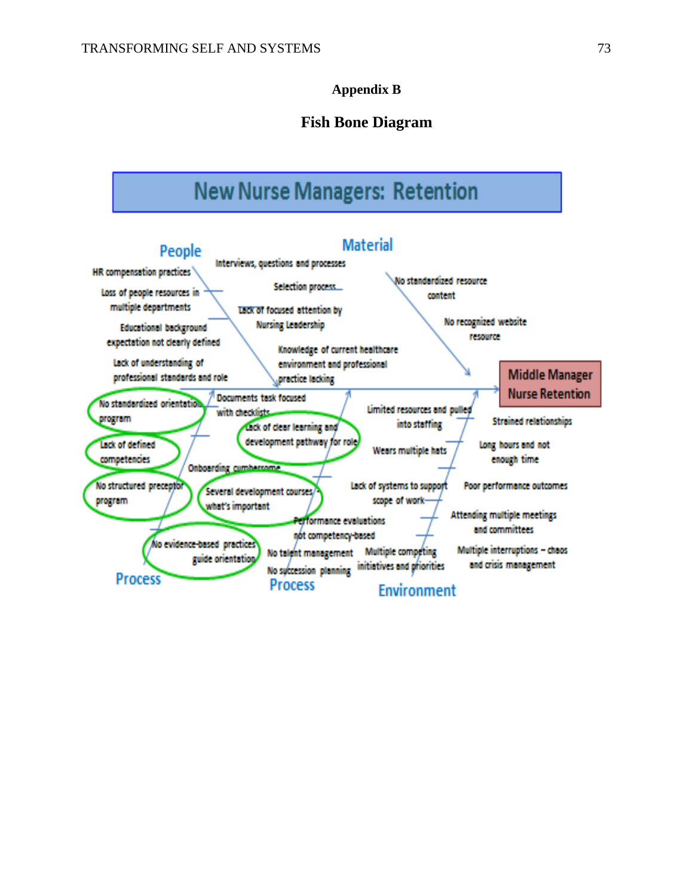## Appendix B

## Fish Bone Diagram

**New Nurse Managers: Retention**

**People**
- HR compensation practices
- Loss of people resources in multiple departments
- Educational background expectation not clearly defined
- Lack of understanding of professional standards and role

**Material**
- Interviews, questions and processes
- Selection process
- Lack of focused attention by Nursing Leadership
- Knowledge of current healthcare environment and professional practice lacking
- No standardized resource content
- No recognized website resource

**Process**
- No standardized orientation program
- Lack of defined competencies
- No structured preceptor program
- No evidence-based practices guide orientation
- Onboarding cumbersome

**Process**
- Documents task focused with checklists
- Lack of clear learning and development pathway for role
- Several development courses - what's important
- Performance evaluations not competency-based
- No talent management
- No succession planning

**Environment**
- Limited resources and pulled into staffing
- Wears multiple hats
- Lack of systems to support scope of work
- Multiple competing initiatives and priorities
- Strained relationships
- Long hours and not enough time
- Poor performance outcomes
- Attending multiple meetings and committees
- Multiple interruptions – chaos and crisis management

**Middle Manager Nurse Retention**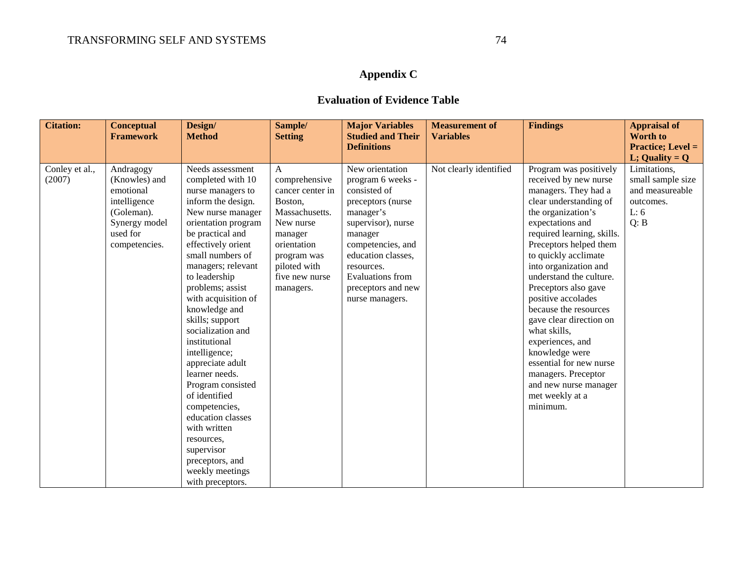## Appendix C

## Evaluation of Evidence Table

| **Citation:** | **Conceptual Framework** | **Design/ Method** | **Sample/ Setting** | **Major Variables Studied and Their Definitions** | **Measurement of Variables** | **Findings** | **Appraisal of Worth to Practice; Level = L; Quality = Q** |
|---|---|---|---|---|---|---|---|
| Conley et al., (2007) | Andragogy (Knowles) and emotional intelligence (Goleman). Synergy model used for competencies. | Needs assessment completed with 10 nurse managers to inform the design. New nurse manager orientation program be practical and effectively orient small numbers of managers; relevant to leadership problems; assist with acquisition of knowledge and skills; support socialization and institutional intelligence; appreciate adult learner needs. Program consisted of identified competencies, education classes with written resources, supervisor preceptors, and weekly meetings with preceptors. | A comprehensive cancer center in Boston, Massachusetts. New nurse manager orientation program was piloted with five new nurse managers. | New orientation program 6 weeks - consisted of preceptors (nurse manager's supervisor), nurse manager competencies, and education classes, resources. Evaluations from preceptors and new nurse managers. | Not clearly identified | Program was positively received by new nurse managers. They had a clear understanding of the organization's expectations and required learning, skills. Preceptors helped them to quickly acclimate into organization and understand the culture. Preceptors also gave positive accolades because the resources gave clear direction on what skills, experiences, and knowledge were essential for new nurse managers. Preceptor and new nurse manager met weekly at a minimum. | Limitations, small sample size and measureable outcomes.<br>L: 6<br>Q: B |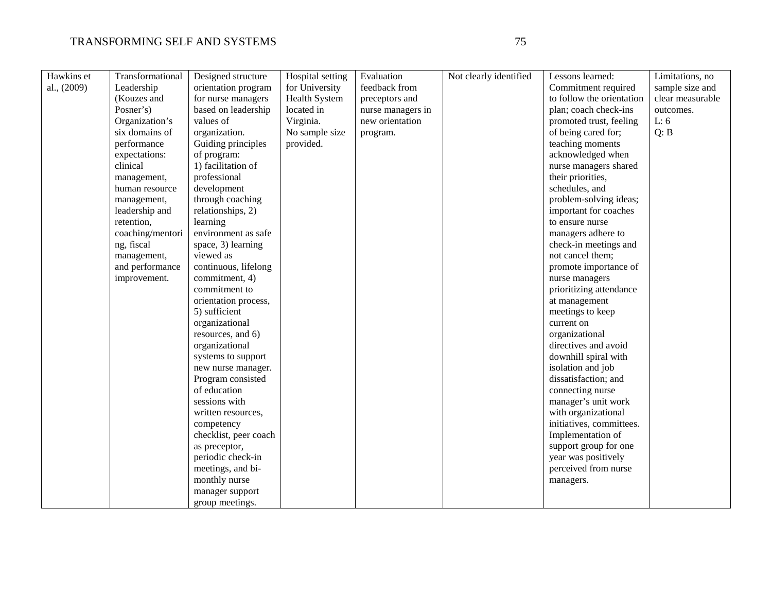| Hawkins et al., (2009) | Transformational Leadership (Kouzes and Posner's) Organization's six domains of performance expectations: clinical management, human resource management, leadership and retention, coaching/mentoring, fiscal management, and performance improvement. | Designed structure orientation program for nurse managers based on leadership values of organization. Guiding principles of program: 1) facilitation of professional development through coaching relationships, 2) learning environment as safe space, 3) learning viewed as continuous, lifelong commitment, 4) commitment to orientation process, 5) sufficient organizational resources, and 6) organizational systems to support new nurse manager. Program consisted of education sessions with written resources, competency checklist, peer coach as preceptor, periodic check-in meetings, and bi-monthly nurse manager support group meetings. | Hospital setting for University Health System located in Virginia. No sample size provided. | Evaluation feedback from preceptors and nurse managers in new orientation program. | Not clearly identified | Lessons learned: Commitment required to follow the orientation plan; coach check-ins promoted trust, feeling of being cared for; teaching moments acknowledged when nurse managers shared their priorities, schedules, and problem-solving ideas; important for coaches to ensure nurse managers adhere to check-in meetings and not cancel them; promote importance of nurse managers prioritizing attendance at management meetings to keep current on organizational directives and avoid downhill spiral with isolation and job dissatisfaction; and connecting nurse manager's unit work with organizational initiatives, committees. Implementation of support group for one year was positively perceived from nurse managers. | Limitations, no sample size and clear measurable outcomes. L: 6 Q: B |
|---|---|---|---|---|---|---|---|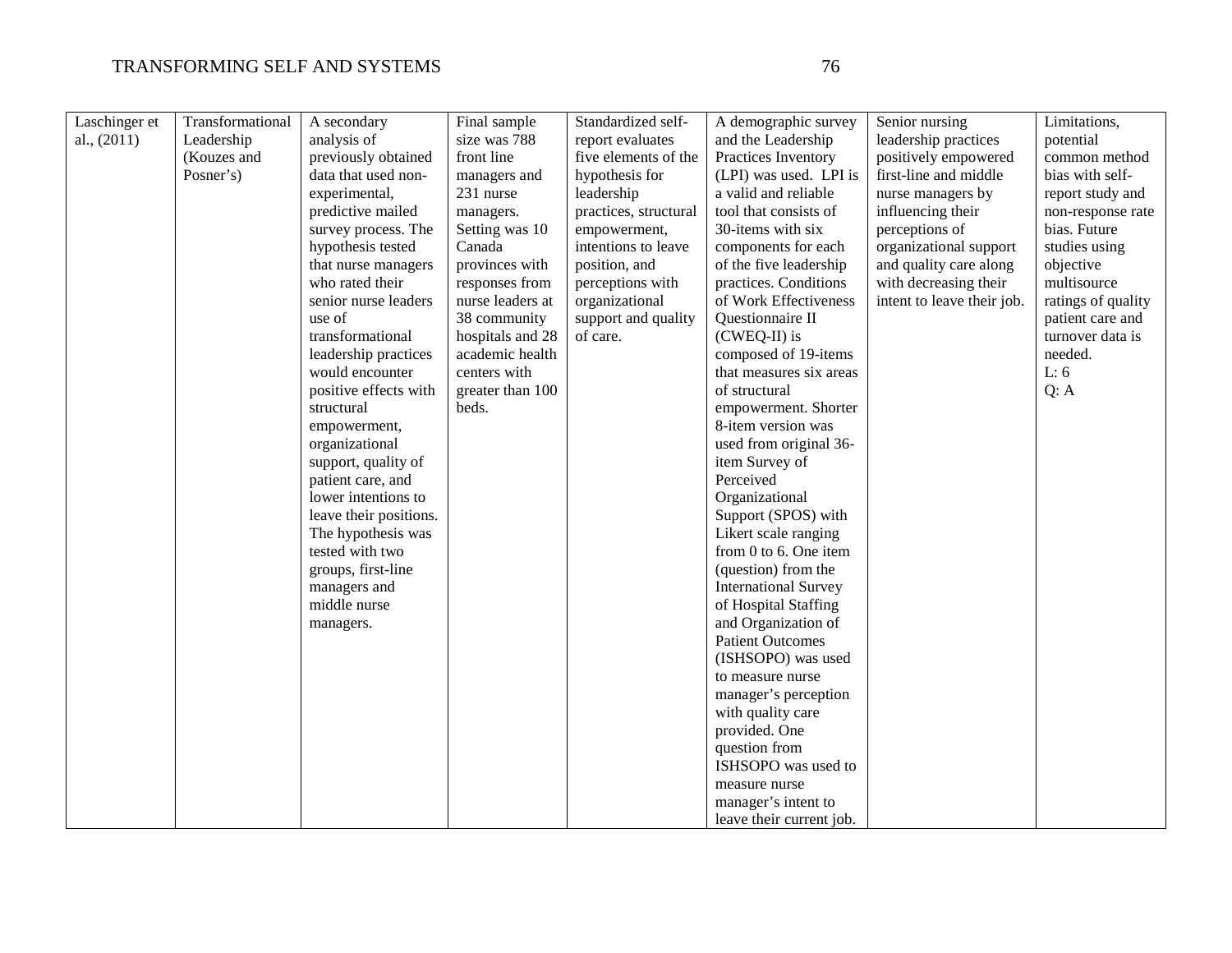| Laschinger et al., (2011) | Transformational Leadership (Kouzes and Posner's) | A secondary analysis of previously obtained data that used non-experimental, predictive mailed survey process. The hypothesis tested that nurse managers who rated their senior nurse leaders use of transformational leadership practices would encounter positive effects with structural empowerment, organizational support, quality of patient care, and lower intentions to leave their positions. The hypothesis was tested with two groups, first-line managers and middle nurse managers. | Final sample size was 788 front line managers and 231 nurse managers. Setting was 10 Canada provinces with responses from nurse leaders at 38 community hospitals and 28 academic health centers with greater than 100 beds. | Standardized self-report evaluates five elements of the hypothesis for leadership practices, structural empowerment, intentions to leave position, and perceptions with organizational support and quality of care. | A demographic survey and the Leadership Practices Inventory (LPI) was used. LPI is a valid and reliable tool that consists of 30-items with six components for each of the five leadership practices. Conditions of Work Effectiveness Questionnaire II (CWEQ-II) is composed of 19-items that measures six areas of structural empowerment. Shorter 8-item version was used from original 36-item Survey of Perceived Organizational Support (SPOS) with Likert scale ranging from 0 to 6. One item (question) from the International Survey of Hospital Staffing and Organization of Patient Outcomes (ISHSOPO) was used to measure nurse manager's perception with quality care provided. One question from ISHSOPO was used to measure nurse manager's intent to leave their current job. | Senior nursing leadership practices positively empowered first-line and middle nurse managers by influencing their perceptions of organizational support and quality care along with decreasing their intent to leave their job. | Limitations, potential common method bias with self-report study and non-response rate bias. Future studies using objective multisource ratings of quality patient care and turnover data is needed.<br>L: 6<br>Q: A |
|---|---|---|---|---|---|---|---|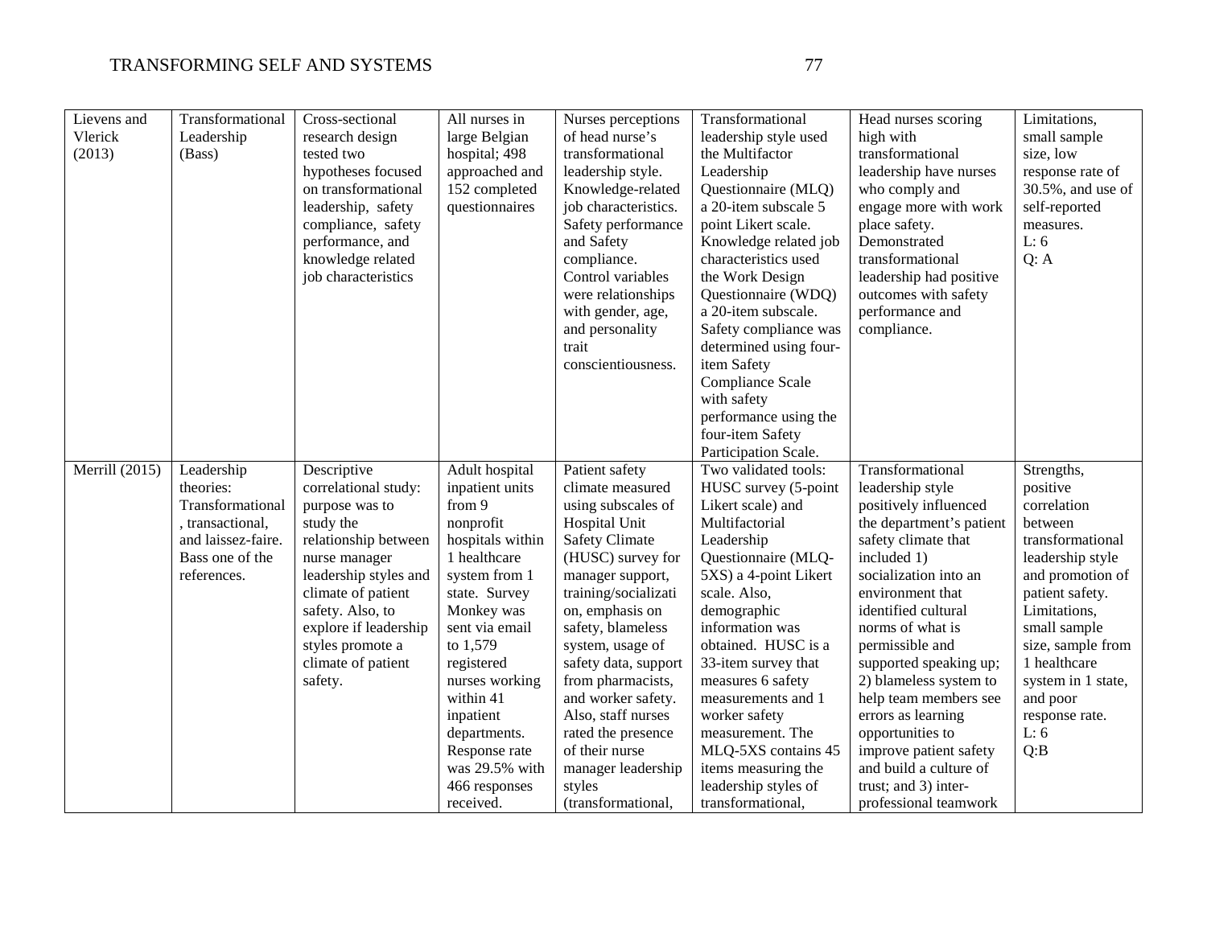| Lievens and Vlerick (2013) | Transformational Leadership (Bass) | Cross-sectional research design tested two hypotheses focused on transformational leadership, safety compliance, safety performance, and knowledge related job characteristics | All nurses in large Belgian hospital; 498 approached and 152 completed questionnaires | Nurses perceptions of head nurse's transformational leadership style. Knowledge-related job characteristics. Safety performance and Safety compliance. Control variables were relationships with gender, age, and personality trait conscientiousness. | Transformational leadership style used the Multifactor Leadership Questionnaire (MLQ) a 20-item subscale 5 point Likert scale. Knowledge related job characteristics used the Work Design Questionnaire (WDQ) a 20-item subscale. Safety compliance was determined using four-item Safety Compliance Scale with safety performance using the four-item Safety Participation Scale. | Head nurses scoring high with transformational leadership have nurses who comply and engage more with work place safety. Demonstrated transformational leadership had positive outcomes with safety performance and compliance. | Limitations, small sample size, low response rate of 30.5%, and use of self-reported measures. L: 6 Q: A |
|---|---|---|---|---|---|---|---|
| Merrill (2015) | Leadership theories: Transformational, transactional, and laissez-faire. Bass one of the references. | Descriptive correlational study: purpose was to study the relationship between nurse manager leadership styles and climate of patient safety. Also, to explore if leadership styles promote a climate of patient safety. | Adult hospital inpatient units from 9 nonprofit hospitals within 1 healthcare system from 1 state. Survey Monkey was sent via email to 1,579 registered nurses working within 41 inpatient departments. Response rate was 29.5% with 466 responses received. | Patient safety climate measured using subscales of Hospital Unit Safety Climate (HUSC) survey for manager support, training/socialization, emphasis on safety, blameless system, usage of safety data, support from pharmacists, and worker safety. Also, staff nurses rated the presence of their nurse manager leadership styles (transformational, | Two validated tools: HUSC survey (5-point Likert scale) and Multifactorial Leadership Questionnaire (MLQ-5XS) a 4-point Likert scale. Also, demographic information was obtained. HUSC is a 33-item survey that measures 6 safety measurements and 1 worker safety measurement. The MLQ-5XS contains 45 items measuring the leadership styles of transformational, | Transformational leadership style positively influenced the department's patient safety climate that included 1) socialization into an environment that identified cultural norms of what is permissible and supported speaking up; 2) blameless system to help team members see errors as learning opportunities to improve patient safety and build a culture of trust; and 3) inter-professional teamwork | Strengths, positive correlation between transformational leadership style and promotion of patient safety. Limitations, small sample size, sample from 1 healthcare system in 1 state, and poor response rate. L: 6 Q:B |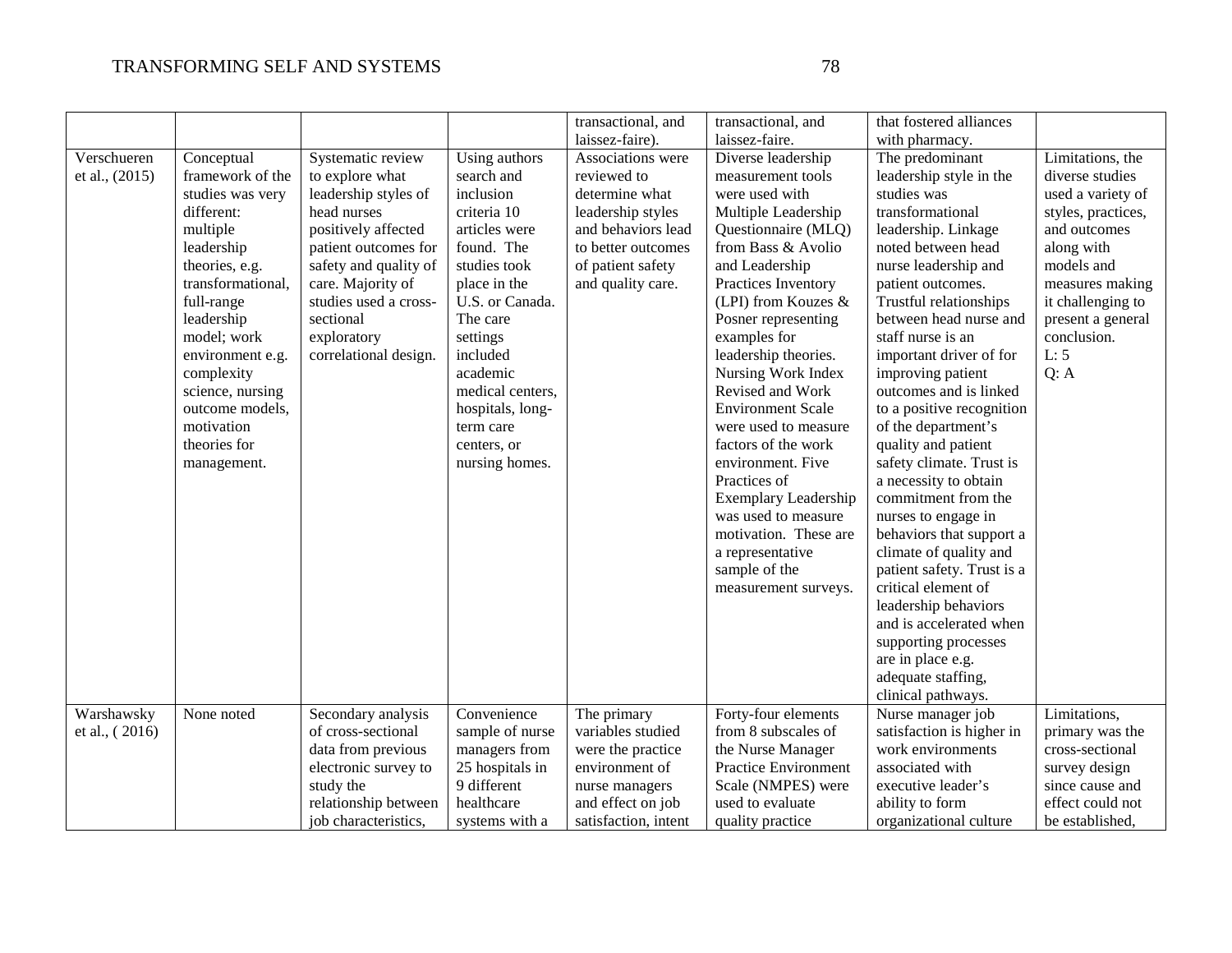| | | | | transactional, and laissez-faire). | transactional, and laissez-faire. | that fostered alliances with pharmacy. | |
|---|---|---|---|---|---|---|---|
| Verschueren et al., (2015) | Conceptual framework of the studies was very different: multiple leadership theories, e.g. transformational, full-range leadership model; work environment e.g. complexity science, nursing outcome models, motivation theories for management. | Systematic review to explore what leadership styles of head nurses positively affected patient outcomes for safety and quality of care. Majority of studies used a cross-sectional exploratory correlational design. | Using authors search and inclusion criteria 10 articles were found. The studies took place in the U.S. or Canada. The care settings included academic medical centers, hospitals, long-term care centers, or nursing homes. | Associations were reviewed to determine what leadership styles and behaviors lead to better outcomes of patient safety and quality care. | Diverse leadership measurement tools were used with Multiple Leadership Questionnaire (MLQ) from Bass & Avolio and Leadership Practices Inventory (LPI) from Kouzes & Posner representing examples for leadership theories. Nursing Work Index Revised and Work Environment Scale were used to measure factors of the work environment. Five Practices of Exemplary Leadership was used to measure motivation. These are a representative sample of the measurement surveys. | The predominant leadership style in the studies was transformational leadership. Linkage noted between head nurse leadership and patient outcomes. Trustful relationships between head nurse and staff nurse is an important driver of for improving patient outcomes and is linked to a positive recognition of the department's quality and patient safety climate. Trust is a necessity to obtain commitment from the nurses to engage in behaviors that support a climate of quality and patient safety. Trust is a critical element of leadership behaviors and is accelerated when supporting processes are in place e.g. adequate staffing, clinical pathways. | Limitations, the diverse studies used a variety of styles, practices, and outcomes along with models and measures making it challenging to present a general conclusion. L: 5 Q: A |
| Warshawsky et al., ( 2016) | None noted | Secondary analysis of cross-sectional data from previous electronic survey to study the relationship between job characteristics, | Convenience sample of nurse managers from 25 hospitals in 9 different healthcare systems with a | The primary variables studied were the practice environment of nurse managers and effect on job satisfaction, intent | Forty-four elements from 8 subscales of the Nurse Manager Practice Environment Scale (NMPES) were used to evaluate quality practice | Nurse manager job satisfaction is higher in work environments associated with executive leader's ability to form organizational culture | Limitations, primary was the cross-sectional survey design since cause and effect could not be established, |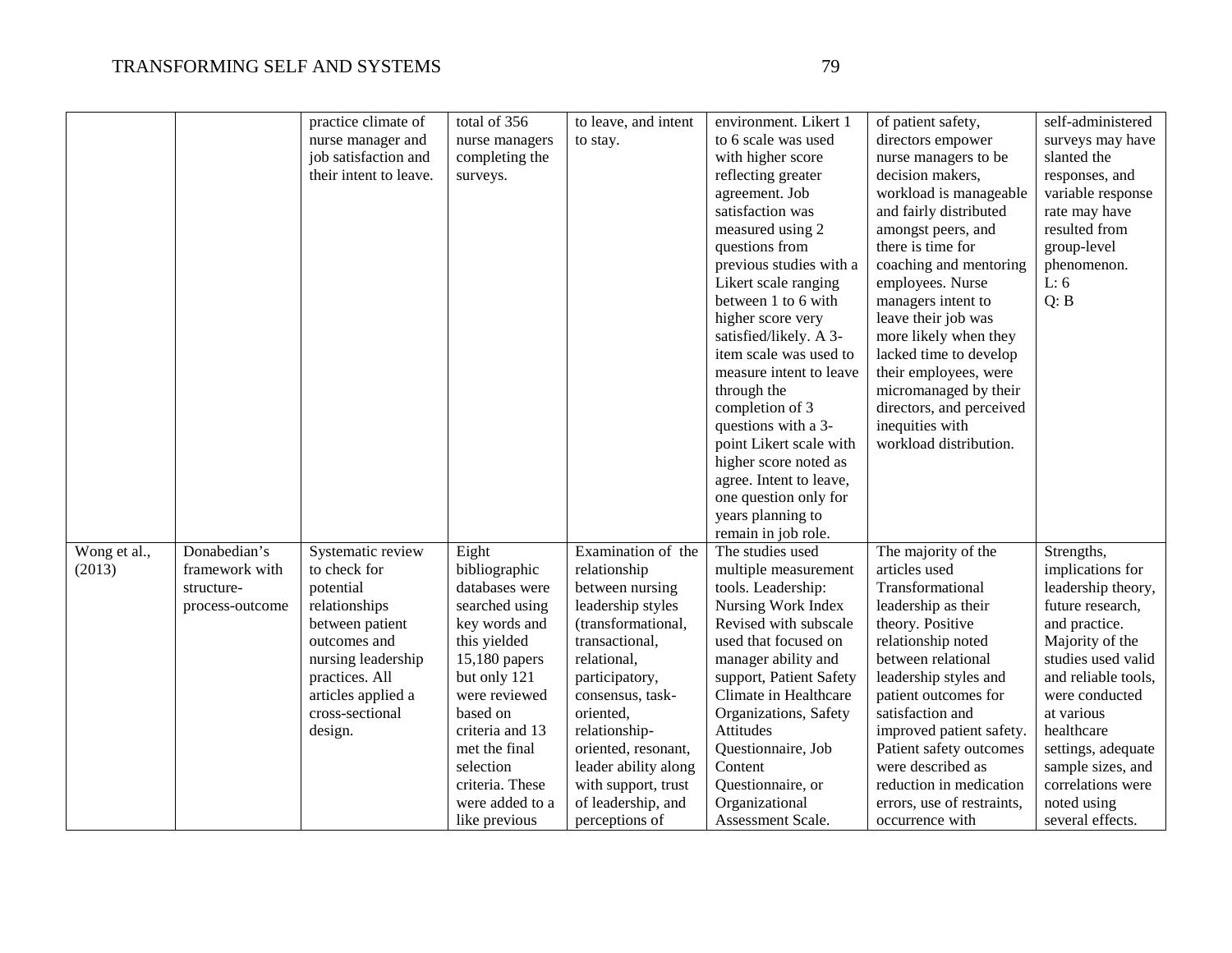| | | practice climate of nurse manager and job satisfaction and their intent to leave. | total of 356 nurse managers completing the surveys. | to leave, and intent to stay. | environment. Likert 1 to 6 scale was used with higher score reflecting greater agreement. Job satisfaction was measured using 2 questions from previous studies with a Likert scale ranging between 1 to 6 with higher score very satisfied/likely. A 3-item scale was used to measure intent to leave through the completion of 3 questions with a 3-point Likert scale with higher score noted as agree. Intent to leave, one question only for years planning to remain in job role. | of patient safety, directors empower nurse managers to be decision makers, workload is manageable and fairly distributed amongst peers, and there is time for coaching and mentoring employees. Nurse managers intent to leave their job was more likely when they lacked time to develop their employees, were micromanaged by their directors, and perceived inequities with workload distribution. | self-administered surveys may have slanted the responses, and variable response rate may have resulted from group-level phenomenon. L: 6 Q: B |
|---|---|---|---|---|---|---|---|
| Wong et al., (2013) | Donabedian's framework with structure-process-outcome | Systematic review to check for potential relationships between patient outcomes and nursing leadership practices. All articles applied a cross-sectional design. | Eight bibliographic databases were searched using key words and this yielded 15,180 papers but only 121 were reviewed based on criteria and 13 met the final selection criteria. These were added to a like previous | Examination of the relationship between nursing leadership styles (transformational, transactional, relational, participatory, consensus, task-oriented, relationship-oriented, resonant, leader ability along with support, trust of leadership, and perceptions of | The studies used multiple measurement tools. Leadership: Nursing Work Index Revised with subscale used that focused on manager ability and support, Patient Safety Climate in Healthcare Organizations, Safety Attitudes Questionnaire, Job Content Questionnaire, or Organizational Assessment Scale. | The majority of the articles used Transformational leadership as their theory. Positive relationship noted between relational leadership styles and patient outcomes for satisfaction and improved patient safety. Patient safety outcomes were described as reduction in medication errors, use of restraints, occurrence with | Strengths, implications for leadership theory, future research, and practice. Majority of the studies used valid and reliable tools, were conducted at various healthcare settings, adequate sample sizes, and correlations were noted using several effects. |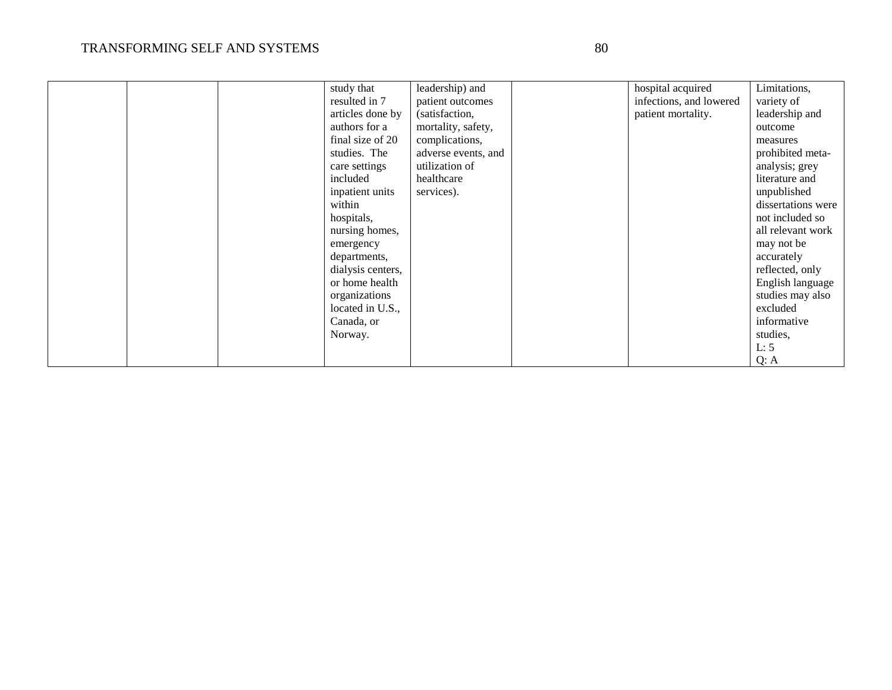|  |  |  | study that resulted in 7 articles done by authors for a final size of 20 studies. The care settings included inpatient units within hospitals, nursing homes, emergency departments, dialysis centers, or home health organizations located in U.S., Canada, or Norway. | leadership) and patient outcomes (satisfaction, mortality, safety, complications, adverse events, and utilization of healthcare services). |  | hospital acquired infections, and lowered patient mortality. | Limitations, variety of leadership and outcome measures prohibited meta-analysis; grey literature and unpublished dissertations were not included so all relevant work may not be accurately reflected, only English language studies may also excluded informative studies, L: 5 Q: A |
|---|---|---|---|---|---|---|---|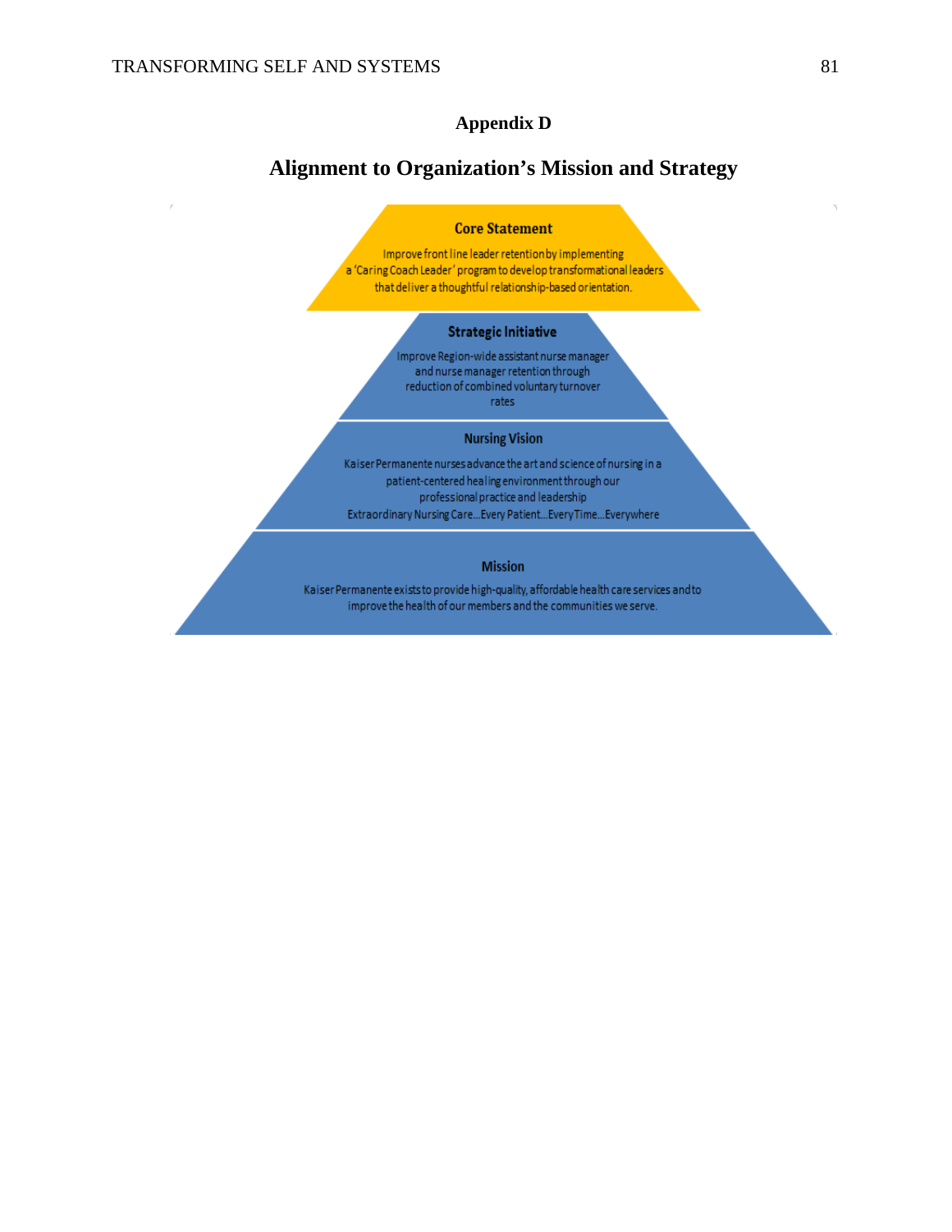## Appendix D

## Alignment to Organization's Mission and Strategy

**Core Statement**

Improve front line leader retention by implementing a 'Caring Coach Leader' program to develop transformational leaders that deliver a thoughtful relationship-based orientation.

**Strategic Initiative**

Improve Region-wide assistant nurse manager and nurse manager retention through reduction of combined voluntary turnover rates

**Nursing Vision**

Kaiser Permanente nurses advance the art and science of nursing in a patient-centered healing environment through our professional practice and leadership

Extraordinary Nursing Care…Every Patient…Every Time…Everywhere

**Mission**

Kaiser Permanente exists to provide high-quality, affordable health care services and to improve the health of our members and the communities we serve.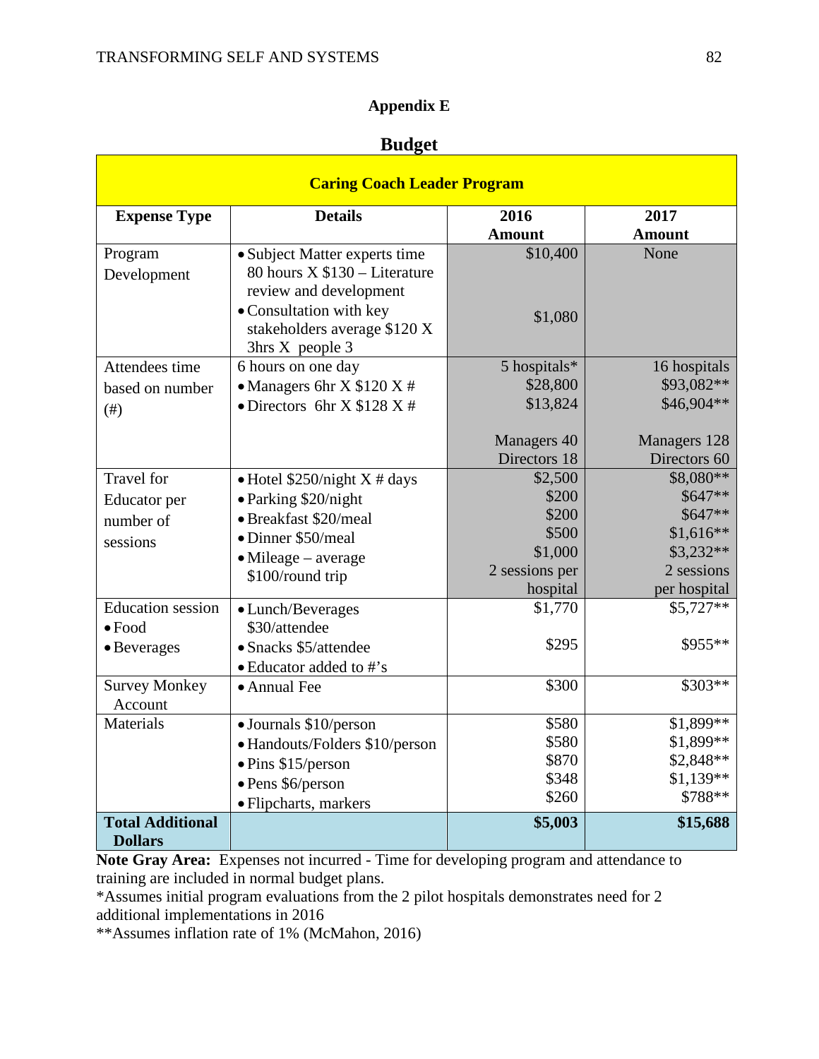## Appendix E

## Budget

| Caring Coach Leader Program | | | |
|---|---|---|---|
| **Expense Type** | **Details** | **2016 Amount** | **2017 Amount** |
| Program Development | • Subject Matter experts time 80 hours X $130 – Literature review and development<br>• Consultation with key stakeholders average $120 X 3hrs X people 3 | $10,400<br><br>$1,080 | None |
| Attendees time based on number (#) | 6 hours on one day<br>• Managers 6hr X $120 X #<br>• Directors 6hr X $128 X # | 5 hospitals*<br>$28,800<br>$13,824<br><br>Managers 40<br>Directors 18 | 16 hospitals<br>$93,082**<br>$46,904**<br><br>Managers 128<br>Directors 60 |
| Travel for Educator per number of sessions | • Hotel $250/night X # days<br>• Parking $20/night<br>• Breakfast $20/meal<br>• Dinner $50/meal<br>• Mileage – average $100/round trip | $2,500<br>$200<br>$200<br>$500<br>$1,000<br>2 sessions per hospital | $8,080**<br>$647**<br>$647**<br>$1,616**<br>$3,232**<br>2 sessions per hospital |
| Education session<br>• Food<br>• Beverages | • Lunch/Beverages $30/attendee<br>• Snacks $5/attendee<br>• Educator added to #'s | $1,770<br><br>$295 | $5,727**<br><br>$955** |
| Survey Monkey Account | • Annual Fee | $300 | $303** |
| Materials | • Journals $10/person<br>• Handouts/Folders $10/person<br>• Pins $15/person<br>• Pens $6/person<br>• Flipcharts, markers | $580<br>$580<br>$870<br>$348<br>$260 | $1,899**<br>$1,899**<br>$2,848**<br>$1,139**<br>$788** |
| **Total Additional Dollars** | | **$5,003** | **$15,688** |

**Note Gray Area:** Expenses not incurred - Time for developing program and attendance to training are included in normal budget plans.
*Assumes initial program evaluations from the 2 pilot hospitals demonstrates need for 2 additional implementations in 2016
**Assumes inflation rate of 1% (McMahon, 2016)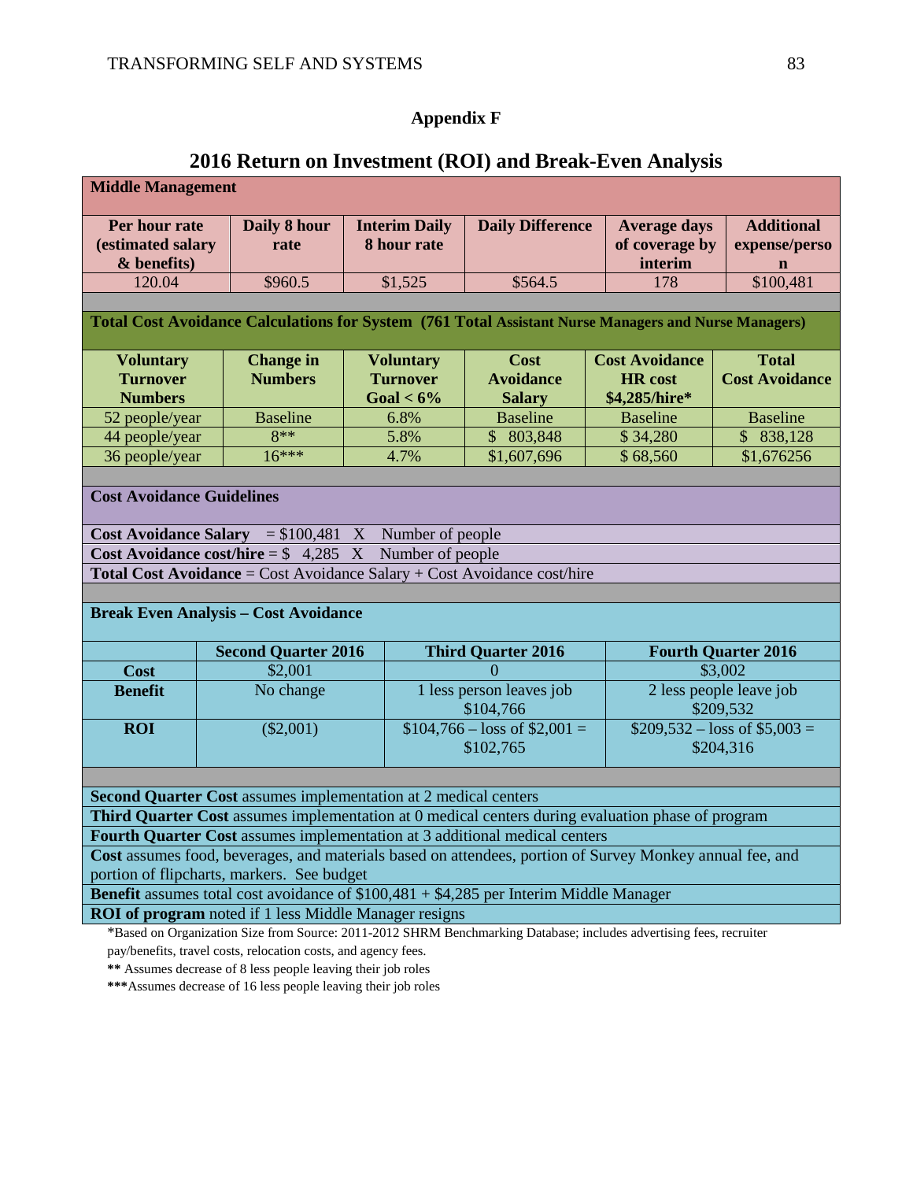## Appendix F

## 2016 Return on Investment (ROI) and Break-Even Analysis

**Middle Management**

| Per hour rate (estimated salary & benefits) | Daily 8 hour rate | Interim Daily 8 hour rate | Daily Difference | Average days of coverage by interim | Additional expense/person |
|---|---|---|---|---|---|
| 120.04 | $960.5 | $1,525 | $564.5 | 178 | $100,481 |

**Total Cost Avoidance Calculations for System (761 Total Assistant Nurse Managers and Nurse Managers)**

| Voluntary Turnover Numbers | Change in Numbers | Voluntary Turnover Goal < 6% | Cost Avoidance Salary | Cost Avoidance HR cost $4,285/hire* | Total Cost Avoidance |
|---|---|---|---|---|---|
| 52 people/year | Baseline | 6.8% | Baseline | Baseline | Baseline |
| 44 people/year | 8** | 5.8% | $ 803,848 | $ 34,280 | $ 838,128 |
| 36 people/year | 16*** | 4.7% | $1,607,696 | $ 68,560 | $1,676256 |

**Cost Avoidance Guidelines**

**Cost Avoidance Salary** = $100,481 X Number of people

**Cost Avoidance cost/hire** = $ 4,285 X Number of people

**Total Cost Avoidance** = Cost Avoidance Salary + Cost Avoidance cost/hire

**Break Even Analysis – Cost Avoidance**

| | Second Quarter 2016 | Third Quarter 2016 | Fourth Quarter 2016 |
|---|---|---|---|
| **Cost** | $2,001 | 0 | $3,002 |
| **Benefit** | No change | 1 less person leaves job $104,766 | 2 less people leave job $209,532 |
| **ROI** | ($2,001) | $104,766 – loss of $2,001 = $102,765 | $209,532 – loss of $5,003 = $204,316 |

**Second Quarter Cost** assumes implementation at 2 medical centers

**Third Quarter Cost** assumes implementation at 0 medical centers during evaluation phase of program

**Fourth Quarter Cost** assumes implementation at 3 additional medical centers

**Cost** assumes food, beverages, and materials based on attendees, portion of Survey Monkey annual fee, and portion of flipcharts, markers. See budget

**Benefit** assumes total cost avoidance of $100,481 + $4,285 per Interim Middle Manager

**ROI of program** noted if 1 less Middle Manager resigns

*Based on Organization Size from Source: 2011-2012 SHRM Benchmarking Database; includes advertising fees, recruiter pay/benefits, travel costs, relocation costs, and agency fees.

** Assumes decrease of 8 less people leaving their job roles

***Assumes decrease of 16 less people leaving their job roles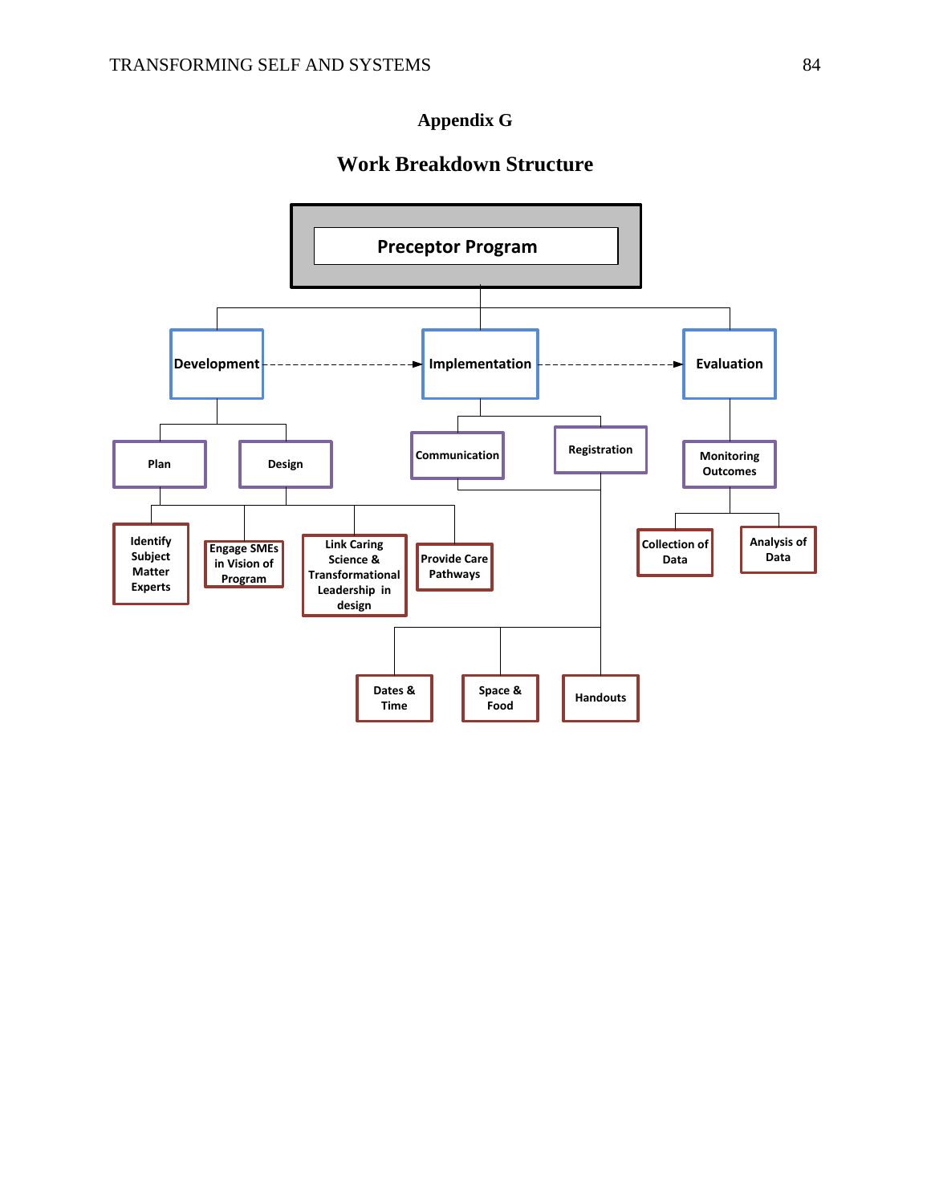# Appendix G

## Work Breakdown Structure

- **Preceptor Program**
  - **Development** → **Implementation** → **Evaluation**
  - Development
    - Plan
      - Identify Subject Matter Experts
      - Engage SMEs in Vision of Program
    - Design
      - Link Caring Science & Transformational Leadership in design
      - Provide Care Pathways
  - Implementation
    - Communication
    - Registration
      - Dates & Time
      - Space & Food
      - Handouts
  - Evaluation
    - Monitoring Outcomes
      - Collection of Data
      - Analysis of Data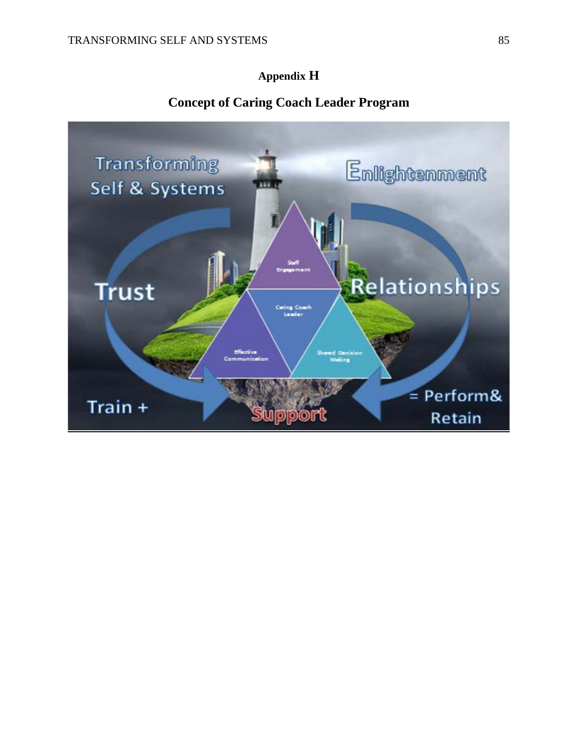# Appendix H

## Concept of Caring Coach Leader Program

Transforming Self & Systems

Enlightenment

Trust

Relationships

Staff Engagement

Caring Coach Leader

Effective Communication

Shared Decision Making

Train +

Support

= Perform& Retain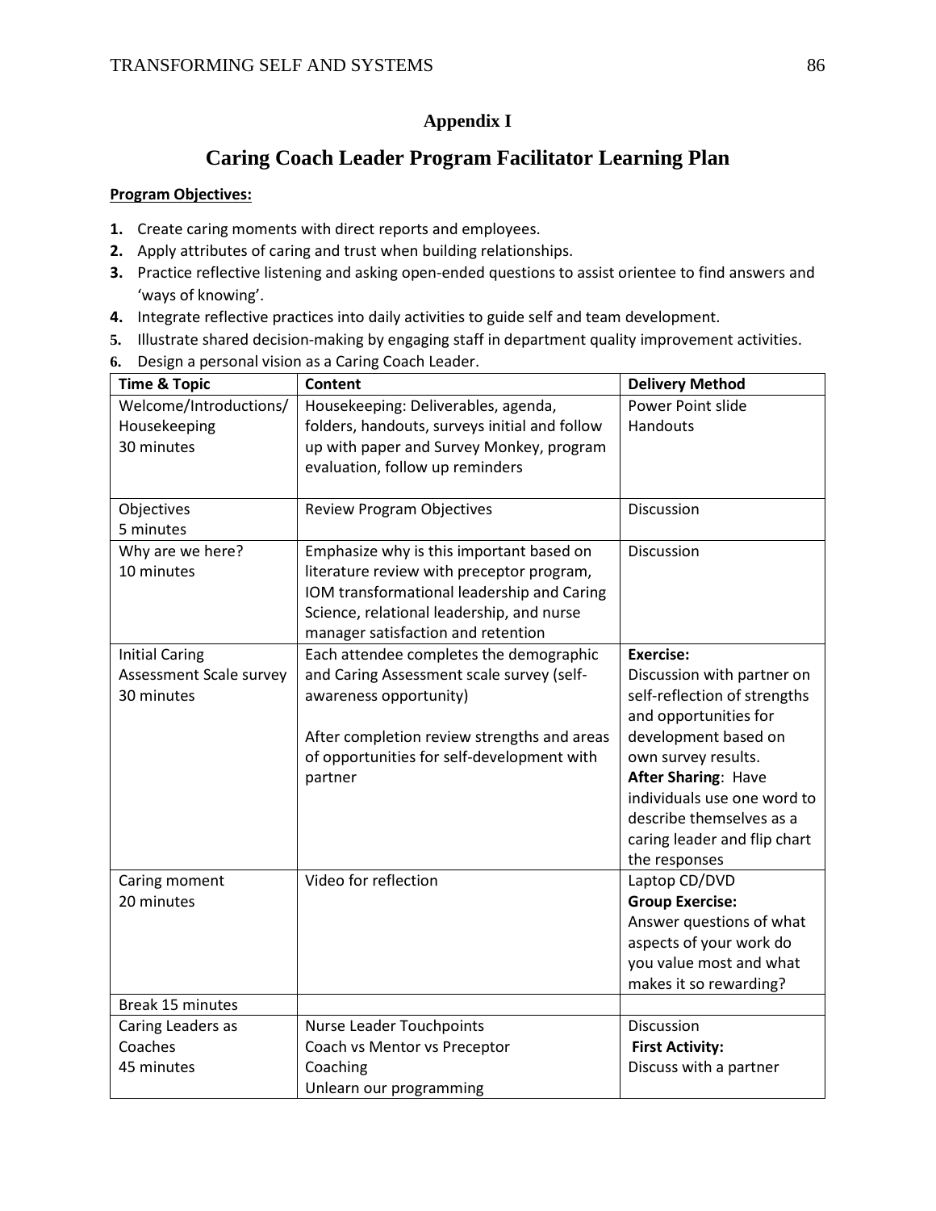## Appendix I

# Caring Coach Leader Program Facilitator Learning Plan

**Program Objectives:**

1. Create caring moments with direct reports and employees.
2. Apply attributes of caring and trust when building relationships.
3. Practice reflective listening and asking open-ended questions to assist orientee to find answers and 'ways of knowing'.
4. Integrate reflective practices into daily activities to guide self and team development.
5. Illustrate shared decision-making by engaging staff in department quality improvement activities.
6. Design a personal vision as a Caring Coach Leader.

| Time & Topic | Content | Delivery Method |
|---|---|---|
| Welcome/Introductions/ Housekeeping 30 minutes | Housekeeping: Deliverables, agenda, folders, handouts, surveys initial and follow up with paper and Survey Monkey, program evaluation, follow up reminders | Power Point slide Handouts |
| Objectives 5 minutes | Review Program Objectives | Discussion |
| Why are we here? 10 minutes | Emphasize why is this important based on literature review with preceptor program, IOM transformational leadership and Caring Science, relational leadership, and nurse manager satisfaction and retention | Discussion |
| Initial Caring Assessment Scale survey 30 minutes | Each attendee completes the demographic and Caring Assessment scale survey (self-awareness opportunity)<br><br>After completion review strengths and areas of opportunities for self-development with partner | **Exercise:** Discussion with partner on self-reflection of strengths and opportunities for development based on own survey results. **After Sharing**: Have individuals use one word to describe themselves as a caring leader and flip chart the responses |
| Caring moment 20 minutes | Video for reflection | Laptop CD/DVD **Group Exercise:** Answer questions of what aspects of your work do you value most and what makes it so rewarding? |
| Break 15 minutes | | |
| Caring Leaders as Coaches 45 minutes | Nurse Leader Touchpoints<br>Coach vs Mentor vs Preceptor<br>Coaching<br>Unlearn our programming | Discussion **First Activity:** Discuss with a partner |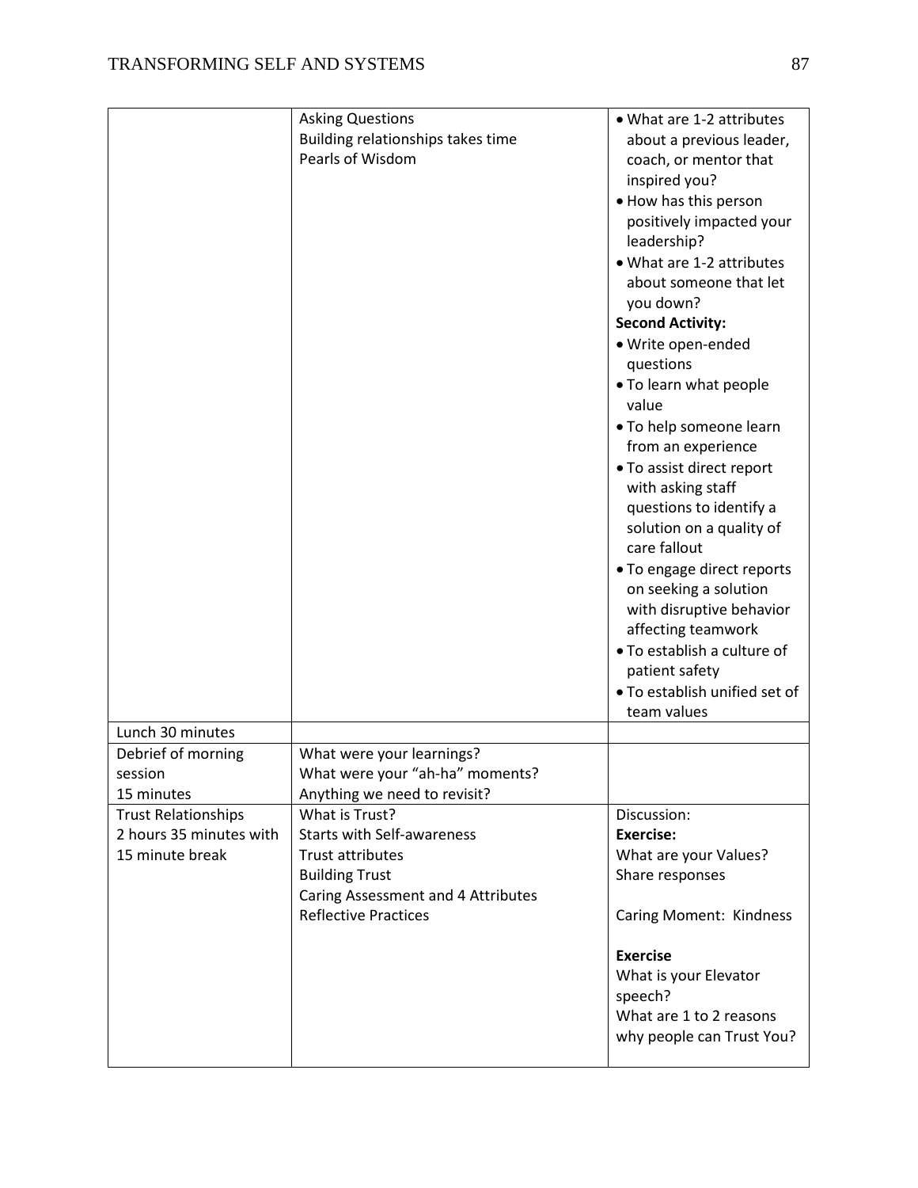| | | |
|---|---|---|
| | Asking Questions<br>Building relationships takes time<br>Pearls of Wisdom | • What are 1-2 attributes about a previous leader, coach, or mentor that inspired you?<br>• How has this person positively impacted your leadership?<br>• What are 1-2 attributes about someone that let you down?<br>**Second Activity:**<br>• Write open-ended questions<br>• To learn what people value<br>• To help someone learn from an experience<br>• To assist direct report with asking staff questions to identify a solution on a quality of care fallout<br>• To engage direct reports on seeking a solution with disruptive behavior affecting teamwork<br>• To establish a culture of patient safety<br>• To establish unified set of team values |
| Lunch 30 minutes | | |
| Debrief of morning session<br>15 minutes | What were your learnings?<br>What were your “ah-ha” moments?<br>Anything we need to revisit? | |
| Trust Relationships<br>2 hours 35 minutes with 15 minute break | What is Trust?<br>Starts with Self-awareness<br>Trust attributes<br>Building Trust<br>Caring Assessment and 4 Attributes<br>Reflective Practices | Discussion:<br>**Exercise:**<br>What are your Values?<br>Share responses<br><br>Caring Moment: Kindness<br><br>**Exercise**<br>What is your Elevator speech?<br>What are 1 to 2 reasons why people can Trust You? |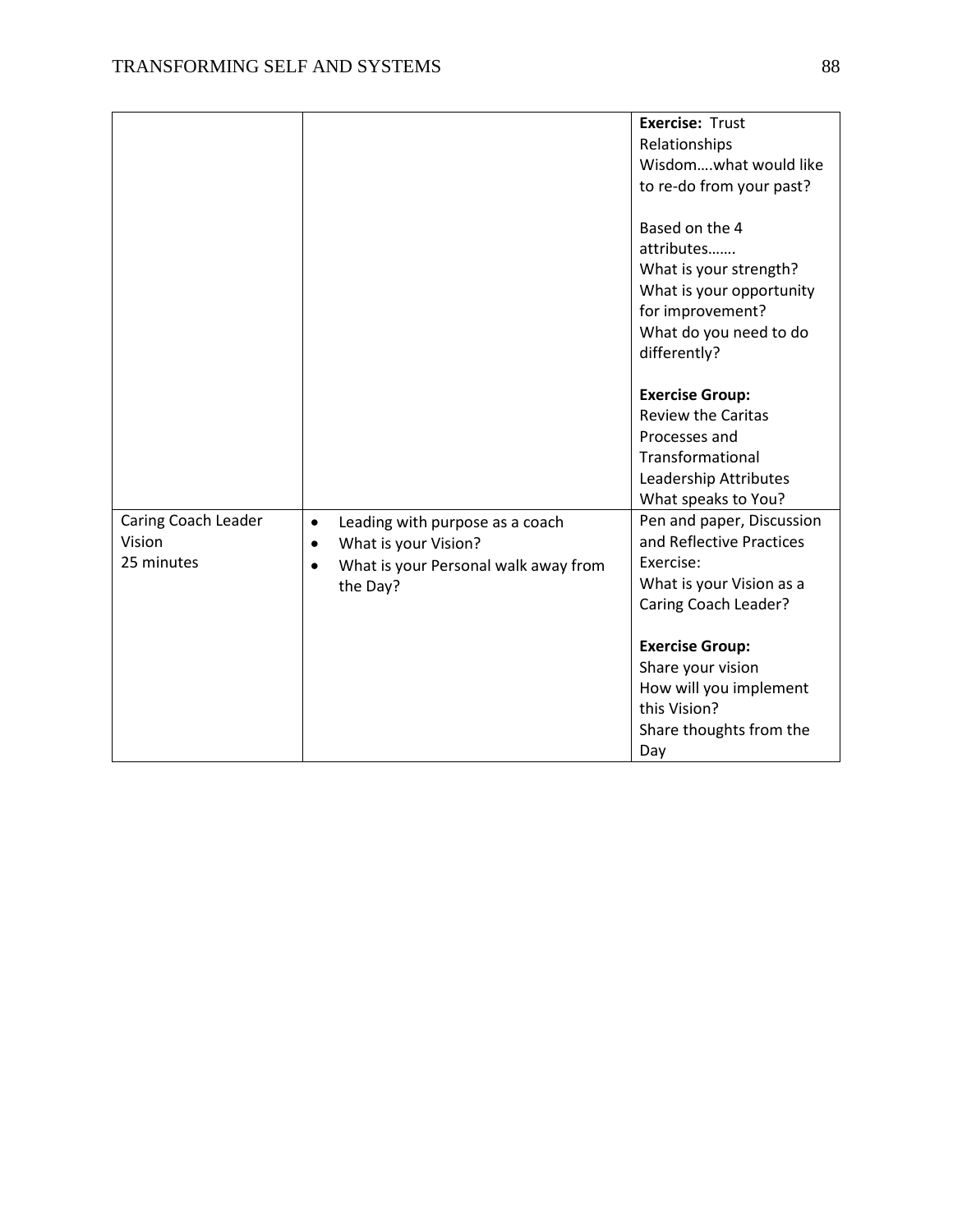| | | |
|---|---|---|
| | | **Exercise:** Trust Relationships<br>Wisdom….what would like to re-do from your past?<br><br>Based on the 4 attributes…….<br>What is your strength?<br>What is your opportunity for improvement?<br>What do you need to do differently?<br><br>**Exercise Group:**<br>Review the Caritas Processes and Transformational Leadership Attributes<br>What speaks to You? |
| Caring Coach Leader Vision<br>25 minutes | • Leading with purpose as a coach<br>• What is your Vision?<br>• What is your Personal walk away from the Day? | Pen and paper, Discussion and Reflective Practices Exercise:<br>What is your Vision as a Caring Coach Leader?<br><br>**Exercise Group:**<br>Share your vision<br>How will you implement this Vision?<br>Share thoughts from the Day |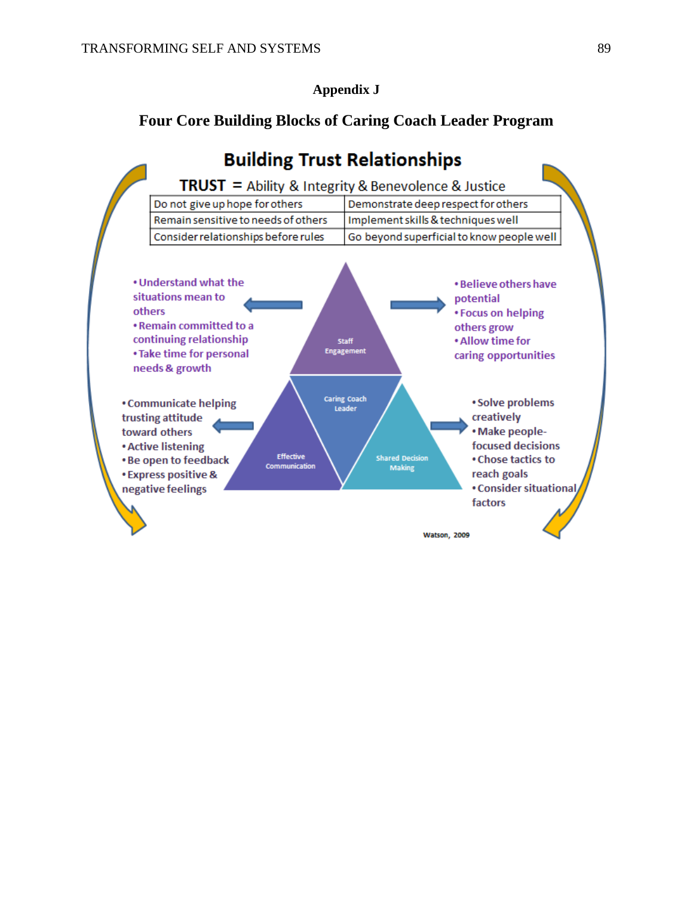# Appendix J

## Four Core Building Blocks of Caring Coach Leader Program

### Building Trust Relationships

**TRUST** = Ability & Integrity & Benevolence & Justice

| Do not give up hope for others | Demonstrate deep respect for others |
|---|---|
| Remain sensitive to needs of others | Implement skills & techniques well |
| Consider relationships before rules | Go beyond superficial to know people well |

**Staff Engagement**

- Understand what the situations mean to others
- Remain committed to a continuing relationship
- Take time for personal needs & growth

- Believe others have potential
- Focus on helping others grow
- Allow time for caring opportunities

**Caring Coach Leader**

**Effective Communication**

- Communicate helping trusting attitude toward others
- Active listening
- Be open to feedback
- Express positive & negative feelings

**Shared Decision Making**

- Solve problems creatively
- Make people-focused decisions
- Chose tactics to reach goals
- Consider situational factors

Watson, 2009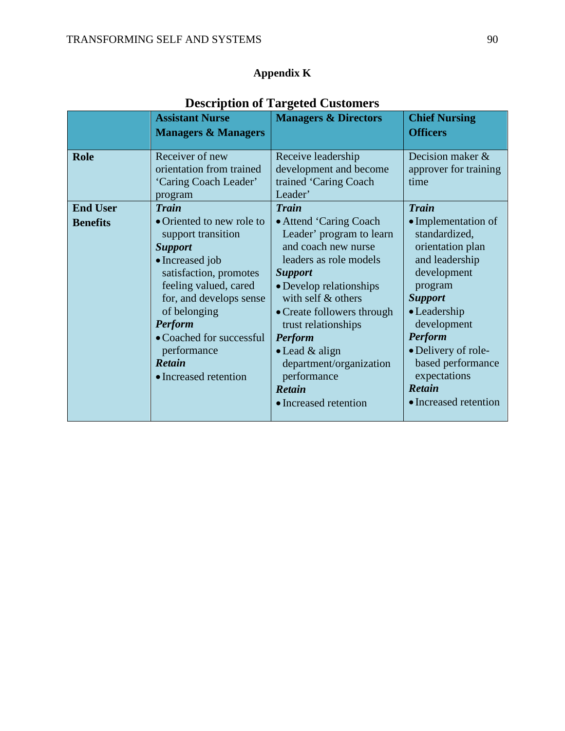# Appendix K

## Description of Targeted Customers

| | Assistant Nurse Managers & Managers | Managers & Directors | Chief Nursing Officers |
|---|---|---|---|
| **Role** | Receiver of new orientation from trained 'Caring Coach Leader' program | Receive leadership development and become trained 'Caring Coach Leader' | Decision maker & approver for training time |
| **End User Benefits** | ***Train***<br>• Oriented to new role to support transition<br>***Support***<br>• Increased job satisfaction, promotes feeling valued, cared for, and develops sense of belonging<br>***Perform***<br>• Coached for successful performance<br>***Retain***<br>• Increased retention | ***Train***<br>• Attend 'Caring Coach Leader' program to learn and coach new nurse leaders as role models<br>***Support***<br>• Develop relationships with self & others<br>• Create followers through trust relationships<br>***Perform***<br>• Lead & align department/organization performance<br>***Retain***<br>• Increased retention | ***Train***<br>• Implementation of standardized, orientation plan and leadership development program<br>***Support***<br>• Leadership development<br>***Perform***<br>• Delivery of role-based performance expectations<br>***Retain***<br>• Increased retention |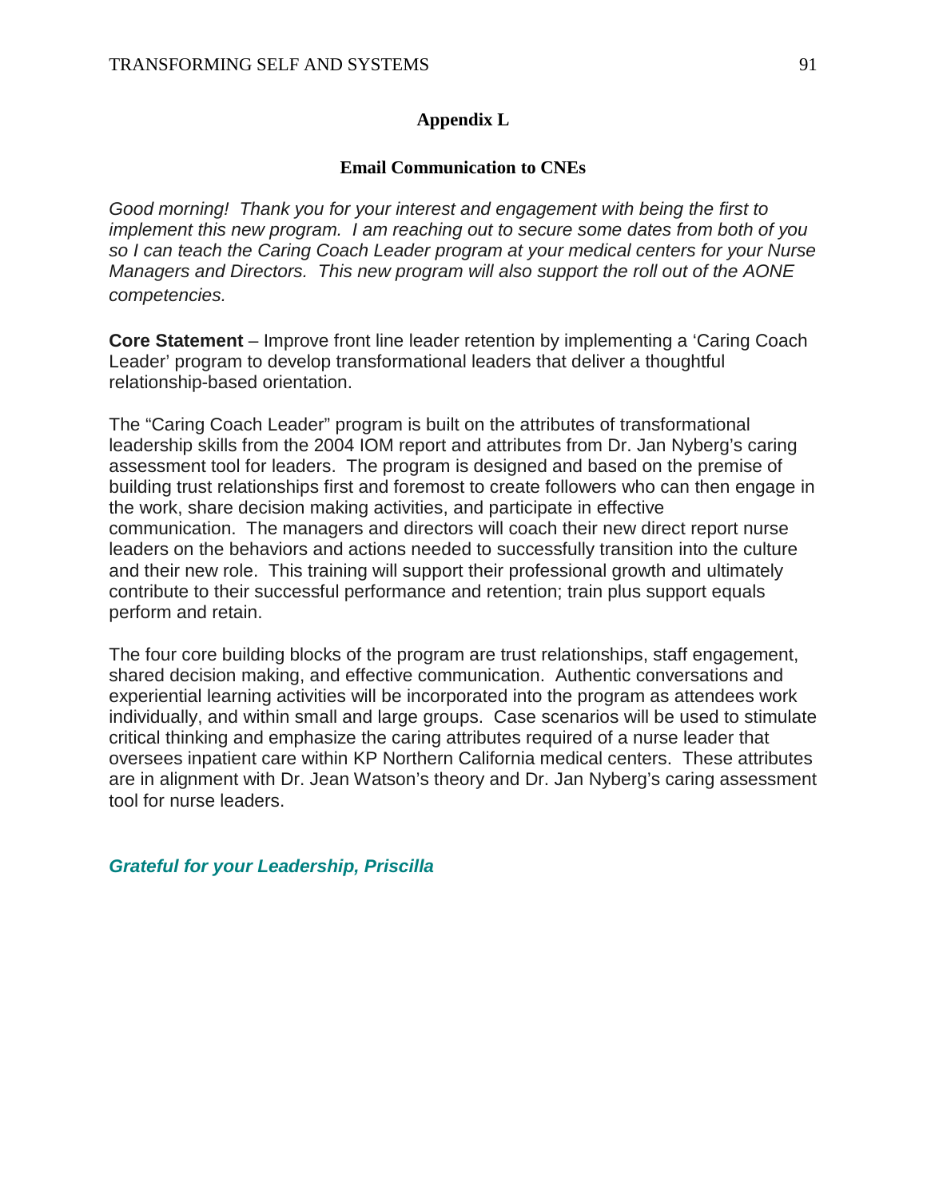## Appendix L

### Email Communication to CNEs

*Good morning! Thank you for your interest and engagement with being the first to implement this new program. I am reaching out to secure some dates from both of you so I can teach the Caring Coach Leader program at your medical centers for your Nurse Managers and Directors. This new program will also support the roll out of the AONE competencies.*

**Core Statement** – Improve front line leader retention by implementing a 'Caring Coach Leader' program to develop transformational leaders that deliver a thoughtful relationship-based orientation.

The "Caring Coach Leader" program is built on the attributes of transformational leadership skills from the 2004 IOM report and attributes from Dr. Jan Nyberg's caring assessment tool for leaders. The program is designed and based on the premise of building trust relationships first and foremost to create followers who can then engage in the work, share decision making activities, and participate in effective communication. The managers and directors will coach their new direct report nurse leaders on the behaviors and actions needed to successfully transition into the culture and their new role. This training will support their professional growth and ultimately contribute to their successful performance and retention; train plus support equals perform and retain.

The four core building blocks of the program are trust relationships, staff engagement, shared decision making, and effective communication. Authentic conversations and experiential learning activities will be incorporated into the program as attendees work individually, and within small and large groups. Case scenarios will be used to stimulate critical thinking and emphasize the caring attributes required of a nurse leader that oversees inpatient care within KP Northern California medical centers. These attributes are in alignment with Dr. Jean Watson's theory and Dr. Jan Nyberg's caring assessment tool for nurse leaders.

***Grateful for your Leadership, Priscilla***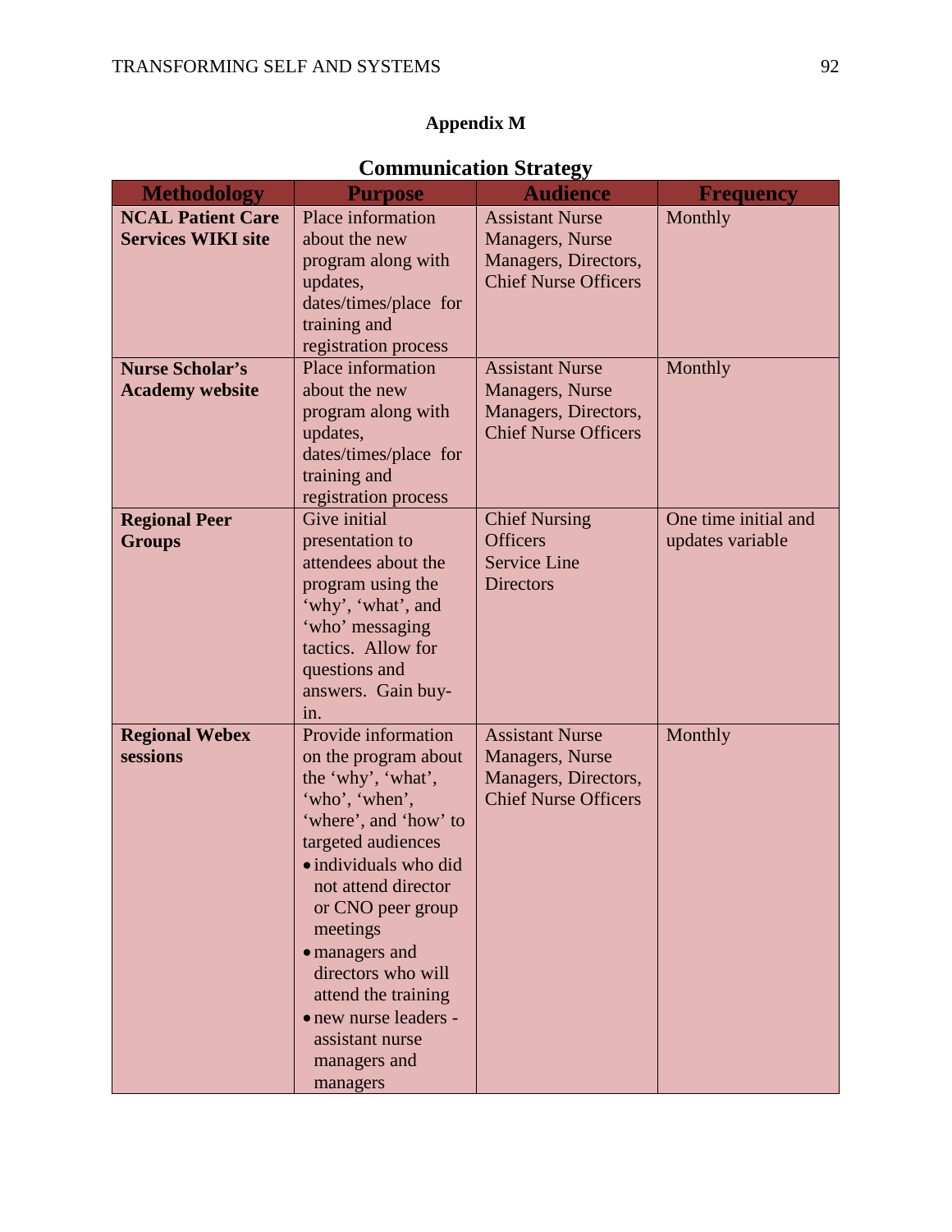# Appendix M

## Communication Strategy

| Methodology | Purpose | Audience | Frequency |
|---|---|---|---|
| **NCAL Patient Care Services WIKI site** | Place information about the new program along with updates, dates/times/place for training and registration process | Assistant Nurse Managers, Nurse Managers, Directors, Chief Nurse Officers | Monthly |
| **Nurse Scholar's Academy website** | Place information about the new program along with updates, dates/times/place for training and registration process | Assistant Nurse Managers, Nurse Managers, Directors, Chief Nurse Officers | Monthly |
| **Regional Peer Groups** | Give initial presentation to attendees about the program using the 'why', 'what', and 'who' messaging tactics. Allow for questions and answers. Gain buy-in. | Chief Nursing Officers<br>Service Line Directors | One time initial and updates variable |
| **Regional Webex sessions** | Provide information on the program about the 'why', 'what', 'who', 'when', 'where', and 'how' to targeted audiences<br>• individuals who did not attend director or CNO peer group meetings<br>• managers and directors who will attend the training<br>• new nurse leaders - assistant nurse managers and managers | Assistant Nurse Managers, Nurse Managers, Directors, Chief Nurse Officers | Monthly |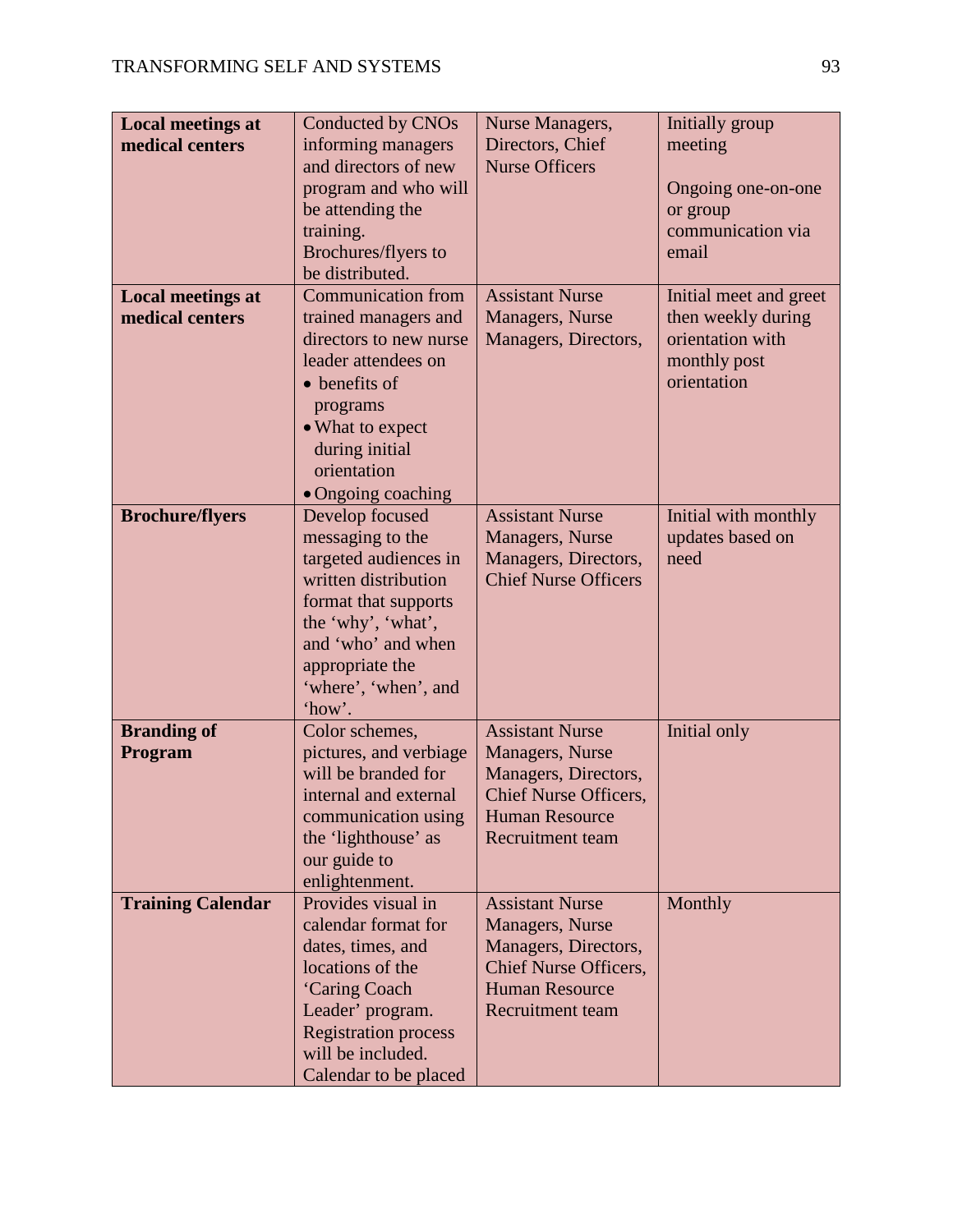| **Local meetings at medical centers** | Conducted by CNOs informing managers and directors of new program and who will be attending the training. Brochures/flyers to be distributed. | Nurse Managers, Directors, Chief Nurse Officers | Initially group meeting<br><br>Ongoing one-on-one or group communication via email |
|---|---|---|---|
| **Local meetings at medical centers** | Communication from trained managers and directors to new nurse leader attendees on<br>• benefits of programs<br>• What to expect during initial orientation<br>• Ongoing coaching | Assistant Nurse Managers, Nurse Managers, Directors, | Initial meet and greet then weekly during orientation with monthly post orientation |
| **Brochure/flyers** | Develop focused messaging to the targeted audiences in written distribution format that supports the 'why', 'what', and 'who' and when appropriate the 'where', 'when', and 'how'. | Assistant Nurse Managers, Nurse Managers, Directors, Chief Nurse Officers | Initial with monthly updates based on need |
| **Branding of Program** | Color schemes, pictures, and verbiage will be branded for internal and external communication using the 'lighthouse' as our guide to enlightenment. | Assistant Nurse Managers, Nurse Managers, Directors, Chief Nurse Officers, Human Resource Recruitment team | Initial only |
| **Training Calendar** | Provides visual in calendar format for dates, times, and locations of the 'Caring Coach Leader' program. Registration process will be included. Calendar to be placed | Assistant Nurse Managers, Nurse Managers, Directors, Chief Nurse Officers, Human Resource Recruitment team | Monthly |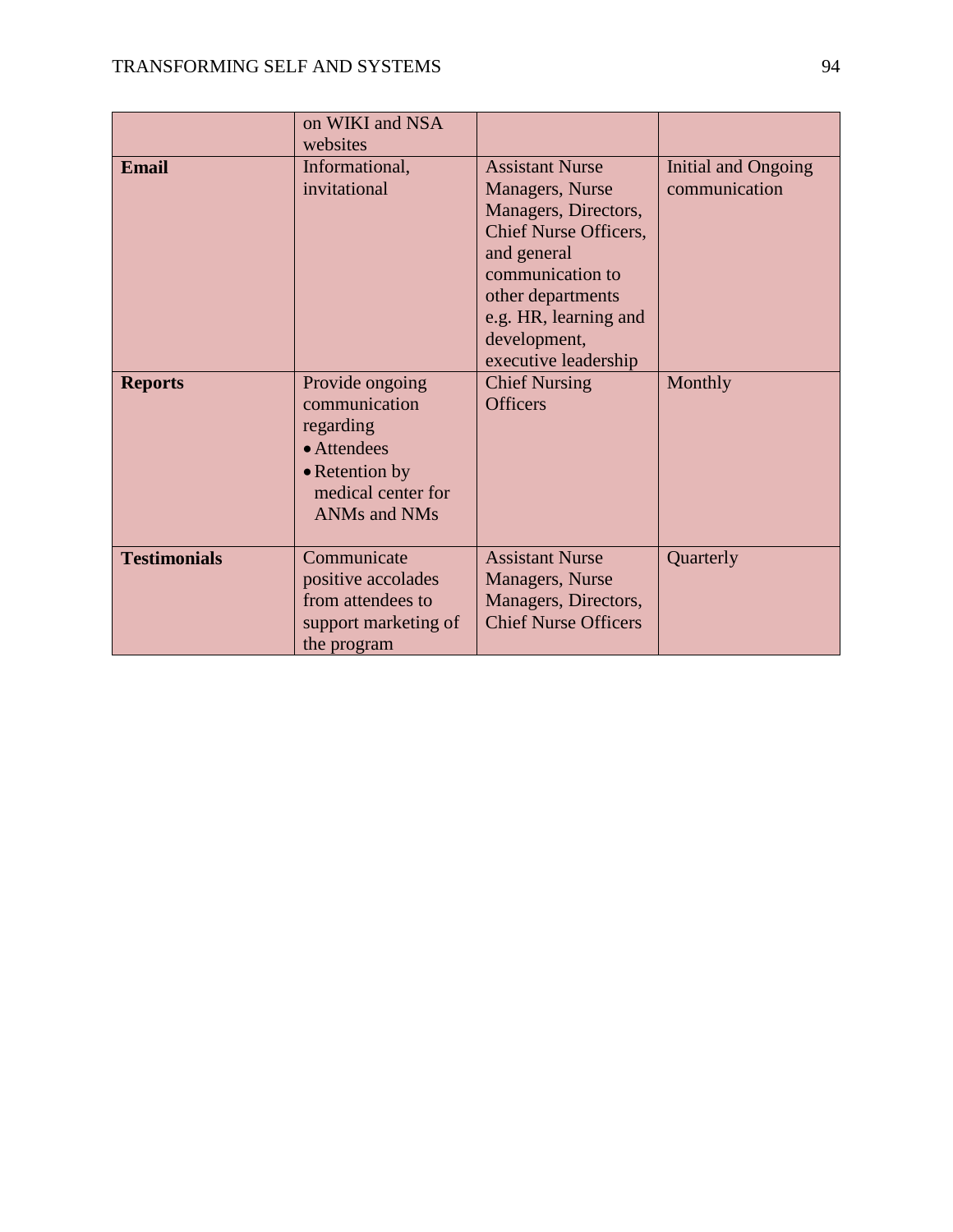| | | | |
|---|---|---|---|
| | on WIKI and NSA websites | | |
| **Email** | Informational, invitational | Assistant Nurse Managers, Nurse Managers, Directors, Chief Nurse Officers, and general communication to other departments e.g. HR, learning and development, executive leadership | Initial and Ongoing communication |
| **Reports** | Provide ongoing communication regarding<br>• Attendees<br>• Retention by medical center for ANMs and NMs | Chief Nursing Officers | Monthly |
| **Testimonials** | Communicate positive accolades from attendees to support marketing of the program | Assistant Nurse Managers, Nurse Managers, Directors, Chief Nurse Officers | Quarterly |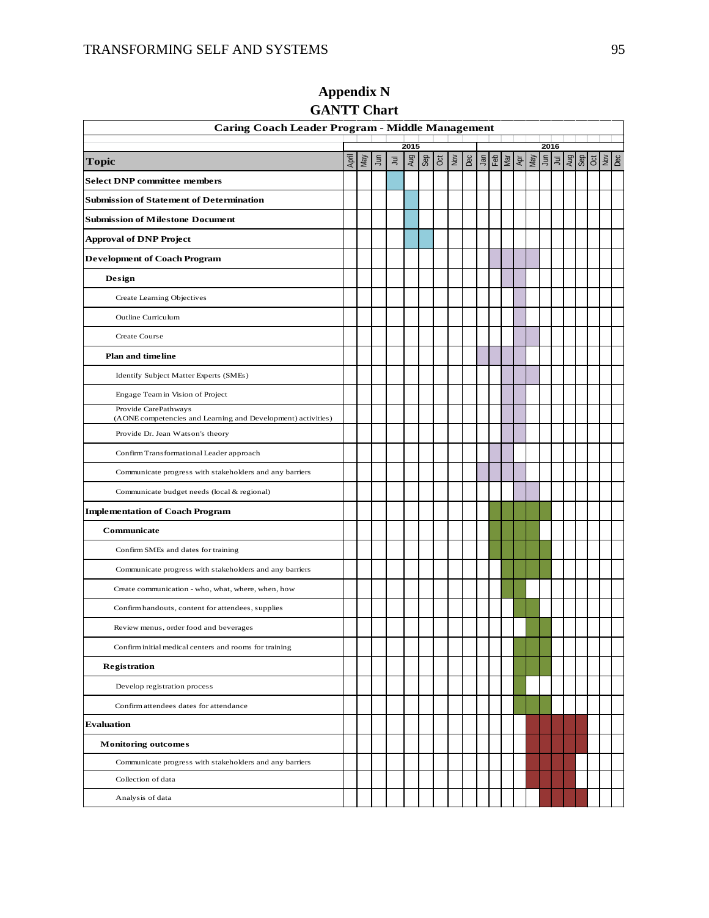# Appendix N

## GANTT Chart

**Caring Coach Leader Program - Middle Management**

| Topic | 2015 | | | | | | | | | 2016 | | | | | | | | | | | |
|---|---|---|---|---|---|---|---|---|---|---|---|---|---|---|---|---|---|---|---|---|---|
| | April | May | Jun | Jul | Aug | Sep | Oct | Nov | Dec | Jan | Feb | Mar | Apr | May | Jun | Jul | Aug | Sep | Oct | Nov | Dec |
| **Select DNP committee members** | | | | X | | | | | | | | | | | | | | | | | |
| **Submission of Statement of Determination** | | | | | X | | | | | | | | | | | | | | | | |
| **Submission of Milestone Document** | | | | | X | | | | | | | | | | | | | | | | |
| **Approval of DNP Project** | | | | | X | X | | | | | | | | | | | | | | | |
| **Development of Coach Program** | | | | | | | | | | | X | X | X | X | | | | | | | |
| **Design** | | | | | | | | | | | | X | X | | | | | | | | |
| Create Learning Objectives | | | | | | | | | | | | | X | | | | | | | | |
| Outline Curriculum | | | | | | | | | | | | | X | | | | | | | | |
| Create Course | | | | | | | | | | | | | X | X | | | | | | | |
| **Plan and timeline** | | | | | | | | | | X | X | X | X | | | | | | | | |
| Identify Subject Matter Experts (SMEs) | | | | | | | | | | | | X | X | X | | | | | | | |
| Engage Team in Vision of Project | | | | | | | | | | | | X | X | | | | | | | | |
| Provide CarePathways (AONE competencies and Learning and Development) activities) | | | | | | | | | | | | X | X | | | | | | | | |
| Provide Dr. Jean Watson's theory | | | | | | | | | | | | X | X | | | | | | | | |
| Confirm Transformational Leader approach | | | | | | | | | | | X | X | | | | | | | | | |
| Communicate progress with stakeholders and any barriers | | | | | | | | | | X | X | X | X | | | | | | | | |
| Communicate budget needs (local & regional) | | | | | | | | | | | | | X | X | | | | | | | |
| **Implementation of Coach Program** | | | | | | | | | | | X | X | X | X | X | | | | | | |
| **Communicate** | | | | | | | | | | | X | X | X | X | | | | | | | |
| Confirm SMEs and dates for training | | | | | | | | | | | X | X | X | X | X | | | | | | |
| Communicate progress with stakeholders and any barriers | | | | | | | | | | | | X | X | X | X | | | | | | |
| Create communication - who, what, where, when, how | | | | | | | | | | | | X | X | | | | | | | | |
| Confirm handouts, content for attendees, supplies | | | | | | | | | | | | | X | X | | | | | | | |
| Review menus, order food and beverages | | | | | | | | | | | | | | X | X | | | | | | |
| Confirm initial medical centers and rooms for training | | | | | | | | | | | | | X | X | X | | | | | | |
| **Registration** | | | | | | | | | | | | | X | X | X | | | | | | |
| Develop registration process | | | | | | | | | | | | | X | | | | | | | | |
| Confirm attendees dates for attendance | | | | | | | | | | | | | X | X | X | | | | | | |
| **Evaluation** | | | | | | | | | | | | | | X | X | X | X | X | | | |
| **Monitoring outcomes** | | | | | | | | | | | | | | X | X | X | X | X | | | |
| Communicate progress with stakeholders and any barriers | | | | | | | | | | | | | | X | X | X | X | | | | |
| Collection of data | | | | | | | | | | | | | | X | X | X | X | | | | |
| Analysis of data | | | | | | | | | | | | | | | X | X | X | X | | | |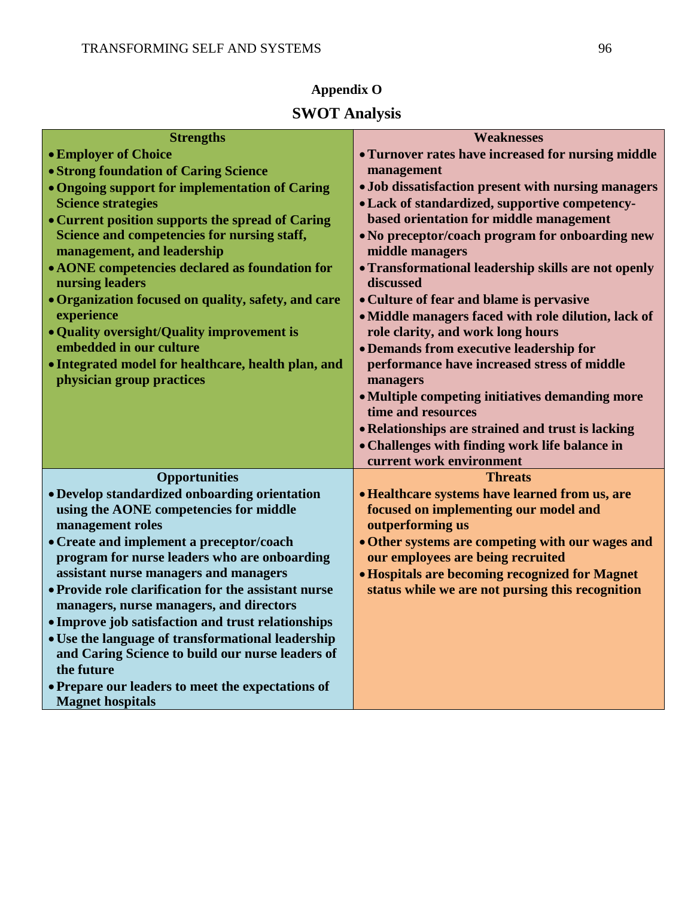## Appendix O

## SWOT Analysis

| Strengths | Weaknesses |
|---|---|
| • **Employer of Choice**<br>• **Strong foundation of Caring Science**<br>• **Ongoing support for implementation of Caring Science strategies**<br>• **Current position supports the spread of Caring Science and competencies for nursing staff, management, and leadership**<br>• **AONE competencies declared as foundation for nursing leaders**<br>• **Organization focused on quality, safety, and care experience**<br>• **Quality oversight/Quality improvement is embedded in our culture**<br>• **Integrated model for healthcare, health plan, and physician group practices** | • **Turnover rates have increased for nursing middle management**<br>• **Job dissatisfaction present with nursing managers**<br>• **Lack of standardized, supportive competency-based orientation for middle management**<br>• **No preceptor/coach program for onboarding new middle managers**<br>• **Transformational leadership skills are not openly discussed**<br>• **Culture of fear and blame is pervasive**<br>• **Middle managers faced with role dilution, lack of role clarity, and work long hours**<br>• **Demands from executive leadership for performance have increased stress of middle managers**<br>• **Multiple competing initiatives demanding more time and resources**<br>• **Relationships are strained and trust is lacking**<br>• **Challenges with finding work life balance in current work environment** |
| **Opportunities** | **Threats** |
| • **Develop standardized onboarding orientation using the AONE competencies for middle management roles**<br>• **Create and implement a preceptor/coach program for nurse leaders who are onboarding assistant nurse managers and managers**<br>• **Provide role clarification for the assistant nurse managers, nurse managers, and directors**<br>• **Improve job satisfaction and trust relationships**<br>• **Use the language of transformational leadership and Caring Science to build our nurse leaders of the future**<br>• **Prepare our leaders to meet the expectations of Magnet hospitals** | • **Healthcare systems have learned from us, are focused on implementing our model and outperforming us**<br>• **Other systems are competing with our wages and our employees are being recruited**<br>• **Hospitals are becoming recognized for Magnet status while we are not pursing this recognition** |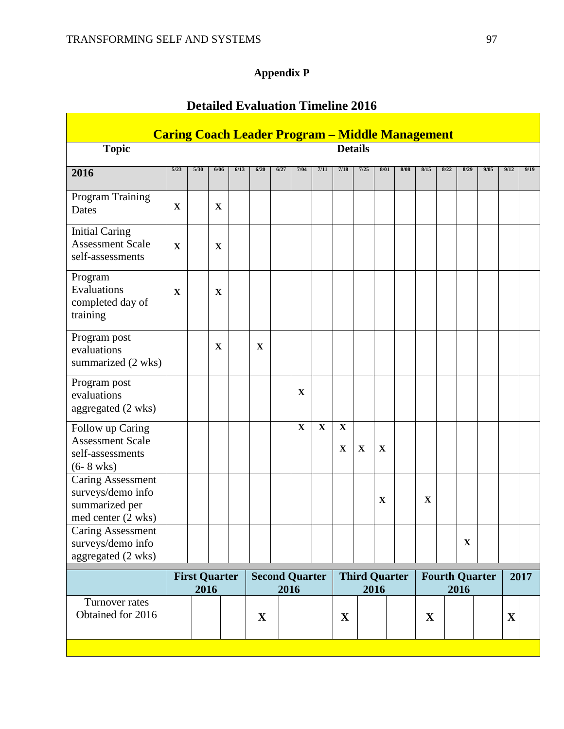## Appendix P

### Detailed Evaluation Timeline 2016

| **Caring Coach Leader Program – Middle Management** | | | | | | | | | | | | | | | | | | |
|---|---|---|---|---|---|---|---|---|---|---|---|---|---|---|---|---|---|---|
| **Topic** | **Details** | | | | | | | | | | | | | | | | | |
| **2016** | 5/23 | 5/30 | 6/06 | 6/13 | 6/20 | 6/27 | 7/04 | 7/11 | 7/18 | 7/25 | 8/01 | 8/08 | 8/15 | 8/22 | 8/29 | 9/05 | 9/12 | 9/19 |
| Program Training Dates | X | | X | | | | | | | | | | | | | | | |
| Initial Caring Assessment Scale self-assessments | X | | X | | | | | | | | | | | | | | | |
| Program Evaluations completed day of training | X | | X | | | | | | | | | | | | | | | |
| Program post evaluations summarized (2 wks) | | | X | | X | | | | | | | | | | | | | |
| Program post evaluations aggregated (2 wks) | | | | | | | X | | | | | | | | | | | |
| Follow up Caring Assessment Scale self-assessments (6- 8 wks) | | | | | | | X | X | X X | X | X | | | | | | | |
| Caring Assessment surveys/demo info summarized per med center (2 wks) | | | | | | | | | | | X | | X | | | | | |
| Caring Assessment surveys/demo info aggregated (2 wks) | | | | | | | | | | | | | | | X | | | |

| | **First Quarter 2016** | | | **Second Quarter 2016** | | | **Third Quarter 2016** | | | **Fourth Quarter 2016** | | | **2017** | |
|---|---|---|---|---|---|---|---|---|---|---|---|---|---|---|
| Turnover rates Obtained for 2016 | | | | X | | | X | | | X | | | X | |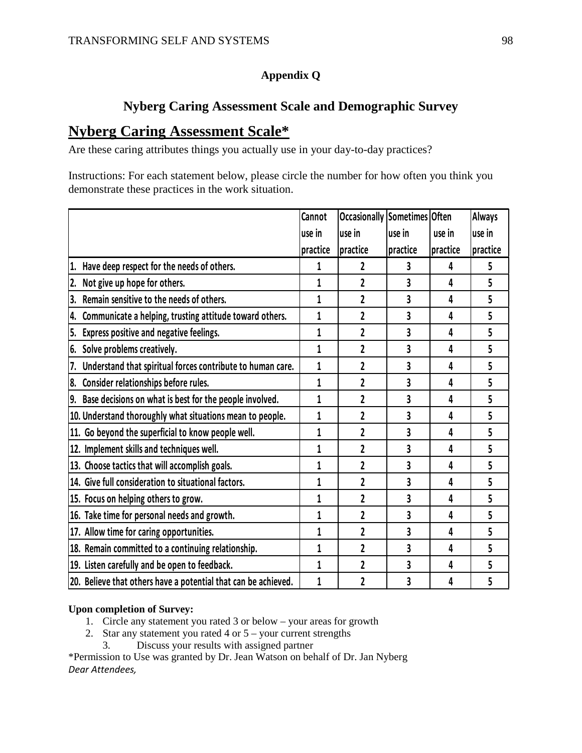**Appendix Q**

## Nyberg Caring Assessment Scale and Demographic Survey

# Nyberg Caring Assessment Scale*

Are these caring attributes things you actually use in your day-to-day practices?

Instructions: For each statement below, please circle the number for how often you think you demonstrate these practices in the work situation.

| | Cannot use in practice | Occasionally use in practice | Sometimes use in practice | Often use in practice | Always use in practice |
|---|---|---|---|---|---|
| 1. Have deep respect for the needs of others. | 1 | 2 | 3 | 4 | 5 |
| 2. Not give up hope for others. | 1 | 2 | 3 | 4 | 5 |
| 3. Remain sensitive to the needs of others. | 1 | 2 | 3 | 4 | 5 |
| 4. Communicate a helping, trusting attitude toward others. | 1 | 2 | 3 | 4 | 5 |
| 5. Express positive and negative feelings. | 1 | 2 | 3 | 4 | 5 |
| 6. Solve problems creatively. | 1 | 2 | 3 | 4 | 5 |
| 7. Understand that spiritual forces contribute to human care. | 1 | 2 | 3 | 4 | 5 |
| 8. Consider relationships before rules. | 1 | 2 | 3 | 4 | 5 |
| 9. Base decisions on what is best for the people involved. | 1 | 2 | 3 | 4 | 5 |
| 10. Understand thoroughly what situations mean to people. | 1 | 2 | 3 | 4 | 5 |
| 11. Go beyond the superficial to know people well. | 1 | 2 | 3 | 4 | 5 |
| 12. Implement skills and techniques well. | 1 | 2 | 3 | 4 | 5 |
| 13. Choose tactics that will accomplish goals. | 1 | 2 | 3 | 4 | 5 |
| 14. Give full consideration to situational factors. | 1 | 2 | 3 | 4 | 5 |
| 15. Focus on helping others to grow. | 1 | 2 | 3 | 4 | 5 |
| 16. Take time for personal needs and growth. | 1 | 2 | 3 | 4 | 5 |
| 17. Allow time for caring opportunities. | 1 | 2 | 3 | 4 | 5 |
| 18. Remain committed to a continuing relationship. | 1 | 2 | 3 | 4 | 5 |
| 19. Listen carefully and be open to feedback. | 1 | 2 | 3 | 4 | 5 |
| 20. Believe that others have a potential that can be achieved. | 1 | 2 | 3 | 4 | 5 |

**Upon completion of Survey:**

1. Circle any statement you rated 3 or below – your areas for growth
2. Star any statement you rated 4 or 5 – your current strengths
3. Discuss your results with assigned partner

*Permission to Use was granted by Dr. Jean Watson on behalf of Dr. Jan Nyberg

*Dear Attendees,*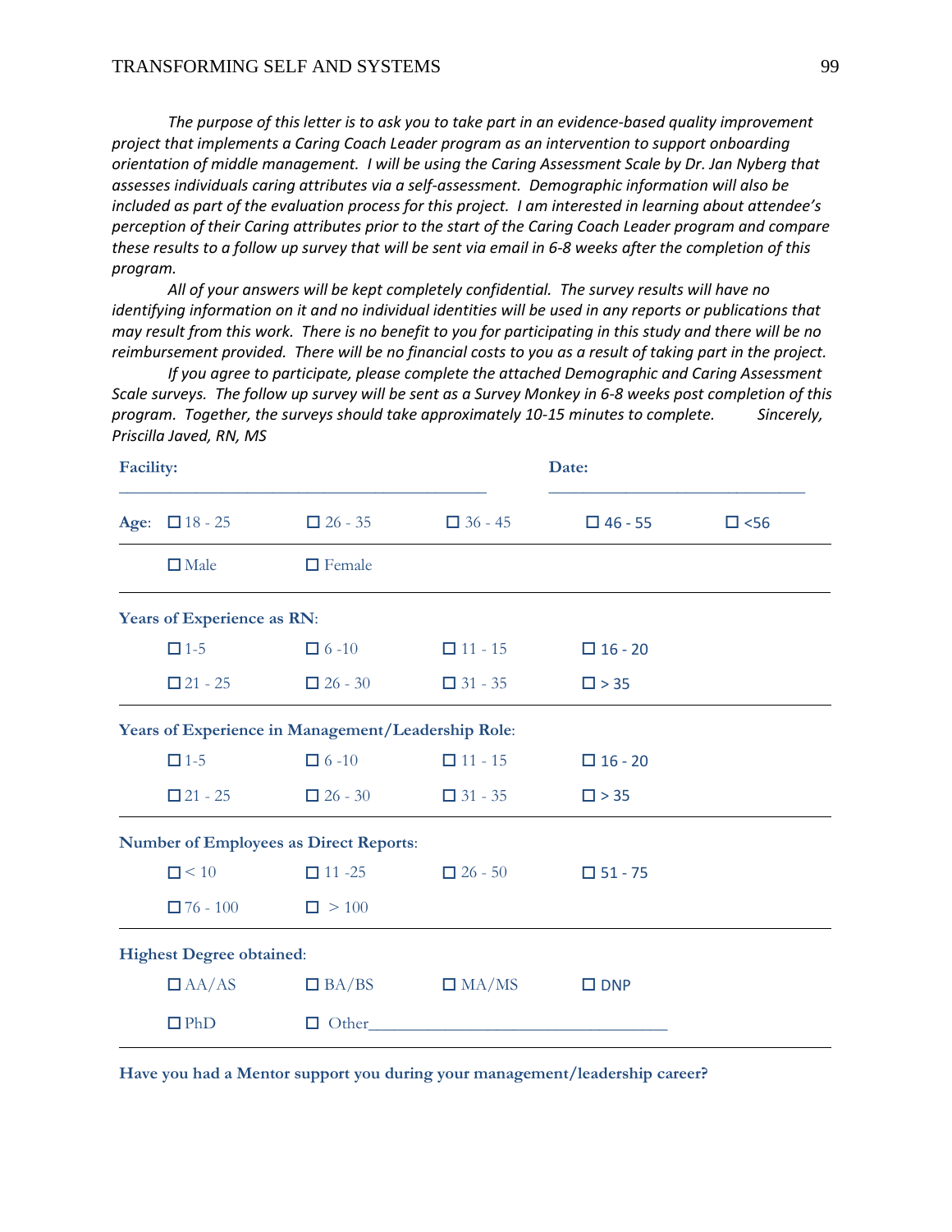*The purpose of this letter is to ask you to take part in an evidence-based quality improvement project that implements a Caring Coach Leader program as an intervention to support onboarding orientation of middle management. I will be using the Caring Assessment Scale by Dr. Jan Nyberg that assesses individuals caring attributes via a self-assessment. Demographic information will also be included as part of the evaluation process for this project. I am interested in learning about attendee's perception of their Caring attributes prior to the start of the Caring Coach Leader program and compare these results to a follow up survey that will be sent via email in 6-8 weeks after the completion of this program.*

*All of your answers will be kept completely confidential. The survey results will have no identifying information on it and no individual identities will be used in any reports or publications that may result from this work. There is no benefit to you for participating in this study and there will be no reimbursement provided. There will be no financial costs to you as a result of taking part in the project.*

*If you agree to participate, please complete the attached Demographic and Caring Assessment Scale surveys. The follow up survey will be sent as a Survey Monkey in 6-8 weeks post completion of this program. Together, the surveys should take approximately 10-15 minutes to complete. Sincerely, Priscilla Javed, RN, MS*

**Facility:** ________________________________________ **Date:** ____________________________

**Age:** ☐ 18 - 25 ☐ 26 - 35 ☐ 36 - 45 ☐ 46 - 55 ☐ <56

☐ Male ☐ Female

**Years of Experience as RN:**

☐ 1-5 ☐ 6 -10 ☐ 11 - 15 ☐ 16 - 20

☐ 21 - 25 ☐ 26 - 30 ☐ 31 - 35 ☐ > 35

**Years of Experience in Management/Leadership Role:**

☐ 1-5 ☐ 6 -10 ☐ 11 - 15 ☐ 16 - 20

☐ 21 - 25 ☐ 26 - 30 ☐ 31 - 35 ☐ > 35

**Number of Employees as Direct Reports:**

☐ < 10 ☐ 11 -25 ☐ 26 - 50 ☐ 51 - 75

☐ 76 - 100 ☐ > 100

**Highest Degree obtained:**

☐ AA/AS ☐ BA/BS ☐ MA/MS ☐ DNP

☐ PhD ☐ Other___________________________________

**Have you had a Mentor support you during your management/leadership career?**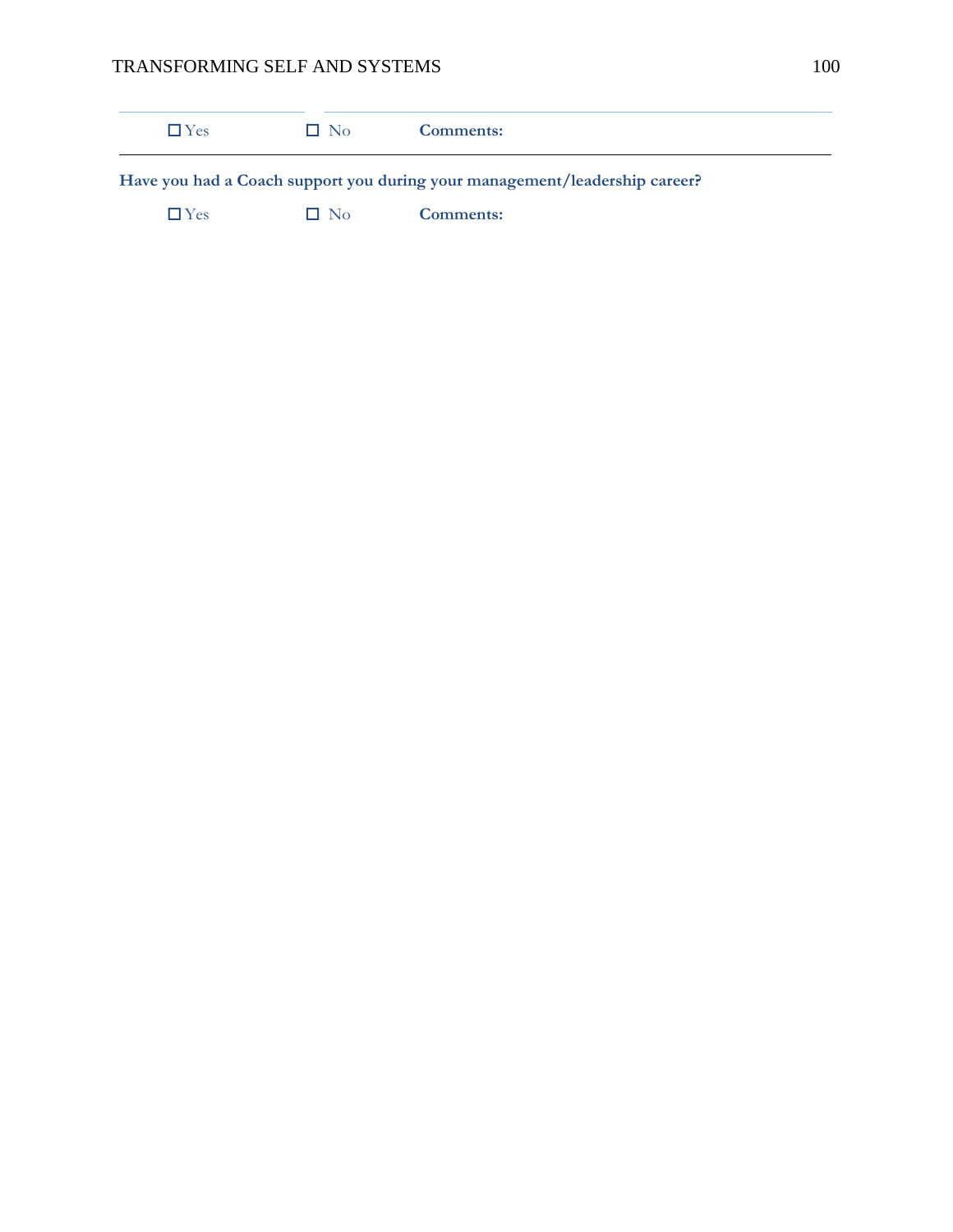☐ Yes ☐ No **Comments:**

---

**Have you had a Coach support you during your management/leadership career?**

☐ Yes ☐ No **Comments:**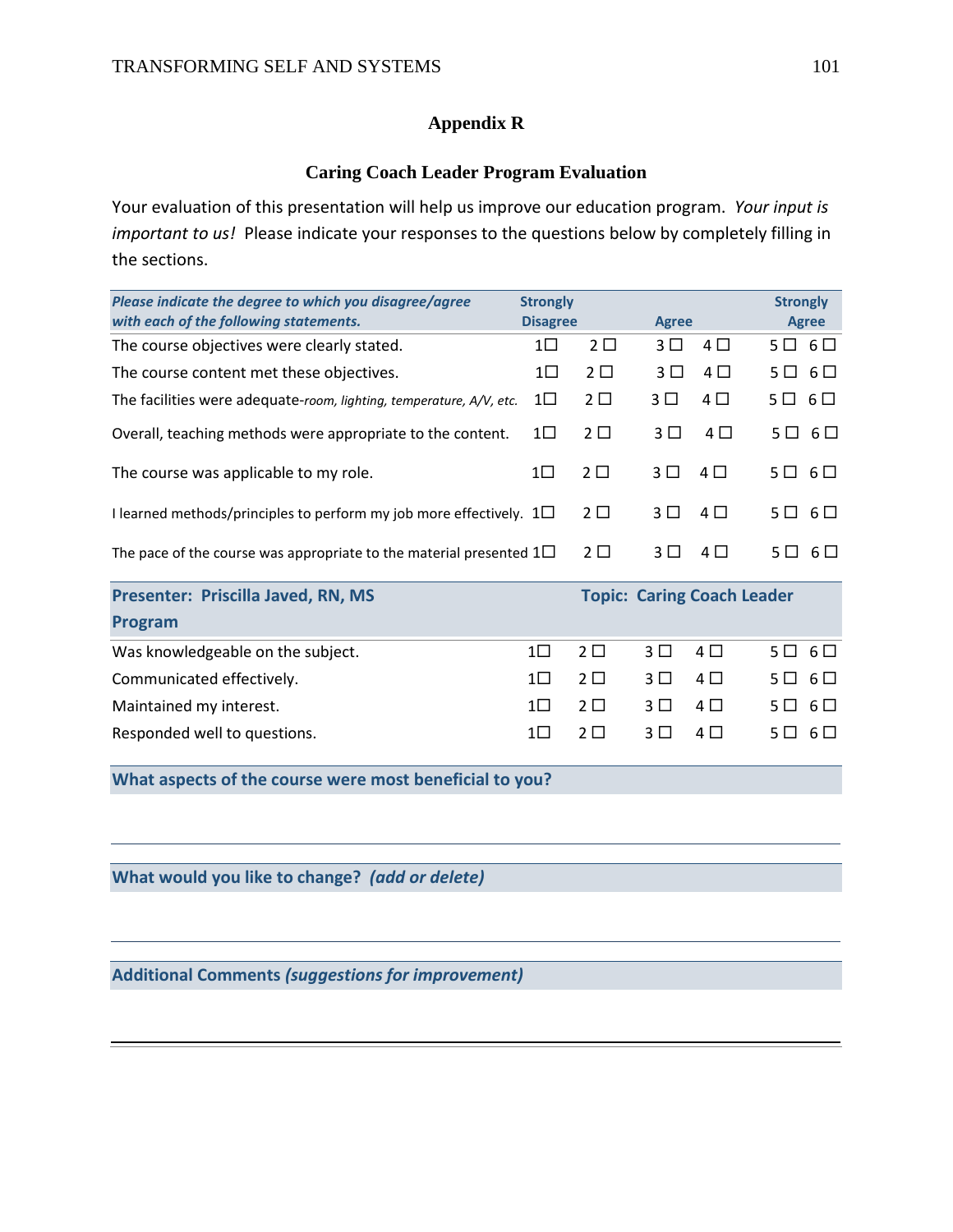## Appendix R

### Caring Coach Leader Program Evaluation

Your evaluation of this presentation will help us improve our education program. *Your input is important to us!* Please indicate your responses to the questions below by completely filling in the sections.

| ***Please indicate the degree to which you disagree/agree with each of the following statements.*** | **Strongly Disagree** | | **Agree** | | **Strongly Agree** | |
|---|---|---|---|---|---|---|
| The course objectives were clearly stated. | 1☐ | 2 ☐ | 3 ☐ | 4 ☐ | 5 ☐ | 6 ☐ |
| The course content met these objectives. | 1☐ | 2 ☐ | 3 ☐ | 4 ☐ | 5 ☐ | 6 ☐ |
| The facilities were adequate-*room, lighting, temperature, A/V, etc.* | 1☐ | 2 ☐ | 3 ☐ | 4 ☐ | 5 ☐ | 6 ☐ |
| Overall, teaching methods were appropriate to the content. | 1☐ | 2 ☐ | 3 ☐ | 4 ☐ | 5 ☐ | 6 ☐ |
| The course was applicable to my role. | 1☐ | 2 ☐ | 3 ☐ | 4 ☐ | 5 ☐ | 6 ☐ |
| I learned methods/principles to perform my job more effectively. | 1☐ | 2 ☐ | 3 ☐ | 4 ☐ | 5 ☐ | 6 ☐ |
| The pace of the course was appropriate to the material presented | 1☐ | 2 ☐ | 3 ☐ | 4 ☐ | 5 ☐ | 6 ☐ |

| **Presenter: Priscilla Javed, RN, MS** | **Topic: Caring Coach Leader Program** | | | | | |
|---|---|---|---|---|---|---|
| Was knowledgeable on the subject. | 1☐ | 2 ☐ | 3 ☐ | 4 ☐ | 5 ☐ | 6 ☐ |
| Communicated effectively. | 1☐ | 2 ☐ | 3 ☐ | 4 ☐ | 5 ☐ | 6 ☐ |
| Maintained my interest. | 1☐ | 2 ☐ | 3 ☐ | 4 ☐ | 5 ☐ | 6 ☐ |
| Responded well to questions. | 1☐ | 2 ☐ | 3 ☐ | 4 ☐ | 5 ☐ | 6 ☐ |

**What aspects of the course were most beneficial to you?**

---

**What would you like to change? *(add or delete)***

---

**Additional Comments *(suggestions for improvement)***

---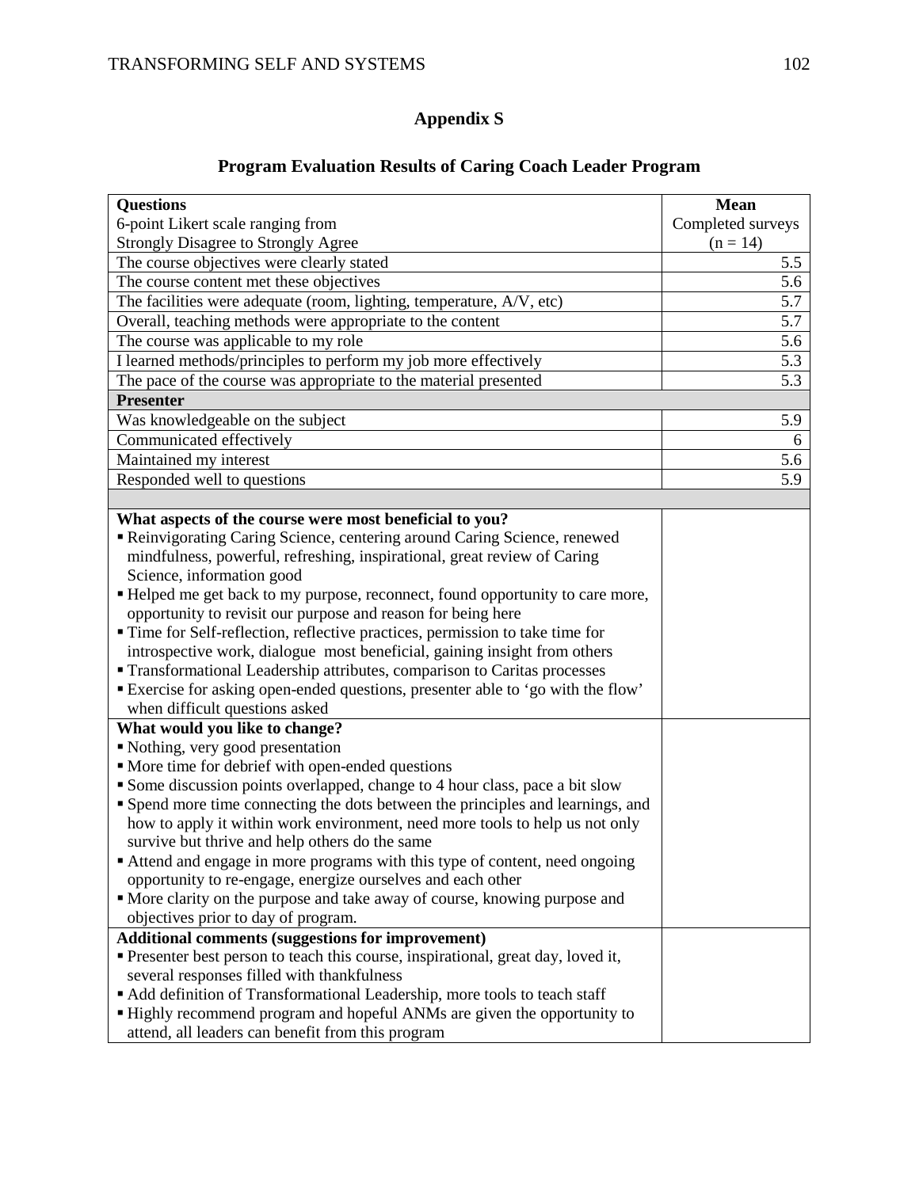## Appendix S

## Program Evaluation Results of Caring Coach Leader Program

| **Questions**<br>6-point Likert scale ranging from<br>Strongly Disagree to Strongly Agree | **Mean**<br>Completed surveys<br>(n = 14) |
|---|---|
| The course objectives were clearly stated | 5.5 |
| The course content met these objectives | 5.6 |
| The facilities were adequate (room, lighting, temperature, A/V, etc) | 5.7 |
| Overall, teaching methods were appropriate to the content | 5.7 |
| The course was applicable to my role | 5.6 |
| I learned methods/principles to perform my job more effectively | 5.3 |
| The pace of the course was appropriate to the material presented | 5.3 |
| **Presenter** | |
| Was knowledgeable on the subject | 5.9 |
| Communicated effectively | 6 |
| Maintained my interest | 5.6 |
| Responded well to questions | 5.9 |
| | |
| **What aspects of the course were most beneficial to you?**<br>▪ Reinvigorating Caring Science, centering around Caring Science, renewed mindfulness, powerful, refreshing, inspirational, great review of Caring Science, information good<br>▪ Helped me get back to my purpose, reconnect, found opportunity to care more, opportunity to revisit our purpose and reason for being here<br>▪ Time for Self-reflection, reflective practices, permission to take time for introspective work, dialogue most beneficial, gaining insight from others<br>▪ Transformational Leadership attributes, comparison to Caritas processes<br>▪ Exercise for asking open-ended questions, presenter able to 'go with the flow' when difficult questions asked | |
| **What would you like to change?**<br>▪ Nothing, very good presentation<br>▪ More time for debrief with open-ended questions<br>▪ Some discussion points overlapped, change to 4 hour class, pace a bit slow<br>▪ Spend more time connecting the dots between the principles and learnings, and how to apply it within work environment, need more tools to help us not only survive but thrive and help others do the same<br>▪ Attend and engage in more programs with this type of content, need ongoing opportunity to re-engage, energize ourselves and each other<br>▪ More clarity on the purpose and take away of course, knowing purpose and objectives prior to day of program. | |
| **Additional comments (suggestions for improvement)**<br>▪ Presenter best person to teach this course, inspirational, great day, loved it, several responses filled with thankfulness<br>▪ Add definition of Transformational Leadership, more tools to teach staff<br>▪ Highly recommend program and hopeful ANMs are given the opportunity to attend, all leaders can benefit from this program | |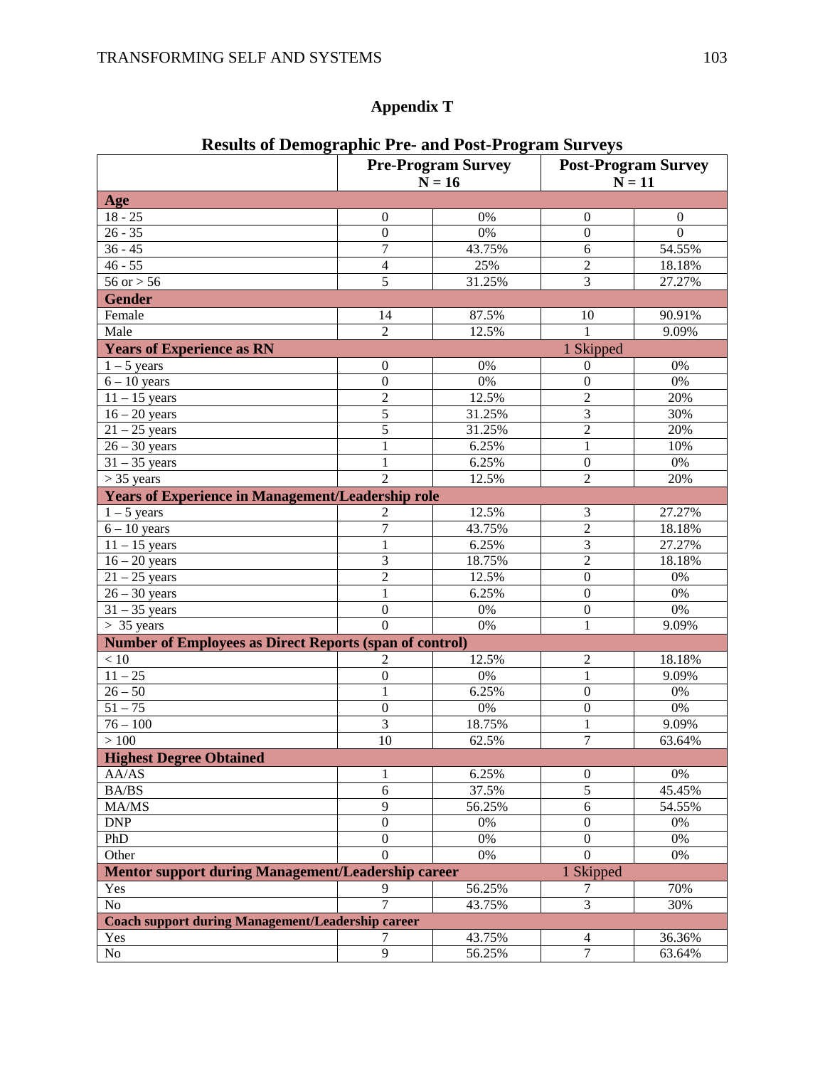# Appendix T

## Results of Demographic Pre- and Post-Program Surveys

| | Pre-Program Survey N = 16 | | Post-Program Survey N = 11 | |
|---|---|---|---|---|
| **Age** | | | | |
| 18 - 25 | 0 | 0% | 0 | 0 |
| 26 - 35 | 0 | 0% | 0 | 0 |
| 36 - 45 | 7 | 43.75% | 6 | 54.55% |
| 46 - 55 | 4 | 25% | 2 | 18.18% |
| 56 or > 56 | 5 | 31.25% | 3 | 27.27% |
| **Gender** | | | | |
| Female | 14 | 87.5% | 10 | 90.91% |
| Male | 2 | 12.5% | 1 | 9.09% |
| **Years of Experience as RN** | | | 1 Skipped | |
| 1 – 5 years | 0 | 0% | 0 | 0% |
| 6 – 10 years | 0 | 0% | 0 | 0% |
| 11 – 15 years | 2 | 12.5% | 2 | 20% |
| 16 – 20 years | 5 | 31.25% | 3 | 30% |
| 21 – 25 years | 5 | 31.25% | 2 | 20% |
| 26 – 30 years | 1 | 6.25% | 1 | 10% |
| 31 – 35 years | 1 | 6.25% | 0 | 0% |
| > 35 years | 2 | 12.5% | 2 | 20% |
| **Years of Experience in Management/Leadership role** | | | | |
| 1 – 5 years | 2 | 12.5% | 3 | 27.27% |
| 6 – 10 years | 7 | 43.75% | 2 | 18.18% |
| 11 – 15 years | 1 | 6.25% | 3 | 27.27% |
| 16 – 20 years | 3 | 18.75% | 2 | 18.18% |
| 21 – 25 years | 2 | 12.5% | 0 | 0% |
| 26 – 30 years | 1 | 6.25% | 0 | 0% |
| 31 – 35 years | 0 | 0% | 0 | 0% |
| > 35 years | 0 | 0% | 1 | 9.09% |
| **Number of Employees as Direct Reports (span of control)** | | | | |
| < 10 | 2 | 12.5% | 2 | 18.18% |
| 11 – 25 | 0 | 0% | 1 | 9.09% |
| 26 – 50 | 1 | 6.25% | 0 | 0% |
| 51 – 75 | 0 | 0% | 0 | 0% |
| 76 – 100 | 3 | 18.75% | 1 | 9.09% |
| > 100 | 10 | 62.5% | 7 | 63.64% |
| **Highest Degree Obtained** | | | | |
| AA/AS | 1 | 6.25% | 0 | 0% |
| BA/BS | 6 | 37.5% | 5 | 45.45% |
| MA/MS | 9 | 56.25% | 6 | 54.55% |
| DNP | 0 | 0% | 0 | 0% |
| PhD | 0 | 0% | 0 | 0% |
| Other | 0 | 0% | 0 | 0% |
| **Mentor support during Management/Leadership career** | | | 1 Skipped | |
| Yes | 9 | 56.25% | 7 | 70% |
| No | 7 | 43.75% | 3 | 30% |
| **Coach support during Management/Leadership career** | | | | |
| Yes | 7 | 43.75% | 4 | 36.36% |
| No | 9 | 56.25% | 7 | 63.64% |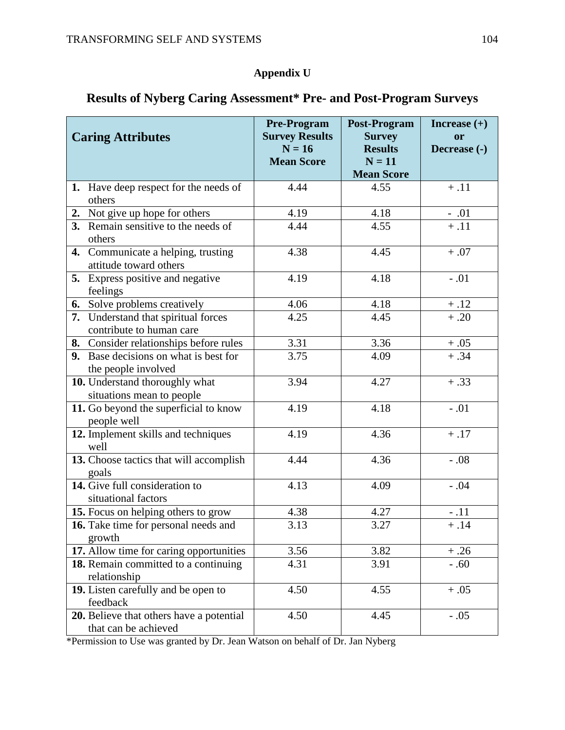## Appendix U

## Results of Nyberg Caring Assessment* Pre- and Post-Program Surveys

| Caring Attributes | Pre-Program Survey Results N = 16 Mean Score | Post-Program Survey Results N = 11 Mean Score | Increase (+) or Decrease (-) |
|---|---|---|---|
| **1.** Have deep respect for the needs of others | 4.44 | 4.55 | + .11 |
| **2.** Not give up hope for others | 4.19 | 4.18 | - .01 |
| **3.** Remain sensitive to the needs of others | 4.44 | 4.55 | + .11 |
| **4.** Communicate a helping, trusting attitude toward others | 4.38 | 4.45 | + .07 |
| **5.** Express positive and negative feelings | 4.19 | 4.18 | - .01 |
| **6.** Solve problems creatively | 4.06 | 4.18 | + .12 |
| **7.** Understand that spiritual forces contribute to human care | 4.25 | 4.45 | + .20 |
| **8.** Consider relationships before rules | 3.31 | 3.36 | + .05 |
| **9.** Base decisions on what is best for the people involved | 3.75 | 4.09 | + .34 |
| **10.** Understand thoroughly what situations mean to people | 3.94 | 4.27 | + .33 |
| **11.** Go beyond the superficial to know people well | 4.19 | 4.18 | - .01 |
| **12.** Implement skills and techniques well | 4.19 | 4.36 | + .17 |
| **13.** Choose tactics that will accomplish goals | 4.44 | 4.36 | - .08 |
| **14.** Give full consideration to situational factors | 4.13 | 4.09 | - .04 |
| **15.** Focus on helping others to grow | 4.38 | 4.27 | - .11 |
| **16.** Take time for personal needs and growth | 3.13 | 3.27 | + .14 |
| **17.** Allow time for caring opportunities | 3.56 | 3.82 | + .26 |
| **18.** Remain committed to a continuing relationship | 4.31 | 3.91 | - .60 |
| **19.** Listen carefully and be open to feedback | 4.50 | 4.55 | + .05 |
| **20.** Believe that others have a potential that can be achieved | 4.50 | 4.45 | - .05 |

*Permission to Use was granted by Dr. Jean Watson on behalf of Dr. Jan Nyberg